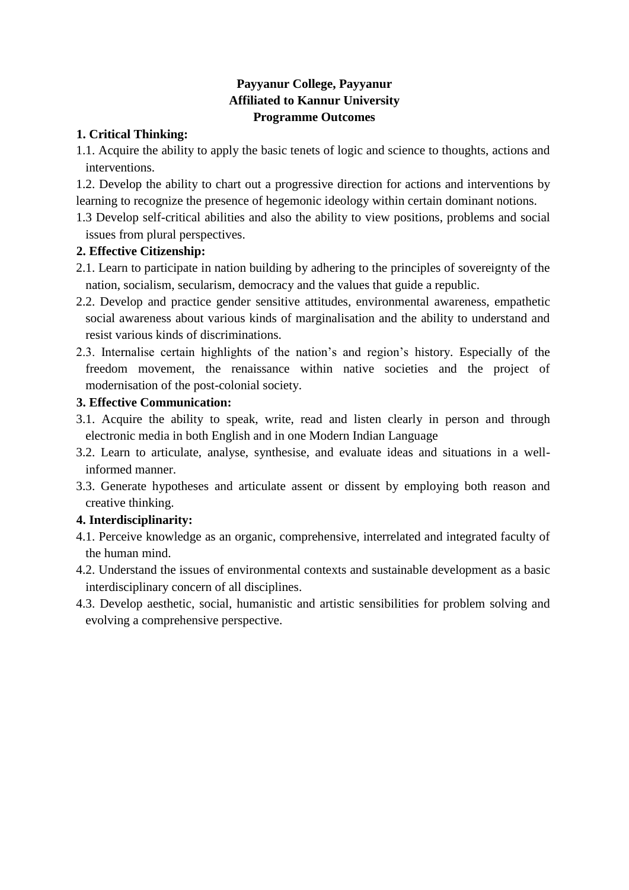**Payyanur College, Payyanur**
**Affiliated to Kannur University**
**Programme Outcomes**

**1. Critical Thinking:**

1.1. Acquire the ability to apply the basic tenets of logic and science to thoughts, actions and interventions.

1.2. Develop the ability to chart out a progressive direction for actions and interventions by learning to recognize the presence of hegemonic ideology within certain dominant notions.

1.3 Develop self-critical abilities and also the ability to view positions, problems and social issues from plural perspectives.

**2. Effective Citizenship:**

2.1. Learn to participate in nation building by adhering to the principles of sovereignty of the nation, socialism, secularism, democracy and the values that guide a republic.

2.2. Develop and practice gender sensitive attitudes, environmental awareness, empathetic social awareness about various kinds of marginalisation and the ability to understand and resist various kinds of discriminations.

2.3. Internalise certain highlights of the nation's and region's history. Especially of the freedom movement, the renaissance within native societies and the project of modernisation of the post-colonial society.

**3. Effective Communication:**

3.1. Acquire the ability to speak, write, read and listen clearly in person and through electronic media in both English and in one Modern Indian Language

3.2. Learn to articulate, analyse, synthesise, and evaluate ideas and situations in a well-informed manner.

3.3. Generate hypotheses and articulate assent or dissent by employing both reason and creative thinking.

**4. Interdisciplinarity:**

4.1. Perceive knowledge as an organic, comprehensive, interrelated and integrated faculty of the human mind.

4.2. Understand the issues of environmental contexts and sustainable development as a basic interdisciplinary concern of all disciplines.

4.3. Develop aesthetic, social, humanistic and artistic sensibilities for problem solving and evolving a comprehensive perspective.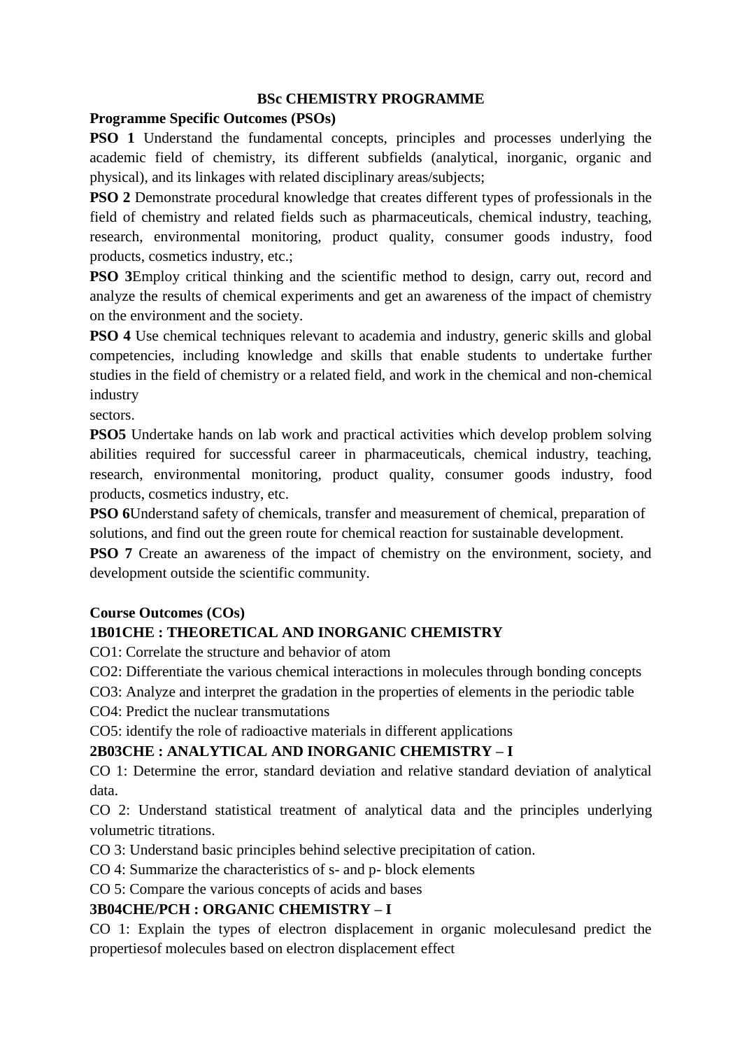# BSc CHEMISTRY PROGRAMME

## Programme Specific Outcomes (PSOs)

**PSO 1** Understand the fundamental concepts, principles and processes underlying the academic field of chemistry, its different subfields (analytical, inorganic, organic and physical), and its linkages with related disciplinary areas/subjects;

**PSO 2** Demonstrate procedural knowledge that creates different types of professionals in the field of chemistry and related fields such as pharmaceuticals, chemical industry, teaching, research, environmental monitoring, product quality, consumer goods industry, food products, cosmetics industry, etc.;

**PSO 3**Employ critical thinking and the scientific method to design, carry out, record and analyze the results of chemical experiments and get an awareness of the impact of chemistry on the environment and the society.

**PSO 4** Use chemical techniques relevant to academia and industry, generic skills and global competencies, including knowledge and skills that enable students to undertake further studies in the field of chemistry or a related field, and work in the chemical and non-chemical industry
sectors.

**PSO5** Undertake hands on lab work and practical activities which develop problem solving abilities required for successful career in pharmaceuticals, chemical industry, teaching, research, environmental monitoring, product quality, consumer goods industry, food products, cosmetics industry, etc.

**PSO 6**Understand safety of chemicals, transfer and measurement of chemical, preparation of solutions, and find out the green route for chemical reaction for sustainable development.

**PSO 7** Create an awareness of the impact of chemistry on the environment, society, and development outside the scientific community.

## Course Outcomes (COs)

### 1B01CHE : THEORETICAL AND INORGANIC CHEMISTRY

CO1: Correlate the structure and behavior of atom

CO2: Differentiate the various chemical interactions in molecules through bonding concepts

CO3: Analyze and interpret the gradation in the properties of elements in the periodic table

CO4: Predict the nuclear transmutations

CO5: identify the role of radioactive materials in different applications

### 2B03CHE : ANALYTICAL AND INORGANIC CHEMISTRY – I

CO 1: Determine the error, standard deviation and relative standard deviation of analytical data.

CO 2: Understand statistical treatment of analytical data and the principles underlying volumetric titrations.

CO 3: Understand basic principles behind selective precipitation of cation.

CO 4: Summarize the characteristics of s- and p- block elements

CO 5: Compare the various concepts of acids and bases

### 3B04CHE/PCH : ORGANIC CHEMISTRY – I

CO 1: Explain the types of electron displacement in organic moleculesand predict the propertiesof molecules based on electron displacement effect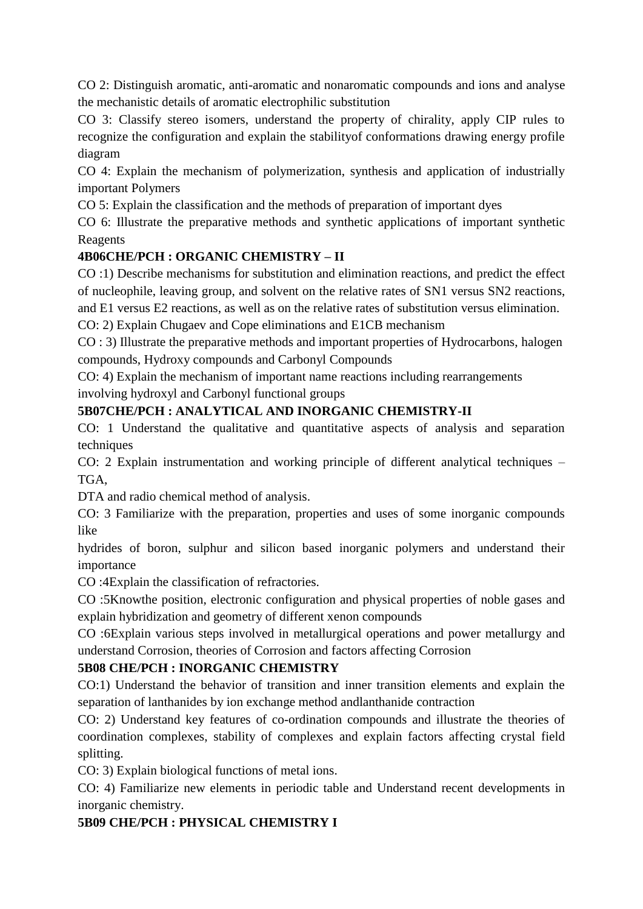CO 2: Distinguish aromatic, anti-aromatic and nonaromatic compounds and ions and analyse the mechanistic details of aromatic electrophilic substitution

CO 3: Classify stereo isomers, understand the property of chirality, apply CIP rules to recognize the configuration and explain the stabilityof conformations drawing energy profile diagram

CO 4: Explain the mechanism of polymerization, synthesis and application of industrially important Polymers

CO 5: Explain the classification and the methods of preparation of important dyes

CO 6: Illustrate the preparative methods and synthetic applications of important synthetic Reagents

**4B06CHE/PCH : ORGANIC CHEMISTRY – II**

CO :1) Describe mechanisms for substitution and elimination reactions, and predict the effect of nucleophile, leaving group, and solvent on the relative rates of SN1 versus SN2 reactions, and E1 versus E2 reactions, as well as on the relative rates of substitution versus elimination.

CO: 2) Explain Chugaev and Cope eliminations and E1CB mechanism

CO : 3) Illustrate the preparative methods and important properties of Hydrocarbons, halogen compounds, Hydroxy compounds and Carbonyl Compounds

CO: 4) Explain the mechanism of important name reactions including rearrangements involving hydroxyl and Carbonyl functional groups

**5B07CHE/PCH : ANALYTICAL AND INORGANIC CHEMISTRY-II**

CO: 1 Understand the qualitative and quantitative aspects of analysis and separation techniques

CO: 2 Explain instrumentation and working principle of different analytical techniques – TGA,

DTA and radio chemical method of analysis.

CO: 3 Familiarize with the preparation, properties and uses of some inorganic compounds like

hydrides of boron, sulphur and silicon based inorganic polymers and understand their importance

CO :4Explain the classification of refractories.

CO :5Knowthe position, electronic configuration and physical properties of noble gases and explain hybridization and geometry of different xenon compounds

CO :6Explain various steps involved in metallurgical operations and power metallurgy and understand Corrosion, theories of Corrosion and factors affecting Corrosion

**5B08 CHE/PCH : INORGANIC CHEMISTRY**

CO:1) Understand the behavior of transition and inner transition elements and explain the separation of lanthanides by ion exchange method andlanthanide contraction

CO: 2) Understand key features of co-ordination compounds and illustrate the theories of coordination complexes, stability of complexes and explain factors affecting crystal field splitting.

CO: 3) Explain biological functions of metal ions.

CO: 4) Familiarize new elements in periodic table and Understand recent developments in inorganic chemistry.

**5B09 CHE/PCH : PHYSICAL CHEMISTRY I**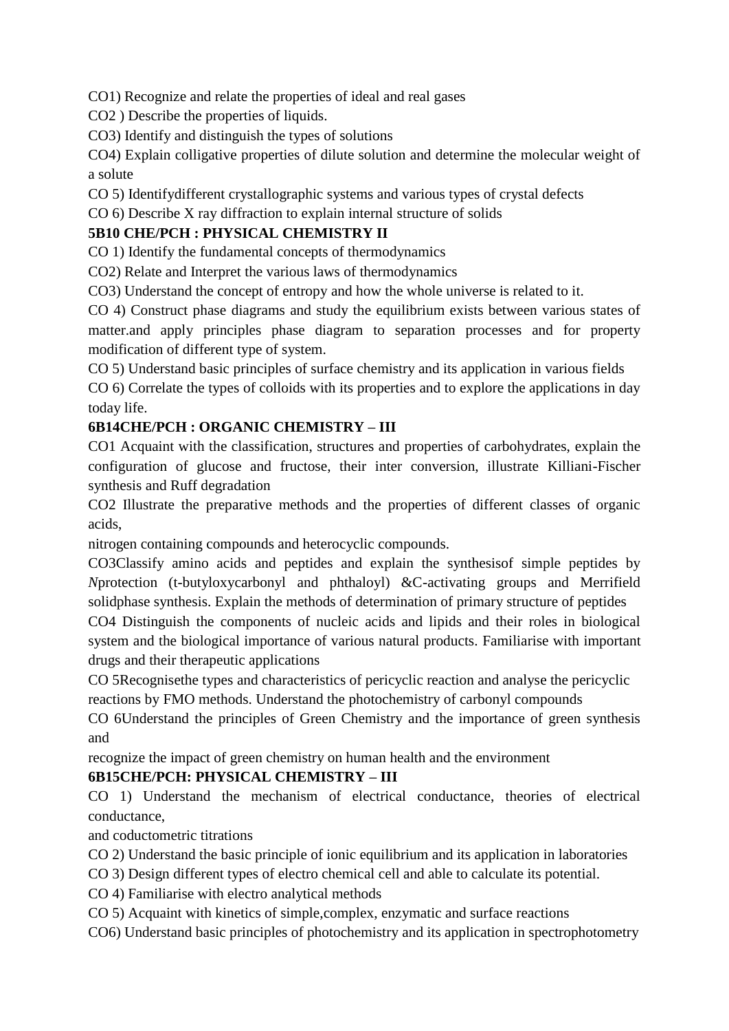CO1) Recognize and relate the properties of ideal and real gases

CO2 ) Describe the properties of liquids.

CO3) Identify and distinguish the types of solutions

CO4) Explain colligative properties of dilute solution and determine the molecular weight of a solute

CO 5) Identifydifferent crystallographic systems and various types of crystal defects

CO 6) Describe X ray diffraction to explain internal structure of solids

**5B10 CHE/PCH : PHYSICAL CHEMISTRY II**

CO 1) Identify the fundamental concepts of thermodynamics

CO2) Relate and Interpret the various laws of thermodynamics

CO3) Understand the concept of entropy and how the whole universe is related to it.

CO 4) Construct phase diagrams and study the equilibrium exists between various states of matter.and apply principles phase diagram to separation processes and for property modification of different type of system.

CO 5) Understand basic principles of surface chemistry and its application in various fields

CO 6) Correlate the types of colloids with its properties and to explore the applications in day today life.

**6B14CHE/PCH : ORGANIC CHEMISTRY – III**

CO1 Acquaint with the classification, structures and properties of carbohydrates, explain the configuration of glucose and fructose, their inter conversion, illustrate Killiani-Fischer synthesis and Ruff degradation

CO2 Illustrate the preparative methods and the properties of different classes of organic acids,

nitrogen containing compounds and heterocyclic compounds.

CO3Classify amino acids and peptides and explain the synthesisof simple peptides by *N*protection (t-butyloxycarbonyl and phthaloyl) &C-activating groups and Merrifield solidphase synthesis. Explain the methods of determination of primary structure of peptides

CO4 Distinguish the components of nucleic acids and lipids and their roles in biological system and the biological importance of various natural products. Familiarise with important drugs and their therapeutic applications

CO 5Recognisethe types and characteristics of pericyclic reaction and analyse the pericyclic reactions by FMO methods. Understand the photochemistry of carbonyl compounds

CO 6Understand the principles of Green Chemistry and the importance of green synthesis and

recognize the impact of green chemistry on human health and the environment

**6B15CHE/PCH: PHYSICAL CHEMISTRY – III**

CO 1) Understand the mechanism of electrical conductance, theories of electrical conductance,

and coductometric titrations

CO 2) Understand the basic principle of ionic equilibrium and its application in laboratories

CO 3) Design different types of electro chemical cell and able to calculate its potential.

CO 4) Familiarise with electro analytical methods

CO 5) Acquaint with kinetics of simple,complex, enzymatic and surface reactions

CO6) Understand basic principles of photochemistry and its application in spectrophotometry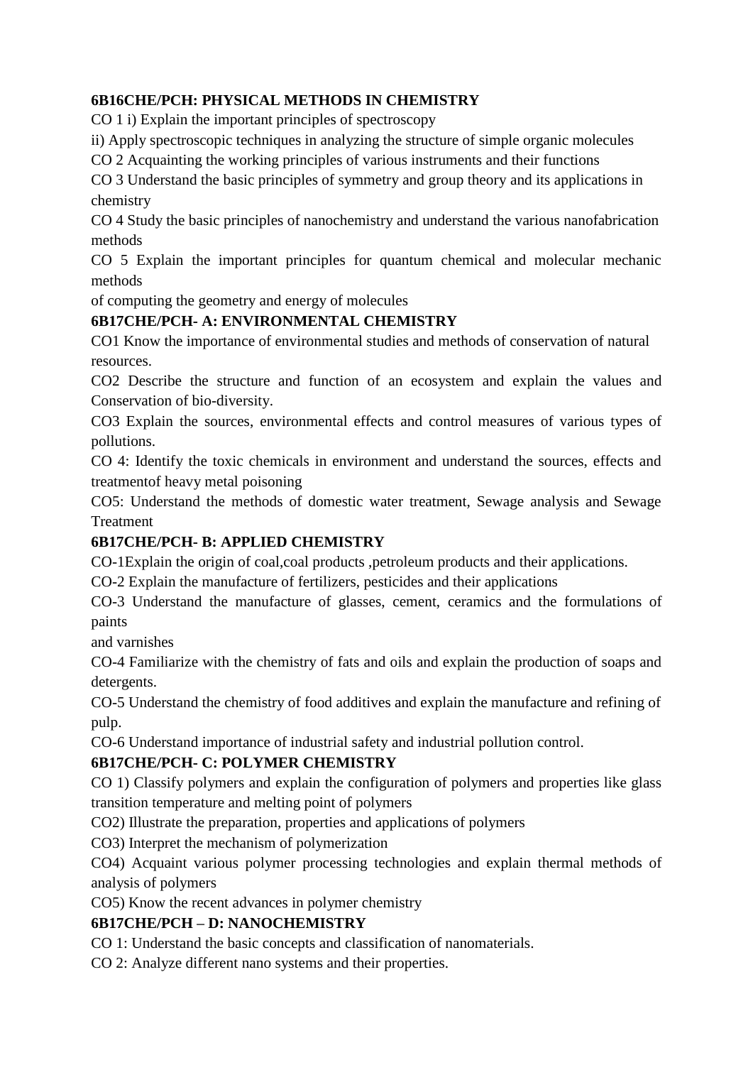**6B16CHE/PCH: PHYSICAL METHODS IN CHEMISTRY**

CO 1 i) Explain the important principles of spectroscopy

ii) Apply spectroscopic techniques in analyzing the structure of simple organic molecules

CO 2 Acquainting the working principles of various instruments and their functions

CO 3 Understand the basic principles of symmetry and group theory and its applications in chemistry

CO 4 Study the basic principles of nanochemistry and understand the various nanofabrication methods

CO 5 Explain the important principles for quantum chemical and molecular mechanic methods
of computing the geometry and energy of molecules

**6B17CHE/PCH- A: ENVIRONMENTAL CHEMISTRY**

CO1 Know the importance of environmental studies and methods of conservation of natural resources.

CO2 Describe the structure and function of an ecosystem and explain the values and Conservation of bio-diversity.

CO3 Explain the sources, environmental effects and control measures of various types of pollutions.

CO 4: Identify the toxic chemicals in environment and understand the sources, effects and treatmentof heavy metal poisoning

CO5: Understand the methods of domestic water treatment, Sewage analysis and Sewage Treatment

**6B17CHE/PCH- B: APPLIED CHEMISTRY**

CO-1Explain the origin of coal,coal products ,petroleum products and their applications.

CO-2 Explain the manufacture of fertilizers, pesticides and their applications

CO-3 Understand the manufacture of glasses, cement, ceramics and the formulations of paints
and varnishes

CO-4 Familiarize with the chemistry of fats and oils and explain the production of soaps and detergents.

CO-5 Understand the chemistry of food additives and explain the manufacture and refining of pulp.

CO-6 Understand importance of industrial safety and industrial pollution control.

**6B17CHE/PCH- C: POLYMER CHEMISTRY**

CO 1) Classify polymers and explain the configuration of polymers and properties like glass transition temperature and melting point of polymers

CO2) Illustrate the preparation, properties and applications of polymers

CO3) Interpret the mechanism of polymerization

CO4) Acquaint various polymer processing technologies and explain thermal methods of analysis of polymers

CO5) Know the recent advances in polymer chemistry

**6B17CHE/PCH – D: NANOCHEMISTRY**

CO 1: Understand the basic concepts and classification of nanomaterials.

CO 2: Analyze different nano systems and their properties.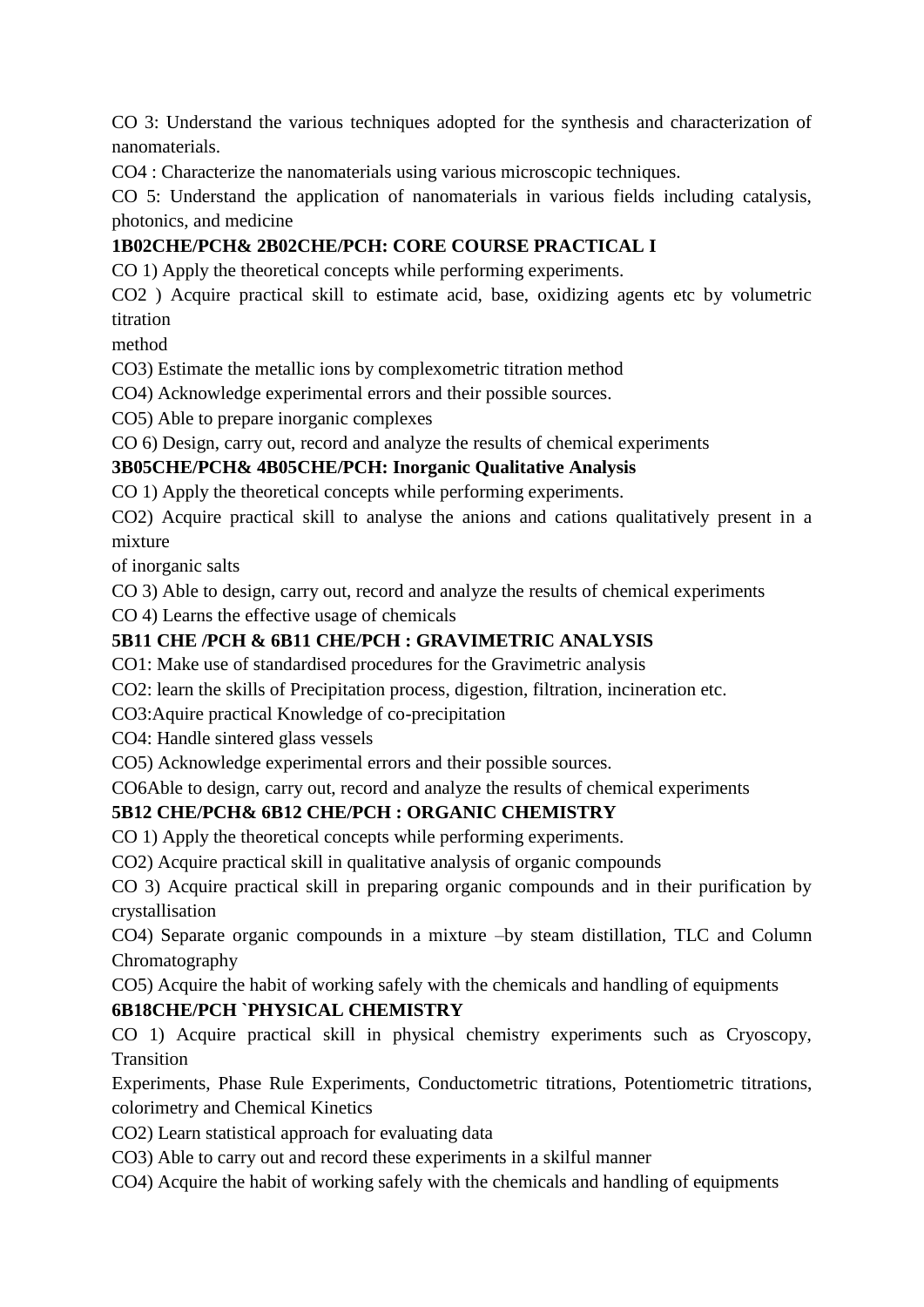CO 3: Understand the various techniques adopted for the synthesis and characterization of nanomaterials.

CO4 : Characterize the nanomaterials using various microscopic techniques.

CO 5: Understand the application of nanomaterials in various fields including catalysis, photonics, and medicine

**1B02CHE/PCH& 2B02CHE/PCH: CORE COURSE PRACTICAL I**

CO 1) Apply the theoretical concepts while performing experiments.

CO2 ) Acquire practical skill to estimate acid, base, oxidizing agents etc by volumetric titration method

CO3) Estimate the metallic ions by complexometric titration method

CO4) Acknowledge experimental errors and their possible sources.

CO5) Able to prepare inorganic complexes

CO 6) Design, carry out, record and analyze the results of chemical experiments

**3B05CHE/PCH& 4B05CHE/PCH: Inorganic Qualitative Analysis**

CO 1) Apply the theoretical concepts while performing experiments.

CO2) Acquire practical skill to analyse the anions and cations qualitatively present in a mixture of inorganic salts

CO 3) Able to design, carry out, record and analyze the results of chemical experiments

CO 4) Learns the effective usage of chemicals

**5B11 CHE /PCH & 6B11 CHE/PCH : GRAVIMETRIC ANALYSIS**

CO1: Make use of standardised procedures for the Gravimetric analysis

CO2: learn the skills of Precipitation process, digestion, filtration, incineration etc.

CO3:Aquire practical Knowledge of co-precipitation

CO4: Handle sintered glass vessels

CO5) Acknowledge experimental errors and their possible sources.

CO6Able to design, carry out, record and analyze the results of chemical experiments

**5B12 CHE/PCH& 6B12 CHE/PCH : ORGANIC CHEMISTRY**

CO 1) Apply the theoretical concepts while performing experiments.

CO2) Acquire practical skill in qualitative analysis of organic compounds

CO 3) Acquire practical skill in preparing organic compounds and in their purification by crystallisation

CO4) Separate organic compounds in a mixture –by steam distillation, TLC and Column Chromatography

CO5) Acquire the habit of working safely with the chemicals and handling of equipments

**6B18CHE/PCH `PHYSICAL CHEMISTRY**

CO 1) Acquire practical skill in physical chemistry experiments such as Cryoscopy, Transition Experiments, Phase Rule Experiments, Conductometric titrations, Potentiometric titrations, colorimetry and Chemical Kinetics

CO2) Learn statistical approach for evaluating data

CO3) Able to carry out and record these experiments in a skilful manner

CO4) Acquire the habit of working safely with the chemicals and handling of equipments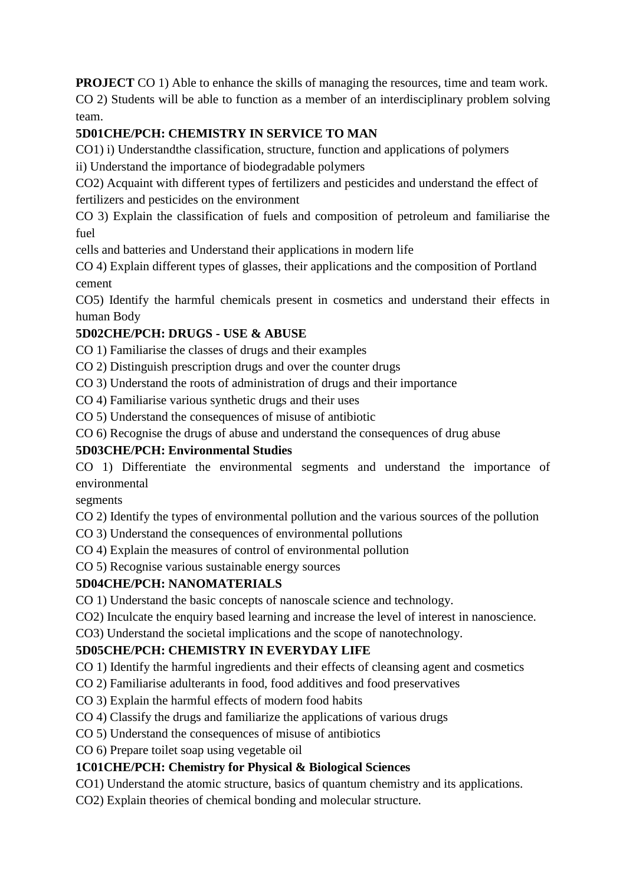**PROJECT** CO 1) Able to enhance the skills of managing the resources, time and team work.
CO 2) Students will be able to function as a member of an interdisciplinary problem solving team.

**5D01CHE/PCH: CHEMISTRY IN SERVICE TO MAN**

CO1) i) Understandthe classification, structure, function and applications of polymers
ii) Understand the importance of biodegradable polymers

CO2) Acquaint with different types of fertilizers and pesticides and understand the effect of fertilizers and pesticides on the environment

CO 3) Explain the classification of fuels and composition of petroleum and familiarise the fuel
cells and batteries and Understand their applications in modern life

CO 4) Explain different types of glasses, their applications and the composition of Portland cement

CO5) Identify the harmful chemicals present in cosmetics and understand their effects in human Body

**5D02CHE/PCH: DRUGS - USE & ABUSE**

CO 1) Familiarise the classes of drugs and their examples
CO 2) Distinguish prescription drugs and over the counter drugs
CO 3) Understand the roots of administration of drugs and their importance
CO 4) Familiarise various synthetic drugs and their uses
CO 5) Understand the consequences of misuse of antibiotic
CO 6) Recognise the drugs of abuse and understand the consequences of drug abuse

**5D03CHE/PCH: Environmental Studies**

CO 1) Differentiate the environmental segments and understand the importance of environmental
segments
CO 2) Identify the types of environmental pollution and the various sources of the pollution
CO 3) Understand the consequences of environmental pollutions
CO 4) Explain the measures of control of environmental pollution
CO 5) Recognise various sustainable energy sources

**5D04CHE/PCH: NANOMATERIALS**

CO 1) Understand the basic concepts of nanoscale science and technology.
CO2) Inculcate the enquiry based learning and increase the level of interest in nanoscience.
CO3) Understand the societal implications and the scope of nanotechnology.

**5D05CHE/PCH: CHEMISTRY IN EVERYDAY LIFE**

CO 1) Identify the harmful ingredients and their effects of cleansing agent and cosmetics
CO 2) Familiarise adulterants in food, food additives and food preservatives
CO 3) Explain the harmful effects of modern food habits
CO 4) Classify the drugs and familiarize the applications of various drugs
CO 5) Understand the consequences of misuse of antibiotics
CO 6) Prepare toilet soap using vegetable oil

**1C01CHE/PCH: Chemistry for Physical & Biological Sciences**

CO1) Understand the atomic structure, basics of quantum chemistry and its applications.
CO2) Explain theories of chemical bonding and molecular structure.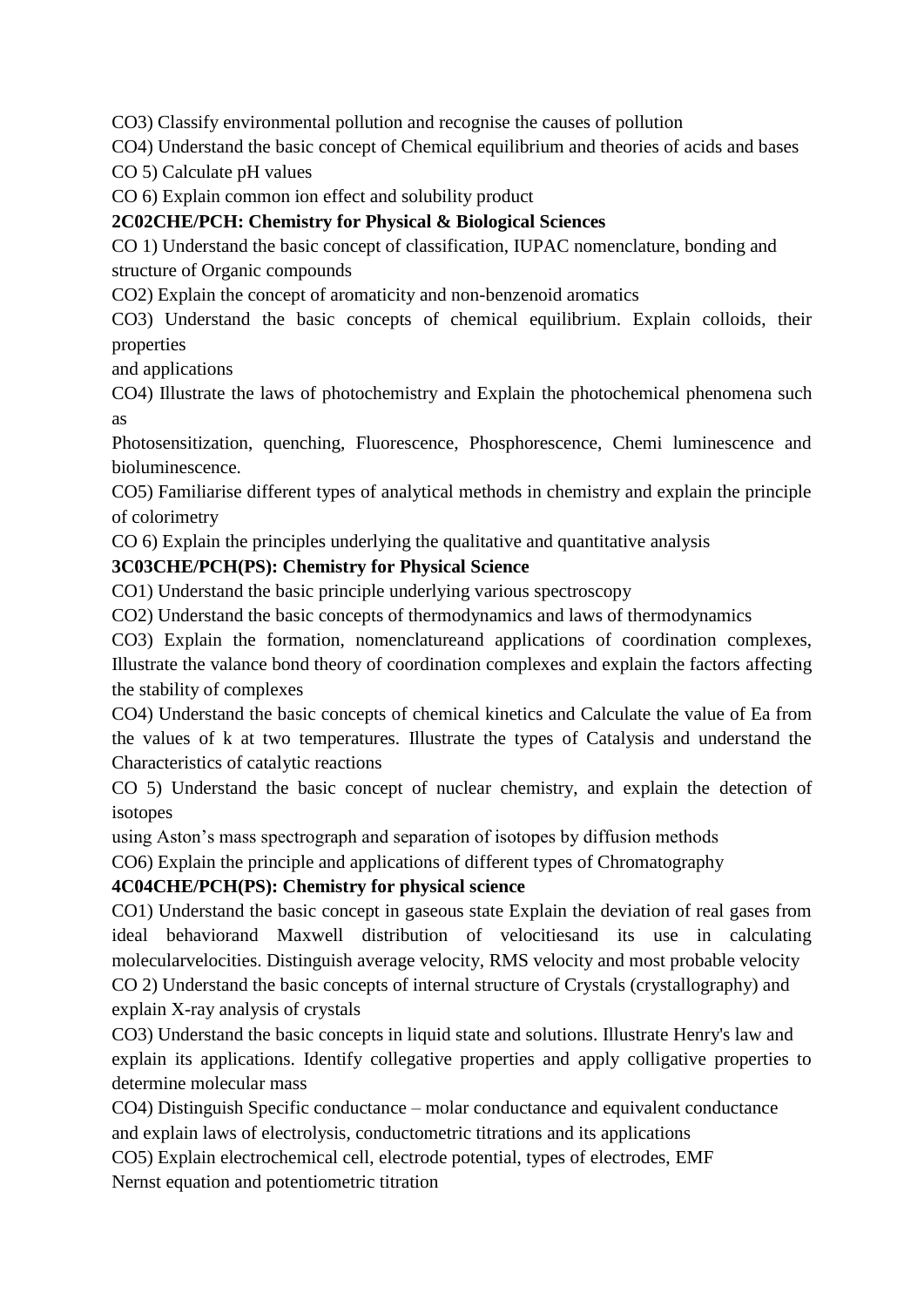CO3) Classify environmental pollution and recognise the causes of pollution

CO4) Understand the basic concept of Chemical equilibrium and theories of acids and bases

CO 5) Calculate pH values

CO 6) Explain common ion effect and solubility product

**2C02CHE/PCH: Chemistry for Physical & Biological Sciences**

CO 1) Understand the basic concept of classification, IUPAC nomenclature, bonding and structure of Organic compounds

CO2) Explain the concept of aromaticity and non-benzenoid aromatics

CO3) Understand the basic concepts of chemical equilibrium. Explain colloids, their properties and applications

CO4) Illustrate the laws of photochemistry and Explain the photochemical phenomena such as Photosensitization, quenching, Fluorescence, Phosphorescence, Chemi luminescence and bioluminescence.

CO5) Familiarise different types of analytical methods in chemistry and explain the principle of colorimetry

CO 6) Explain the principles underlying the qualitative and quantitative analysis

**3C03CHE/PCH(PS): Chemistry for Physical Science**

CO1) Understand the basic principle underlying various spectroscopy

CO2) Understand the basic concepts of thermodynamics and laws of thermodynamics

CO3) Explain the formation, nomenclatureand applications of coordination complexes, Illustrate the valance bond theory of coordination complexes and explain the factors affecting the stability of complexes

CO4) Understand the basic concepts of chemical kinetics and Calculate the value of Ea from the values of k at two temperatures. Illustrate the types of Catalysis and understand the Characteristics of catalytic reactions

CO 5) Understand the basic concept of nuclear chemistry, and explain the detection of isotopes using Aston's mass spectrograph and separation of isotopes by diffusion methods

CO6) Explain the principle and applications of different types of Chromatography

**4C04CHE/PCH(PS): Chemistry for physical science**

CO1) Understand the basic concept in gaseous state Explain the deviation of real gases from ideal behaviorand Maxwell distribution of velocitiesand its use in calculating molecularvelocities. Distinguish average velocity, RMS velocity and most probable velocity

CO 2) Understand the basic concepts of internal structure of Crystals (crystallography) and explain X-ray analysis of crystals

CO3) Understand the basic concepts in liquid state and solutions. Illustrate Henry's law and explain its applications. Identify collegative properties and apply colligative properties to determine molecular mass

CO4) Distinguish Specific conductance – molar conductance and equivalent conductance and explain laws of electrolysis, conductometric titrations and its applications

CO5) Explain electrochemical cell, electrode potential, types of electrodes, EMF Nernst equation and potentiometric titration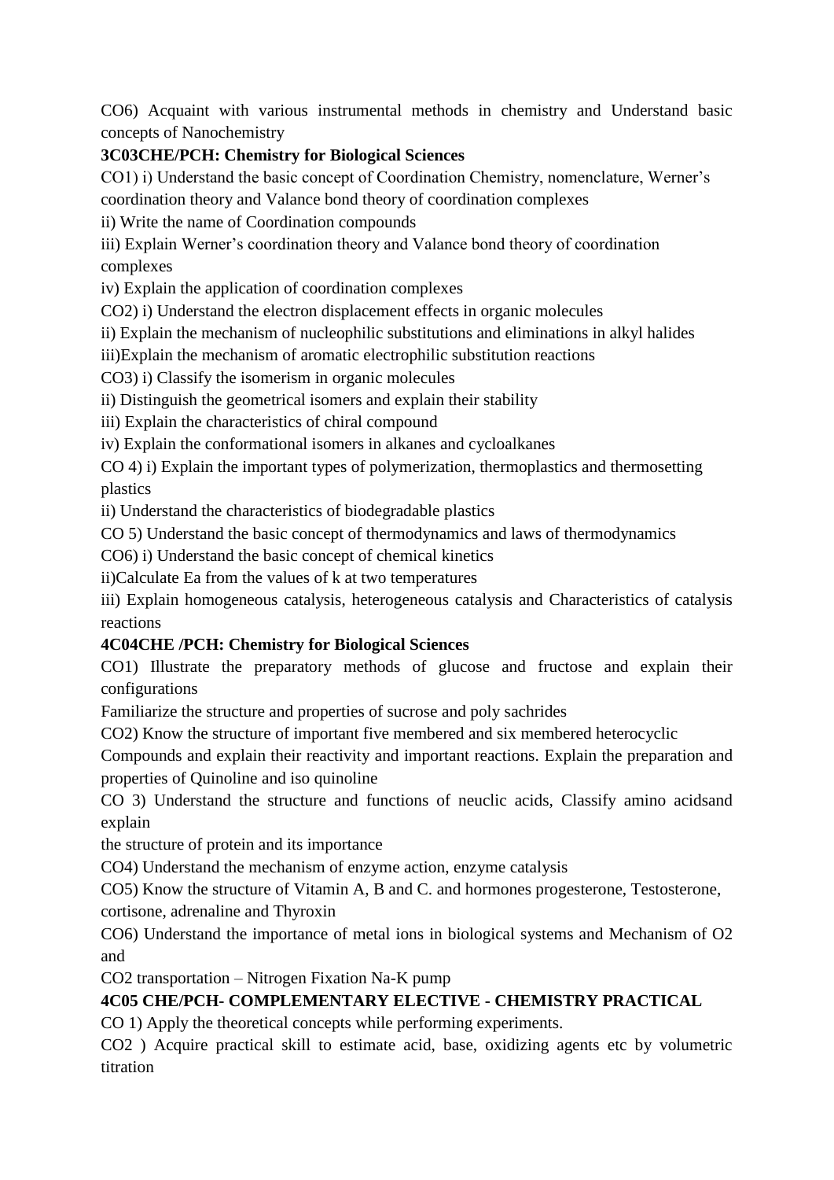CO6) Acquaint with various instrumental methods in chemistry and Understand basic concepts of Nanochemistry

**3C03CHE/PCH: Chemistry for Biological Sciences**

CO1) i) Understand the basic concept of Coordination Chemistry, nomenclature, Werner's coordination theory and Valance bond theory of coordination complexes

ii) Write the name of Coordination compounds

iii) Explain Werner's coordination theory and Valance bond theory of coordination complexes

iv) Explain the application of coordination complexes

CO2) i) Understand the electron displacement effects in organic molecules

ii) Explain the mechanism of nucleophilic substitutions and eliminations in alkyl halides

iii)Explain the mechanism of aromatic electrophilic substitution reactions

CO3) i) Classify the isomerism in organic molecules

ii) Distinguish the geometrical isomers and explain their stability

iii) Explain the characteristics of chiral compound

iv) Explain the conformational isomers in alkanes and cycloalkanes

CO 4) i) Explain the important types of polymerization, thermoplastics and thermosetting plastics

ii) Understand the characteristics of biodegradable plastics

CO 5) Understand the basic concept of thermodynamics and laws of thermodynamics

CO6) i) Understand the basic concept of chemical kinetics

ii)Calculate Ea from the values of k at two temperatures

iii) Explain homogeneous catalysis, heterogeneous catalysis and Characteristics of catalysis reactions

**4C04CHE /PCH: Chemistry for Biological Sciences**

CO1) Illustrate the preparatory methods of glucose and fructose and explain their configurations

Familiarize the structure and properties of sucrose and poly sachrides

CO2) Know the structure of important five membered and six membered heterocyclic Compounds and explain their reactivity and important reactions. Explain the preparation and properties of Quinoline and iso quinoline

CO 3) Understand the structure and functions of neuclic acids, Classify amino acidsand explain the structure of protein and its importance

CO4) Understand the mechanism of enzyme action, enzyme catalysis

CO5) Know the structure of Vitamin A, B and C. and hormones progesterone, Testosterone, cortisone, adrenaline and Thyroxin

CO6) Understand the importance of metal ions in biological systems and Mechanism of O2 and CO2 transportation – Nitrogen Fixation Na-K pump

**4C05 CHE/PCH- COMPLEMENTARY ELECTIVE - CHEMISTRY PRACTICAL**

CO 1) Apply the theoretical concepts while performing experiments.

CO2 ) Acquire practical skill to estimate acid, base, oxidizing agents etc by volumetric titration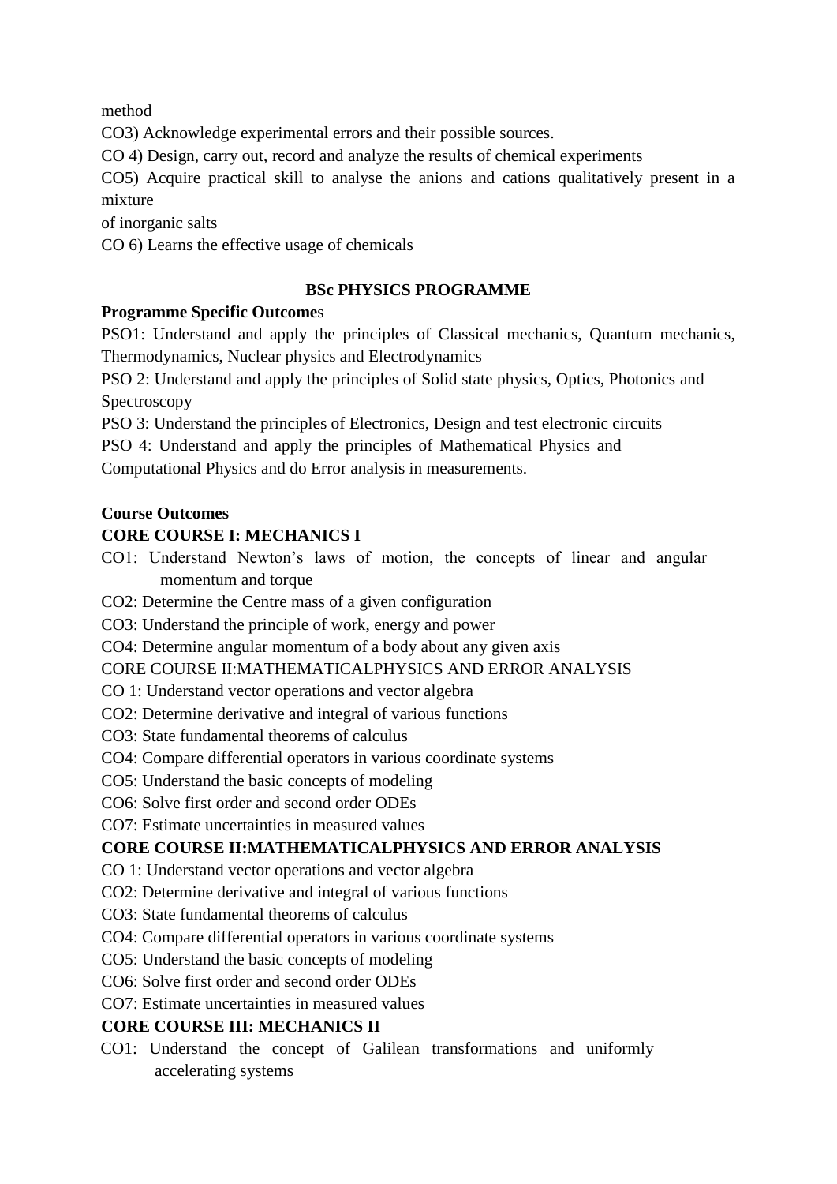method

CO3) Acknowledge experimental errors and their possible sources.

CO 4) Design, carry out, record and analyze the results of chemical experiments

CO5) Acquire practical skill to analyse the anions and cations qualitatively present in a mixture

of inorganic salts

CO 6) Learns the effective usage of chemicals

## BSc PHYSICS PROGRAMME

**Programme Specific Outcomes**

PSO1: Understand and apply the principles of Classical mechanics, Quantum mechanics, Thermodynamics, Nuclear physics and Electrodynamics

PSO 2: Understand and apply the principles of Solid state physics, Optics, Photonics and Spectroscopy

PSO 3: Understand the principles of Electronics, Design and test electronic circuits

PSO 4: Understand and apply the principles of Mathematical Physics and Computational Physics and do Error analysis in measurements.

**Course Outcomes**

**CORE COURSE I: MECHANICS I**

CO1: Understand Newton's laws of motion, the concepts of linear and angular momentum and torque

CO2: Determine the Centre mass of a given configuration

CO3: Understand the principle of work, energy and power

CO4: Determine angular momentum of a body about any given axis

CORE COURSE II:MATHEMATICALPHYSICS AND ERROR ANALYSIS

CO 1: Understand vector operations and vector algebra

CO2: Determine derivative and integral of various functions

CO3: State fundamental theorems of calculus

CO4: Compare differential operators in various coordinate systems

CO5: Understand the basic concepts of modeling

CO6: Solve first order and second order ODEs

CO7: Estimate uncertainties in measured values

**CORE COURSE II:MATHEMATICALPHYSICS AND ERROR ANALYSIS**

CO 1: Understand vector operations and vector algebra

CO2: Determine derivative and integral of various functions

CO3: State fundamental theorems of calculus

CO4: Compare differential operators in various coordinate systems

CO5: Understand the basic concepts of modeling

CO6: Solve first order and second order ODEs

CO7: Estimate uncertainties in measured values

**CORE COURSE III: MECHANICS II**

CO1: Understand the concept of Galilean transformations and uniformly accelerating systems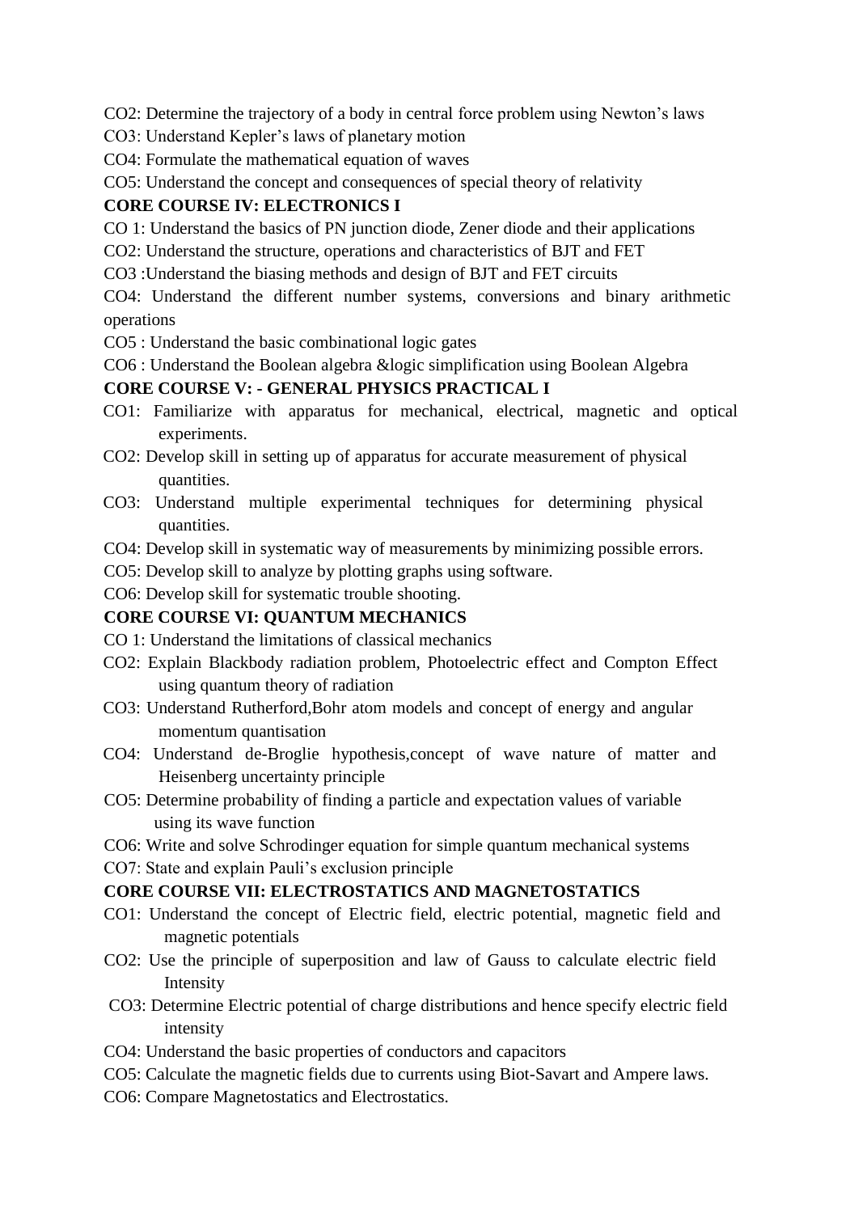CO2: Determine the trajectory of a body in central force problem using Newton's laws

CO3: Understand Kepler's laws of planetary motion

CO4: Formulate the mathematical equation of waves

CO5: Understand the concept and consequences of special theory of relativity

**CORE COURSE IV: ELECTRONICS I**

CO 1: Understand the basics of PN junction diode, Zener diode and their applications

CO2: Understand the structure, operations and characteristics of BJT and FET

CO3 :Understand the biasing methods and design of BJT and FET circuits

CO4: Understand the different number systems, conversions and binary arithmetic operations

CO5 : Understand the basic combinational logic gates

CO6 : Understand the Boolean algebra &logic simplification using Boolean Algebra

**CORE COURSE V: - GENERAL PHYSICS PRACTICAL I**

CO1: Familiarize with apparatus for mechanical, electrical, magnetic and optical experiments.

CO2: Develop skill in setting up of apparatus for accurate measurement of physical quantities.

CO3: Understand multiple experimental techniques for determining physical quantities.

CO4: Develop skill in systematic way of measurements by minimizing possible errors.

CO5: Develop skill to analyze by plotting graphs using software.

CO6: Develop skill for systematic trouble shooting.

**CORE COURSE VI: QUANTUM MECHANICS**

CO 1: Understand the limitations of classical mechanics

CO2: Explain Blackbody radiation problem, Photoelectric effect and Compton Effect using quantum theory of radiation

CO3: Understand Rutherford,Bohr atom models and concept of energy and angular momentum quantisation

CO4: Understand de-Broglie hypothesis,concept of wave nature of matter and Heisenberg uncertainty principle

CO5: Determine probability of finding a particle and expectation values of variable using its wave function

CO6: Write and solve Schrodinger equation for simple quantum mechanical systems

CO7: State and explain Pauli's exclusion principle

**CORE COURSE VII: ELECTROSTATICS AND MAGNETOSTATICS**

CO1: Understand the concept of Electric field, electric potential, magnetic field and magnetic potentials

CO2: Use the principle of superposition and law of Gauss to calculate electric field Intensity

CO3: Determine Electric potential of charge distributions and hence specify electric field intensity

CO4: Understand the basic properties of conductors and capacitors

CO5: Calculate the magnetic fields due to currents using Biot-Savart and Ampere laws.

CO6: Compare Magnetostatics and Electrostatics.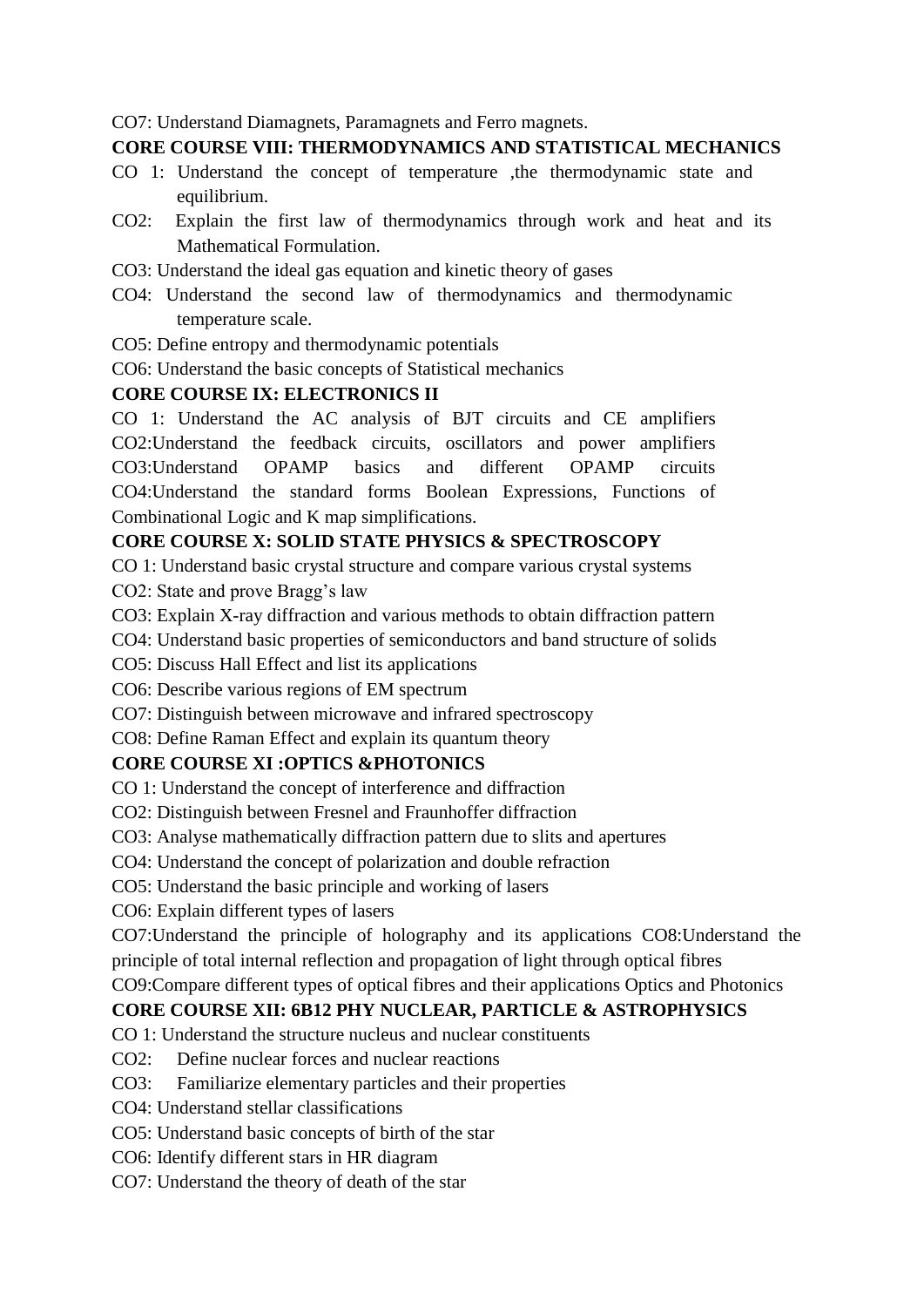CO7: Understand Diamagnets, Paramagnets and Ferro magnets.

**CORE COURSE VIII: THERMODYNAMICS AND STATISTICAL MECHANICS**

CO 1: Understand the concept of temperature ,the thermodynamic state and equilibrium.

CO2: Explain the first law of thermodynamics through work and heat and its Mathematical Formulation.

CO3: Understand the ideal gas equation and kinetic theory of gases

CO4: Understand the second law of thermodynamics and thermodynamic temperature scale.

CO5: Define entropy and thermodynamic potentials

CO6: Understand the basic concepts of Statistical mechanics

**CORE COURSE IX: ELECTRONICS II**

CO 1: Understand the AC analysis of BJT circuits and CE amplifiers
CO2:Understand the feedback circuits, oscillators and power amplifiers
CO3:Understand OPAMP basics and different OPAMP circuits
CO4:Understand the standard forms Boolean Expressions, Functions of Combinational Logic and K map simplifications.

**CORE COURSE X: SOLID STATE PHYSICS & SPECTROSCOPY**

CO 1: Understand basic crystal structure and compare various crystal systems

CO2: State and prove Bragg's law

CO3: Explain X-ray diffraction and various methods to obtain diffraction pattern

CO4: Understand basic properties of semiconductors and band structure of solids

CO5: Discuss Hall Effect and list its applications

CO6: Describe various regions of EM spectrum

CO7: Distinguish between microwave and infrared spectroscopy

CO8: Define Raman Effect and explain its quantum theory

**CORE COURSE XI :OPTICS &PHOTONICS**

CO 1: Understand the concept of interference and diffraction

CO2: Distinguish between Fresnel and Fraunhoffer diffraction

CO3: Analyse mathematically diffraction pattern due to slits and apertures

CO4: Understand the concept of polarization and double refraction

CO5: Understand the basic principle and working of lasers

CO6: Explain different types of lasers

CO7:Understand the principle of holography and its applications CO8:Understand the principle of total internal reflection and propagation of light through optical fibres

CO9:Compare different types of optical fibres and their applications Optics and Photonics

**CORE COURSE XII: 6B12 PHY NUCLEAR, PARTICLE & ASTROPHYSICS**

CO 1: Understand the structure nucleus and nuclear constituents

CO2: Define nuclear forces and nuclear reactions

CO3: Familiarize elementary particles and their properties

CO4: Understand stellar classifications

CO5: Understand basic concepts of birth of the star

CO6: Identify different stars in HR diagram

CO7: Understand the theory of death of the star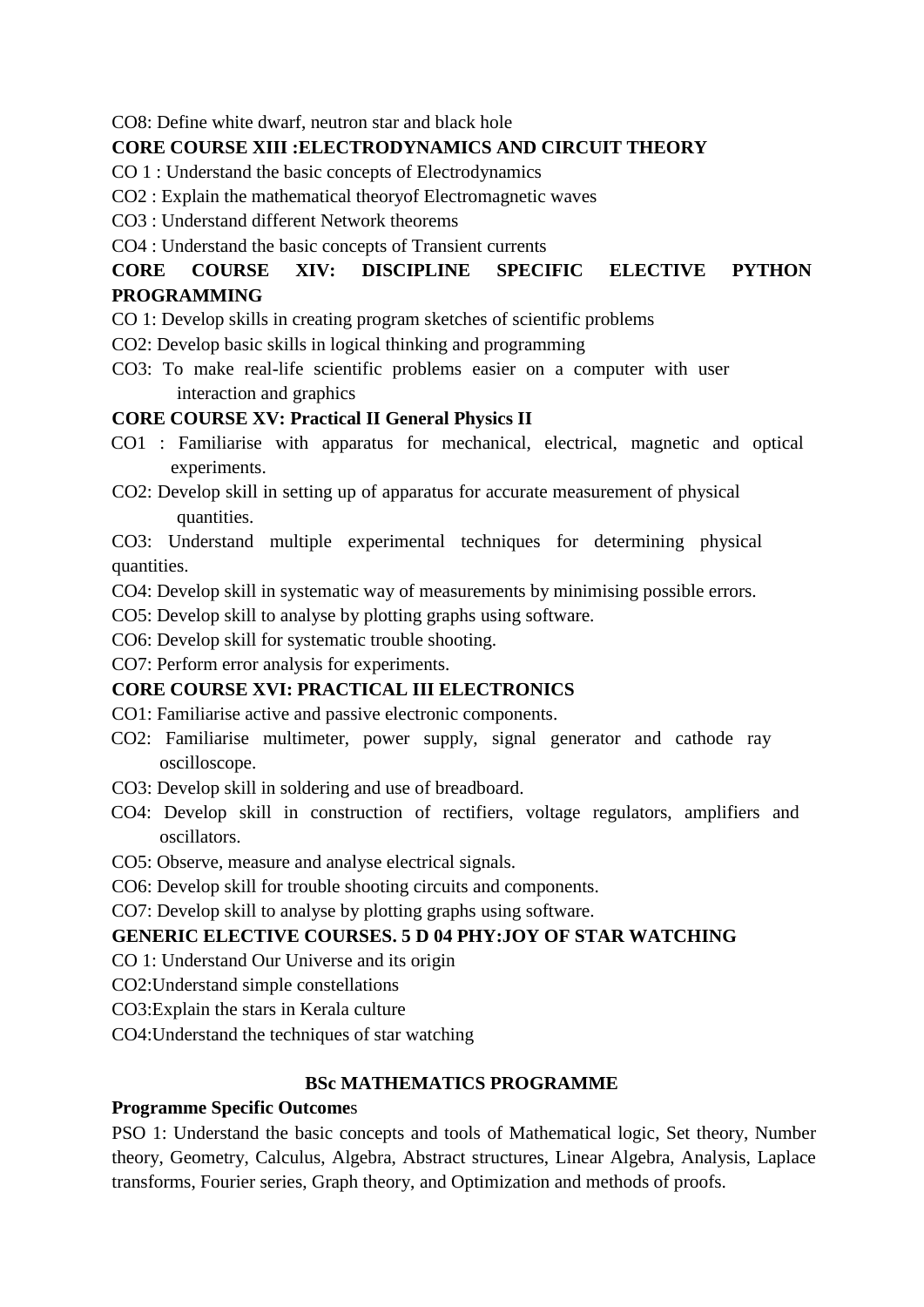CO8: Define white dwarf, neutron star and black hole

**CORE COURSE XIII :ELECTRODYNAMICS AND CIRCUIT THEORY**

CO 1 : Understand the basic concepts of Electrodynamics

CO2 : Explain the mathematical theoryof Electromagnetic waves

CO3 : Understand different Network theorems

CO4 : Understand the basic concepts of Transient currents

**CORE COURSE XIV: DISCIPLINE SPECIFIC ELECTIVE PYTHON PROGRAMMING**

CO 1: Develop skills in creating program sketches of scientific problems

CO2: Develop basic skills in logical thinking and programming

CO3: To make real-life scientific problems easier on a computer with user interaction and graphics

**CORE COURSE XV: Practical II General Physics II**

CO1 : Familiarise with apparatus for mechanical, electrical, magnetic and optical experiments.

CO2: Develop skill in setting up of apparatus for accurate measurement of physical quantities.

CO3: Understand multiple experimental techniques for determining physical quantities.

CO4: Develop skill in systematic way of measurements by minimising possible errors.

CO5: Develop skill to analyse by plotting graphs using software.

CO6: Develop skill for systematic trouble shooting.

CO7: Perform error analysis for experiments.

**CORE COURSE XVI: PRACTICAL III ELECTRONICS**

CO1: Familiarise active and passive electronic components.

CO2: Familiarise multimeter, power supply, signal generator and cathode ray oscilloscope.

CO3: Develop skill in soldering and use of breadboard.

CO4: Develop skill in construction of rectifiers, voltage regulators, amplifiers and oscillators.

CO5: Observe, measure and analyse electrical signals.

CO6: Develop skill for trouble shooting circuits and components.

CO7: Develop skill to analyse by plotting graphs using software.

**GENERIC ELECTIVE COURSES. 5 D 04 PHY:JOY OF STAR WATCHING**

CO 1: Understand Our Universe and its origin

CO2:Understand simple constellations

CO3:Explain the stars in Kerala culture

CO4:Understand the techniques of star watching

## BSc MATHEMATICS PROGRAMME

**Programme Specific Outcome**s

PSO 1: Understand the basic concepts and tools of Mathematical logic, Set theory, Number theory, Geometry, Calculus, Algebra, Abstract structures, Linear Algebra, Analysis, Laplace transforms, Fourier series, Graph theory, and Optimization and methods of proofs.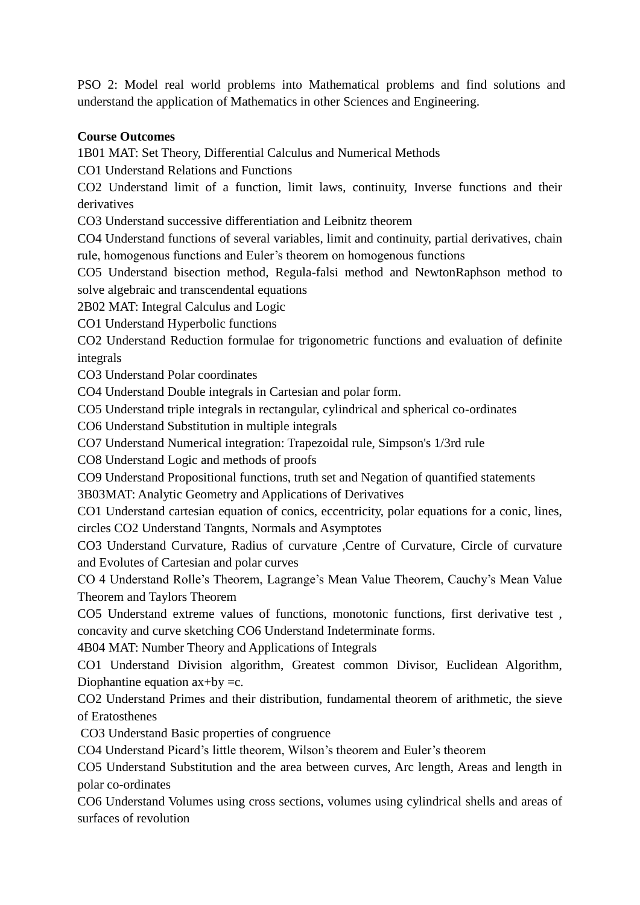PSO 2: Model real world problems into Mathematical problems and find solutions and understand the application of Mathematics in other Sciences and Engineering.

**Course Outcomes**

1B01 MAT: Set Theory, Differential Calculus and Numerical Methods

CO1 Understand Relations and Functions

CO2 Understand limit of a function, limit laws, continuity, Inverse functions and their derivatives

CO3 Understand successive differentiation and Leibnitz theorem

CO4 Understand functions of several variables, limit and continuity, partial derivatives, chain rule, homogenous functions and Euler's theorem on homogenous functions

CO5 Understand bisection method, Regula-falsi method and NewtonRaphson method to solve algebraic and transcendental equations

2B02 MAT: Integral Calculus and Logic

CO1 Understand Hyperbolic functions

CO2 Understand Reduction formulae for trigonometric functions and evaluation of definite integrals

CO3 Understand Polar coordinates

CO4 Understand Double integrals in Cartesian and polar form.

CO5 Understand triple integrals in rectangular, cylindrical and spherical co-ordinates

CO6 Understand Substitution in multiple integrals

CO7 Understand Numerical integration: Trapezoidal rule, Simpson's 1/3rd rule

CO8 Understand Logic and methods of proofs

CO9 Understand Propositional functions, truth set and Negation of quantified statements

3B03MAT: Analytic Geometry and Applications of Derivatives

CO1 Understand cartesian equation of conics, eccentricity, polar equations for a conic, lines, circles CO2 Understand Tangnts, Normals and Asymptotes

CO3 Understand Curvature, Radius of curvature ,Centre of Curvature, Circle of curvature and Evolutes of Cartesian and polar curves

CO 4 Understand Rolle's Theorem, Lagrange's Mean Value Theorem, Cauchy's Mean Value Theorem and Taylors Theorem

CO5 Understand extreme values of functions, monotonic functions, first derivative test , concavity and curve sketching CO6 Understand Indeterminate forms.

4B04 MAT: Number Theory and Applications of Integrals

CO1 Understand Division algorithm, Greatest common Divisor, Euclidean Algorithm, Diophantine equation $ax+by=c$.

CO2 Understand Primes and their distribution, fundamental theorem of arithmetic, the sieve of Eratosthenes

CO3 Understand Basic properties of congruence

CO4 Understand Picard's little theorem, Wilson's theorem and Euler's theorem

CO5 Understand Substitution and the area between curves, Arc length, Areas and length in polar co-ordinates

CO6 Understand Volumes using cross sections, volumes using cylindrical shells and areas of surfaces of revolution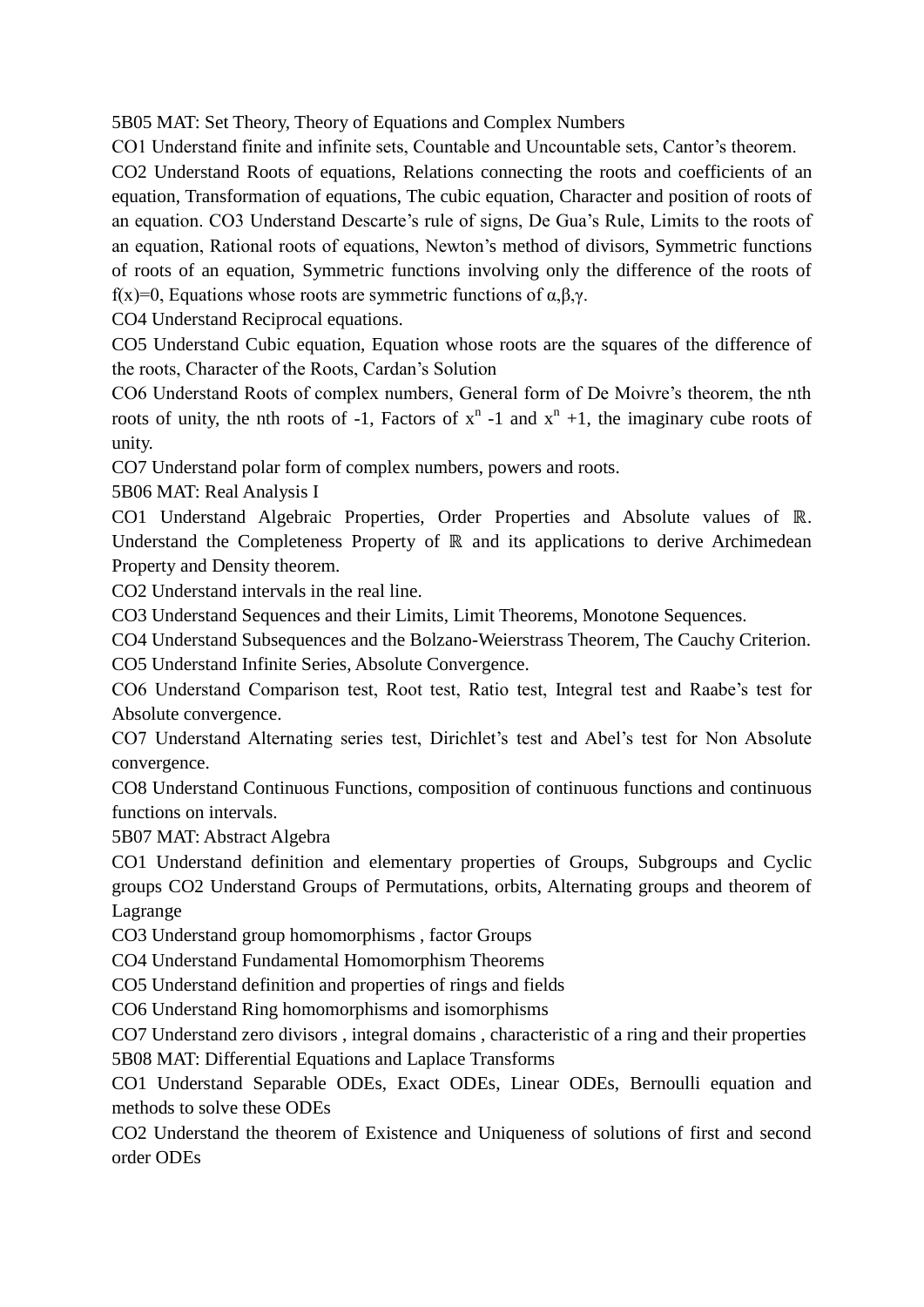5B05 MAT: Set Theory, Theory of Equations and Complex Numbers

CO1 Understand finite and infinite sets, Countable and Uncountable sets, Cantor's theorem.

CO2 Understand Roots of equations, Relations connecting the roots and coefficients of an equation, Transformation of equations, The cubic equation, Character and position of roots of an equation. CO3 Understand Descarte's rule of signs, De Gua's Rule, Limits to the roots of an equation, Rational roots of equations, Newton's method of divisors, Symmetric functions of roots of an equation, Symmetric functions involving only the difference of the roots of $f(x)=0$, Equations whose roots are symmetric functions of $\alpha,\beta,\gamma$.

CO4 Understand Reciprocal equations.

CO5 Understand Cubic equation, Equation whose roots are the squares of the difference of the roots, Character of the Roots, Cardan's Solution

CO6 Understand Roots of complex numbers, General form of De Moivre's theorem, the nth roots of unity, the nth roots of -1, Factors of $x^n -1$ and $x^n +1$, the imaginary cube roots of unity.

CO7 Understand polar form of complex numbers, powers and roots.

5B06 MAT: Real Analysis I

CO1 Understand Algebraic Properties, Order Properties and Absolute values of $\mathbb{R}$. Understand the Completeness Property of $\mathbb{R}$ and its applications to derive Archimedean Property and Density theorem.

CO2 Understand intervals in the real line.

CO3 Understand Sequences and their Limits, Limit Theorems, Monotone Sequences.

CO4 Understand Subsequences and the Bolzano-Weierstrass Theorem, The Cauchy Criterion.

CO5 Understand Infinite Series, Absolute Convergence.

CO6 Understand Comparison test, Root test, Ratio test, Integral test and Raabe's test for Absolute convergence.

CO7 Understand Alternating series test, Dirichlet's test and Abel's test for Non Absolute convergence.

CO8 Understand Continuous Functions, composition of continuous functions and continuous functions on intervals.

5B07 MAT: Abstract Algebra

CO1 Understand definition and elementary properties of Groups, Subgroups and Cyclic groups CO2 Understand Groups of Permutations, orbits, Alternating groups and theorem of Lagrange

CO3 Understand group homomorphisms , factor Groups

CO4 Understand Fundamental Homomorphism Theorems

CO5 Understand definition and properties of rings and fields

CO6 Understand Ring homomorphisms and isomorphisms

CO7 Understand zero divisors , integral domains , characteristic of a ring and their properties

5B08 MAT: Differential Equations and Laplace Transforms

CO1 Understand Separable ODEs, Exact ODEs, Linear ODEs, Bernoulli equation and methods to solve these ODEs

CO2 Understand the theorem of Existence and Uniqueness of solutions of first and second order ODEs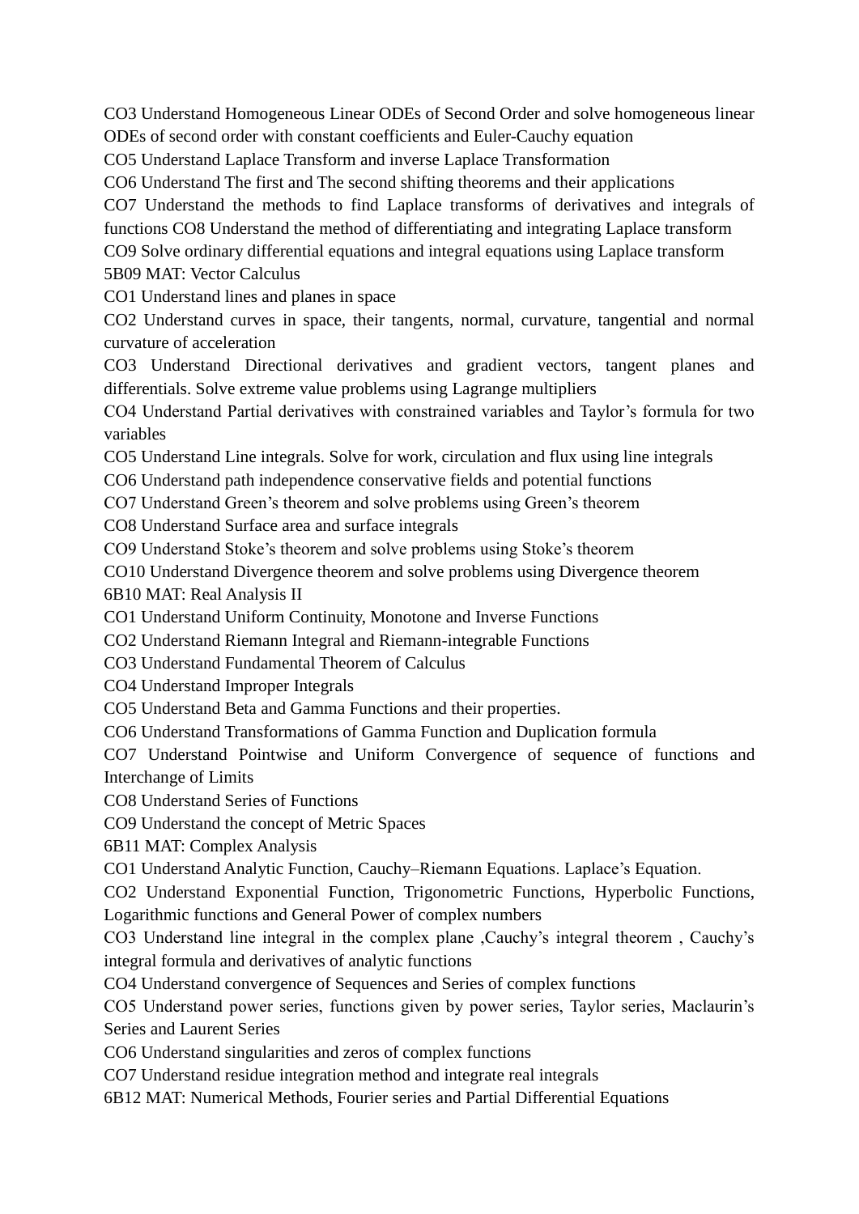CO3 Understand Homogeneous Linear ODEs of Second Order and solve homogeneous linear ODEs of second order with constant coefficients and Euler-Cauchy equation

CO5 Understand Laplace Transform and inverse Laplace Transformation

CO6 Understand The first and The second shifting theorems and their applications

CO7 Understand the methods to find Laplace transforms of derivatives and integrals of functions CO8 Understand the method of differentiating and integrating Laplace transform

CO9 Solve ordinary differential equations and integral equations using Laplace transform

5B09 MAT: Vector Calculus

CO1 Understand lines and planes in space

CO2 Understand curves in space, their tangents, normal, curvature, tangential and normal curvature of acceleration

CO3 Understand Directional derivatives and gradient vectors, tangent planes and differentials. Solve extreme value problems using Lagrange multipliers

CO4 Understand Partial derivatives with constrained variables and Taylor's formula for two variables

CO5 Understand Line integrals. Solve for work, circulation and flux using line integrals

CO6 Understand path independence conservative fields and potential functions

CO7 Understand Green's theorem and solve problems using Green's theorem

CO8 Understand Surface area and surface integrals

CO9 Understand Stoke's theorem and solve problems using Stoke's theorem

CO10 Understand Divergence theorem and solve problems using Divergence theorem

6B10 MAT: Real Analysis II

CO1 Understand Uniform Continuity, Monotone and Inverse Functions

CO2 Understand Riemann Integral and Riemann-integrable Functions

CO3 Understand Fundamental Theorem of Calculus

CO4 Understand Improper Integrals

CO5 Understand Beta and Gamma Functions and their properties.

CO6 Understand Transformations of Gamma Function and Duplication formula

CO7 Understand Pointwise and Uniform Convergence of sequence of functions and Interchange of Limits

CO8 Understand Series of Functions

CO9 Understand the concept of Metric Spaces

6B11 MAT: Complex Analysis

CO1 Understand Analytic Function, Cauchy–Riemann Equations. Laplace's Equation.

CO2 Understand Exponential Function, Trigonometric Functions, Hyperbolic Functions, Logarithmic functions and General Power of complex numbers

CO3 Understand line integral in the complex plane ,Cauchy's integral theorem , Cauchy's integral formula and derivatives of analytic functions

CO4 Understand convergence of Sequences and Series of complex functions

CO5 Understand power series, functions given by power series, Taylor series, Maclaurin's Series and Laurent Series

CO6 Understand singularities and zeros of complex functions

CO7 Understand residue integration method and integrate real integrals

6B12 MAT: Numerical Methods, Fourier series and Partial Differential Equations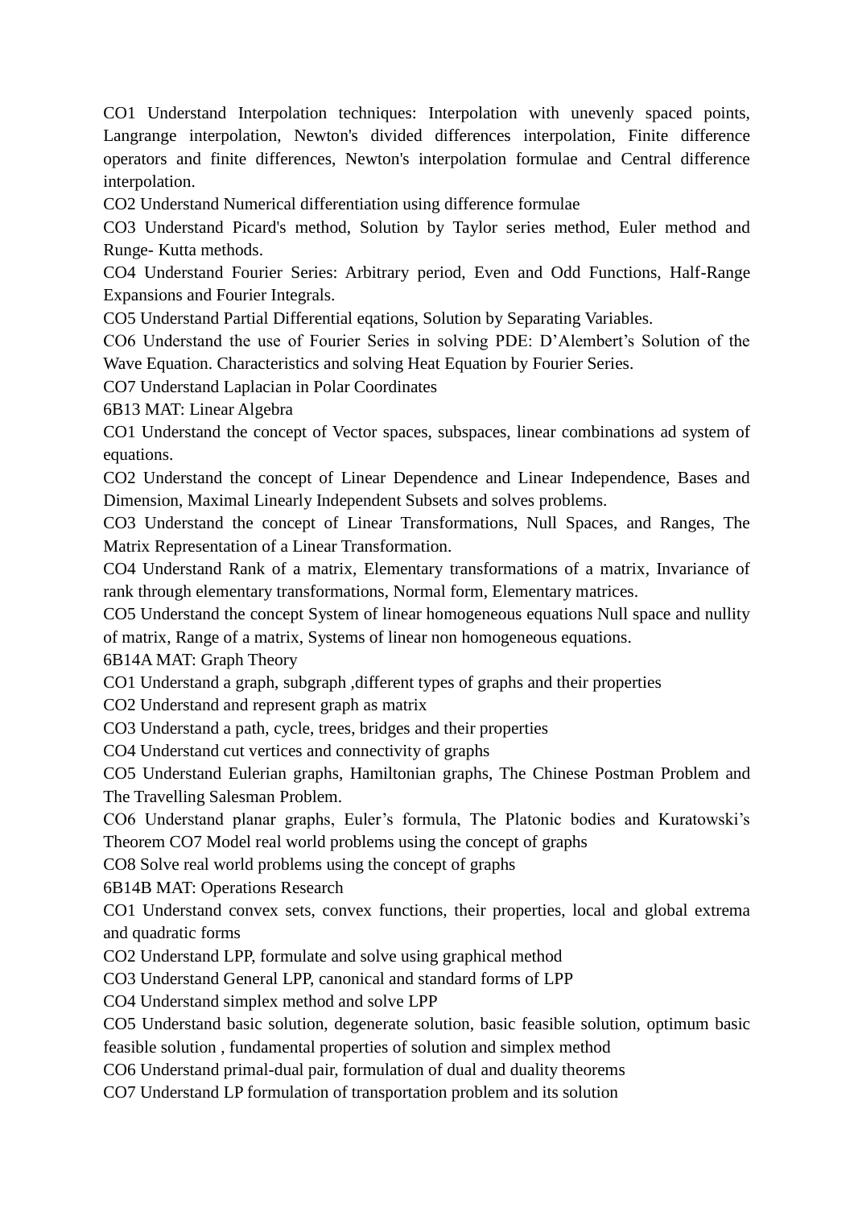CO1 Understand Interpolation techniques: Interpolation with unevenly spaced points, Langrange interpolation, Newton's divided differences interpolation, Finite difference operators and finite differences, Newton's interpolation formulae and Central difference interpolation.

CO2 Understand Numerical differentiation using difference formulae

CO3 Understand Picard's method, Solution by Taylor series method, Euler method and Runge- Kutta methods.

CO4 Understand Fourier Series: Arbitrary period, Even and Odd Functions, Half-Range Expansions and Fourier Integrals.

CO5 Understand Partial Differential eqations, Solution by Separating Variables.

CO6 Understand the use of Fourier Series in solving PDE: D'Alembert's Solution of the Wave Equation. Characteristics and solving Heat Equation by Fourier Series.

CO7 Understand Laplacian in Polar Coordinates

6B13 MAT: Linear Algebra

CO1 Understand the concept of Vector spaces, subspaces, linear combinations ad system of equations.

CO2 Understand the concept of Linear Dependence and Linear Independence, Bases and Dimension, Maximal Linearly Independent Subsets and solves problems.

CO3 Understand the concept of Linear Transformations, Null Spaces, and Ranges, The Matrix Representation of a Linear Transformation.

CO4 Understand Rank of a matrix, Elementary transformations of a matrix, Invariance of rank through elementary transformations, Normal form, Elementary matrices.

CO5 Understand the concept System of linear homogeneous equations Null space and nullity of matrix, Range of a matrix, Systems of linear non homogeneous equations.

6B14A MAT: Graph Theory

CO1 Understand a graph, subgraph ,different types of graphs and their properties

CO2 Understand and represent graph as matrix

CO3 Understand a path, cycle, trees, bridges and their properties

CO4 Understand cut vertices and connectivity of graphs

CO5 Understand Eulerian graphs, Hamiltonian graphs, The Chinese Postman Problem and The Travelling Salesman Problem.

CO6 Understand planar graphs, Euler's formula, The Platonic bodies and Kuratowski's Theorem CO7 Model real world problems using the concept of graphs

CO8 Solve real world problems using the concept of graphs

6B14B MAT: Operations Research

CO1 Understand convex sets, convex functions, their properties, local and global extrema and quadratic forms

CO2 Understand LPP, formulate and solve using graphical method

CO3 Understand General LPP, canonical and standard forms of LPP

CO4 Understand simplex method and solve LPP

CO5 Understand basic solution, degenerate solution, basic feasible solution, optimum basic feasible solution , fundamental properties of solution and simplex method

CO6 Understand primal-dual pair, formulation of dual and duality theorems

CO7 Understand LP formulation of transportation problem and its solution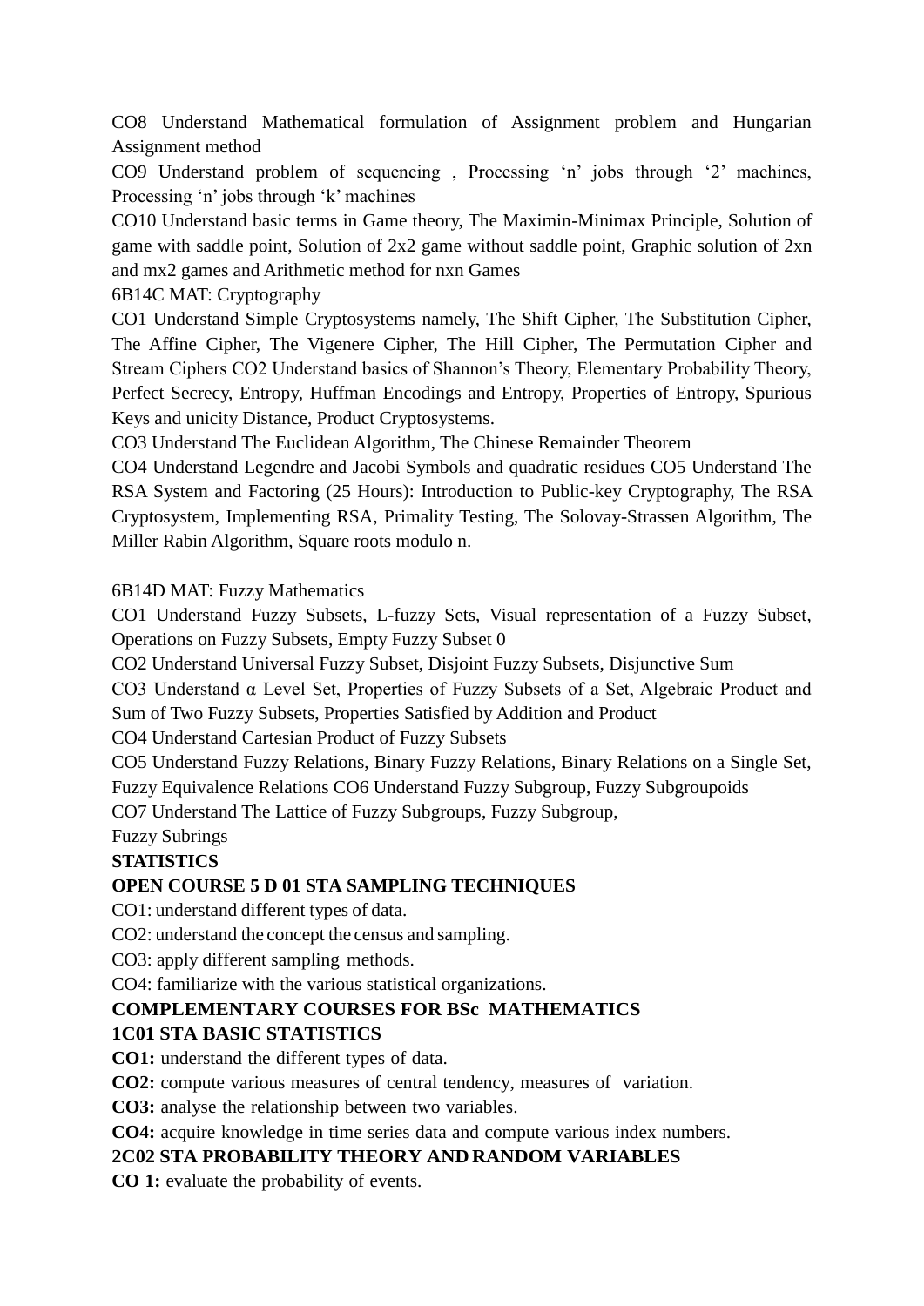CO8 Understand Mathematical formulation of Assignment problem and Hungarian Assignment method

CO9 Understand problem of sequencing , Processing 'n' jobs through '2' machines, Processing 'n' jobs through 'k' machines

CO10 Understand basic terms in Game theory, The Maximin-Minimax Principle, Solution of game with saddle point, Solution of 2x2 game without saddle point, Graphic solution of 2xn and mx2 games and Arithmetic method for nxn Games

6B14C MAT: Cryptography

CO1 Understand Simple Cryptosystems namely, The Shift Cipher, The Substitution Cipher, The Affine Cipher, The Vigenere Cipher, The Hill Cipher, The Permutation Cipher and Stream Ciphers CO2 Understand basics of Shannon's Theory, Elementary Probability Theory, Perfect Secrecy, Entropy, Huffman Encodings and Entropy, Properties of Entropy, Spurious Keys and unicity Distance, Product Cryptosystems.

CO3 Understand The Euclidean Algorithm, The Chinese Remainder Theorem

CO4 Understand Legendre and Jacobi Symbols and quadratic residues CO5 Understand The RSA System and Factoring (25 Hours): Introduction to Public-key Cryptography, The RSA Cryptosystem, Implementing RSA, Primality Testing, The Solovay-Strassen Algorithm, The Miller Rabin Algorithm, Square roots modulo n.

6B14D MAT: Fuzzy Mathematics

CO1 Understand Fuzzy Subsets, L-fuzzy Sets, Visual representation of a Fuzzy Subset, Operations on Fuzzy Subsets, Empty Fuzzy Subset 0

CO2 Understand Universal Fuzzy Subset, Disjoint Fuzzy Subsets, Disjunctive Sum

CO3 Understand $\alpha$ Level Set, Properties of Fuzzy Subsets of a Set, Algebraic Product and Sum of Two Fuzzy Subsets, Properties Satisfied by Addition and Product

CO4 Understand Cartesian Product of Fuzzy Subsets

CO5 Understand Fuzzy Relations, Binary Fuzzy Relations, Binary Relations on a Single Set, Fuzzy Equivalence Relations CO6 Understand Fuzzy Subgroup, Fuzzy Subgroupoids

CO7 Understand The Lattice of Fuzzy Subgroups, Fuzzy Subgroup, Fuzzy Subrings

**STATISTICS**

**OPEN COURSE 5 D 01 STA SAMPLING TECHNIQUES**

CO1: understand different types of data.

CO2: understand the concept the census and sampling.

CO3: apply different sampling methods.

CO4: familiarize with the various statistical organizations.

**COMPLEMENTARY COURSES FOR BSc MATHEMATICS**

**1C01 STA BASIC STATISTICS**

**CO1:** understand the different types of data.

**CO2:** compute various measures of central tendency, measures of variation.

**CO3:** analyse the relationship between two variables.

**CO4:** acquire knowledge in time series data and compute various index numbers.

**2C02 STA PROBABILITY THEORY AND RANDOM VARIABLES**

**CO 1:** evaluate the probability of events.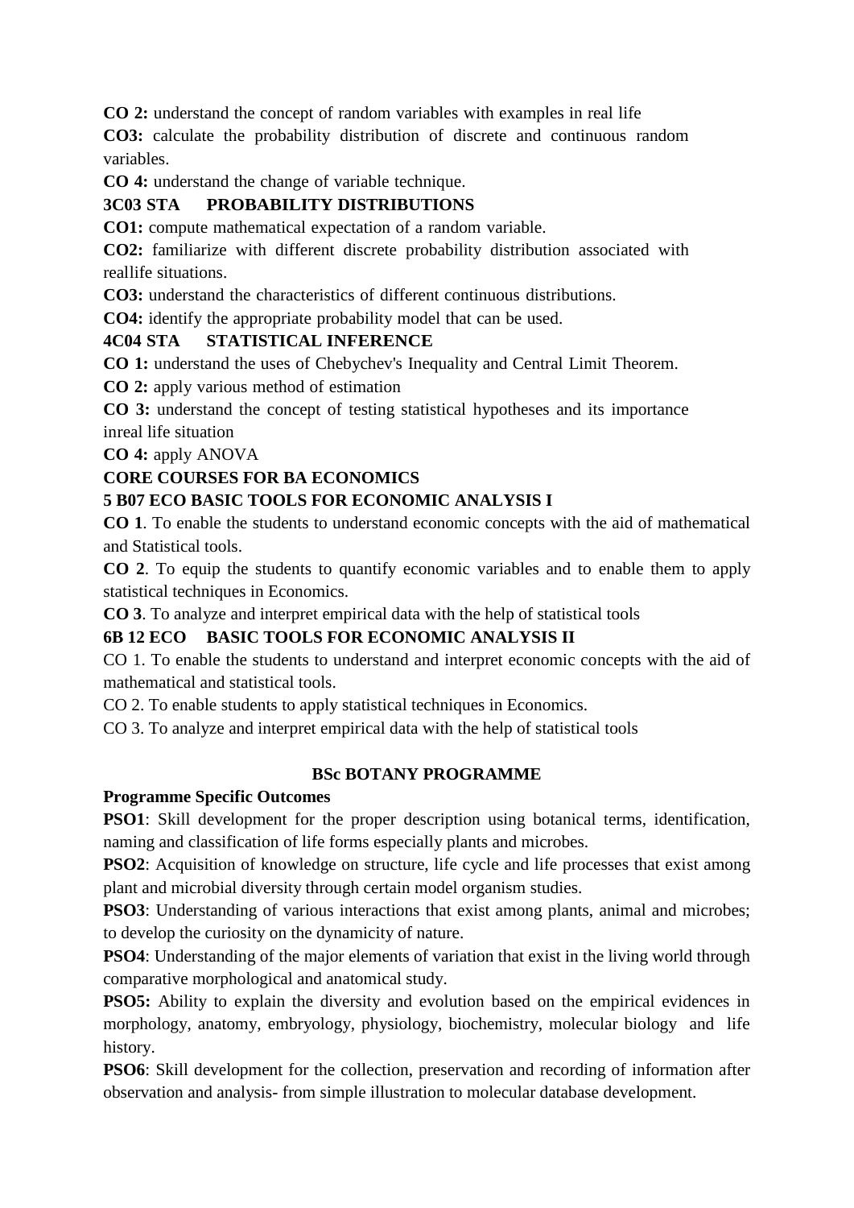**CO 2:** understand the concept of random variables with examples in real life

**CO3:** calculate the probability distribution of discrete and continuous random variables.

**CO 4:** understand the change of variable technique.

**3C03 STA PROBABILITY DISTRIBUTIONS**

**CO1:** compute mathematical expectation of a random variable.

**CO2:** familiarize with different discrete probability distribution associated with reallife situations.

**CO3:** understand the characteristics of different continuous distributions.

**CO4:** identify the appropriate probability model that can be used.

**4C04 STA STATISTICAL INFERENCE**

**CO 1:** understand the uses of Chebychev's Inequality and Central Limit Theorem.

**CO 2:** apply various method of estimation

**CO 3:** understand the concept of testing statistical hypotheses and its importance inreal life situation

**CO 4:** apply ANOVA

**CORE COURSES FOR BA ECONOMICS**

**5 B07 ECO BASIC TOOLS FOR ECONOMIC ANALYSIS I**

**CO 1**. To enable the students to understand economic concepts with the aid of mathematical and Statistical tools.

**CO 2**. To equip the students to quantify economic variables and to enable them to apply statistical techniques in Economics.

**CO 3**. To analyze and interpret empirical data with the help of statistical tools

**6B 12 ECO BASIC TOOLS FOR ECONOMIC ANALYSIS II**

CO 1. To enable the students to understand and interpret economic concepts with the aid of mathematical and statistical tools.

CO 2. To enable students to apply statistical techniques in Economics.

CO 3. To analyze and interpret empirical data with the help of statistical tools

## BSc BOTANY PROGRAMME

**Programme Specific Outcomes**

**PSO1**: Skill development for the proper description using botanical terms, identification, naming and classification of life forms especially plants and microbes.

**PSO2**: Acquisition of knowledge on structure, life cycle and life processes that exist among plant and microbial diversity through certain model organism studies.

**PSO3**: Understanding of various interactions that exist among plants, animal and microbes; to develop the curiosity on the dynamicity of nature.

**PSO4**: Understanding of the major elements of variation that exist in the living world through comparative morphological and anatomical study.

**PSO5:** Ability to explain the diversity and evolution based on the empirical evidences in morphology, anatomy, embryology, physiology, biochemistry, molecular biology and life history.

**PSO6**: Skill development for the collection, preservation and recording of information after observation and analysis- from simple illustration to molecular database development.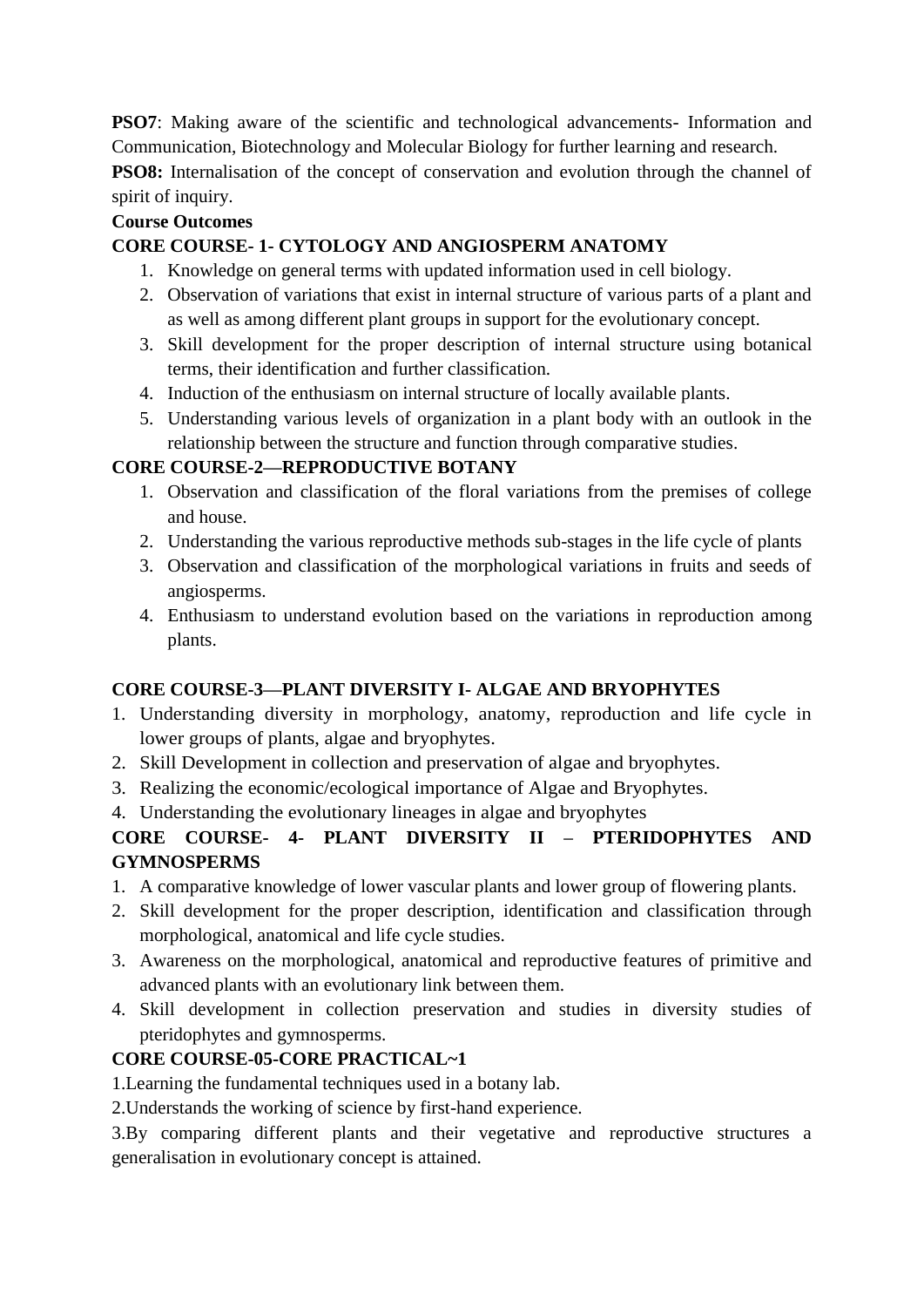**PSO7**: Making aware of the scientific and technological advancements- Information and Communication, Biotechnology and Molecular Biology for further learning and research.

**PSO8:** Internalisation of the concept of conservation and evolution through the channel of spirit of inquiry.

**Course Outcomes**

**CORE COURSE- 1- CYTOLOGY AND ANGIOSPERM ANATOMY**

1. Knowledge on general terms with updated information used in cell biology.
2. Observation of variations that exist in internal structure of various parts of a plant and as well as among different plant groups in support for the evolutionary concept.
3. Skill development for the proper description of internal structure using botanical terms, their identification and further classification.
4. Induction of the enthusiasm on internal structure of locally available plants.
5. Understanding various levels of organization in a plant body with an outlook in the relationship between the structure and function through comparative studies.

**CORE COURSE-2—REPRODUCTIVE BOTANY**

1. Observation and classification of the floral variations from the premises of college and house.
2. Understanding the various reproductive methods sub-stages in the life cycle of plants
3. Observation and classification of the morphological variations in fruits and seeds of angiosperms.
4. Enthusiasm to understand evolution based on the variations in reproduction among plants.

**CORE COURSE-3—PLANT DIVERSITY I- ALGAE AND BRYOPHYTES**

1. Understanding diversity in morphology, anatomy, reproduction and life cycle in lower groups of plants, algae and bryophytes.
2. Skill Development in collection and preservation of algae and bryophytes.
3. Realizing the economic/ecological importance of Algae and Bryophytes.
4. Understanding the evolutionary lineages in algae and bryophytes

**CORE COURSE- 4- PLANT DIVERSITY II – PTERIDOPHYTES AND GYMNOSPERMS**

1. A comparative knowledge of lower vascular plants and lower group of flowering plants.
2. Skill development for the proper description, identification and classification through morphological, anatomical and life cycle studies.
3. Awareness on the morphological, anatomical and reproductive features of primitive and advanced plants with an evolutionary link between them.
4. Skill development in collection preservation and studies in diversity studies of pteridophytes and gymnosperms.

**CORE COURSE-05-CORE PRACTICAL~1**

1.Learning the fundamental techniques used in a botany lab.

2.Understands the working of science by first-hand experience.

3.By comparing different plants and their vegetative and reproductive structures a generalisation in evolutionary concept is attained.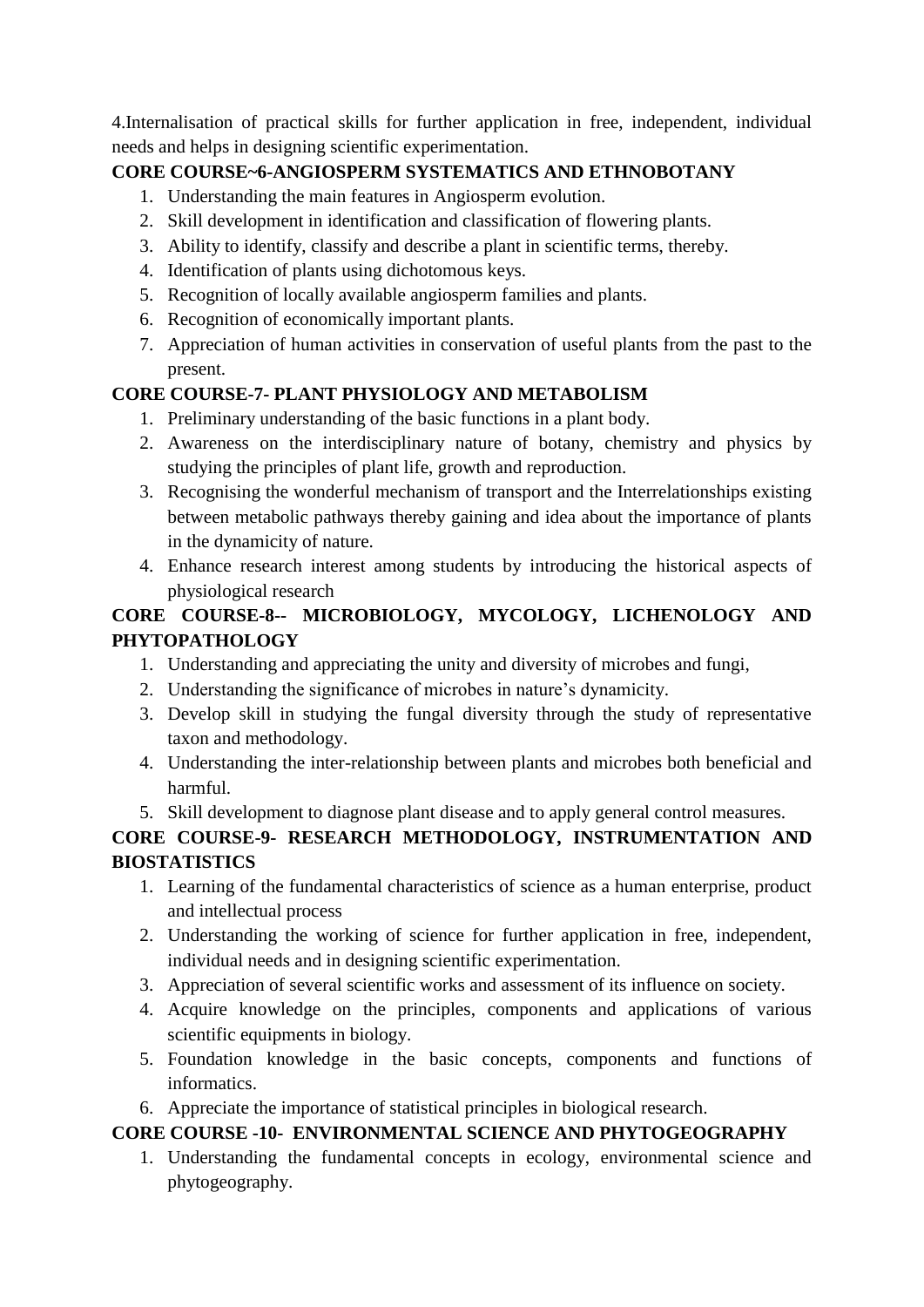4.Internalisation of practical skills for further application in free, independent, individual needs and helps in designing scientific experimentation.

**CORE COURSE~6-ANGIOSPERM SYSTEMATICS AND ETHNOBOTANY**

1. Understanding the main features in Angiosperm evolution.
2. Skill development in identification and classification of flowering plants.
3. Ability to identify, classify and describe a plant in scientific terms, thereby.
4. Identification of plants using dichotomous keys.
5. Recognition of locally available angiosperm families and plants.
6. Recognition of economically important plants.
7. Appreciation of human activities in conservation of useful plants from the past to the present.

**CORE COURSE-7- PLANT PHYSIOLOGY AND METABOLISM**

1. Preliminary understanding of the basic functions in a plant body.
2. Awareness on the interdisciplinary nature of botany, chemistry and physics by studying the principles of plant life, growth and reproduction.
3. Recognising the wonderful mechanism of transport and the Interrelationships existing between metabolic pathways thereby gaining and idea about the importance of plants in the dynamicity of nature.
4. Enhance research interest among students by introducing the historical aspects of physiological research

**CORE COURSE-8-- MICROBIOLOGY, MYCOLOGY, LICHENOLOGY AND PHYTOPATHOLOGY**

1. Understanding and appreciating the unity and diversity of microbes and fungi,
2. Understanding the significance of microbes in nature's dynamicity.
3. Develop skill in studying the fungal diversity through the study of representative taxon and methodology.
4. Understanding the inter-relationship between plants and microbes both beneficial and harmful.
5. Skill development to diagnose plant disease and to apply general control measures.

**CORE COURSE-9- RESEARCH METHODOLOGY, INSTRUMENTATION AND BIOSTATISTICS**

1. Learning of the fundamental characteristics of science as a human enterprise, product and intellectual process
2. Understanding the working of science for further application in free, independent, individual needs and in designing scientific experimentation.
3. Appreciation of several scientific works and assessment of its influence on society.
4. Acquire knowledge on the principles, components and applications of various scientific equipments in biology.
5. Foundation knowledge in the basic concepts, components and functions of informatics.
6. Appreciate the importance of statistical principles in biological research.

**CORE COURSE -10- ENVIRONMENTAL SCIENCE AND PHYTOGEOGRAPHY**

1. Understanding the fundamental concepts in ecology, environmental science and phytogeography.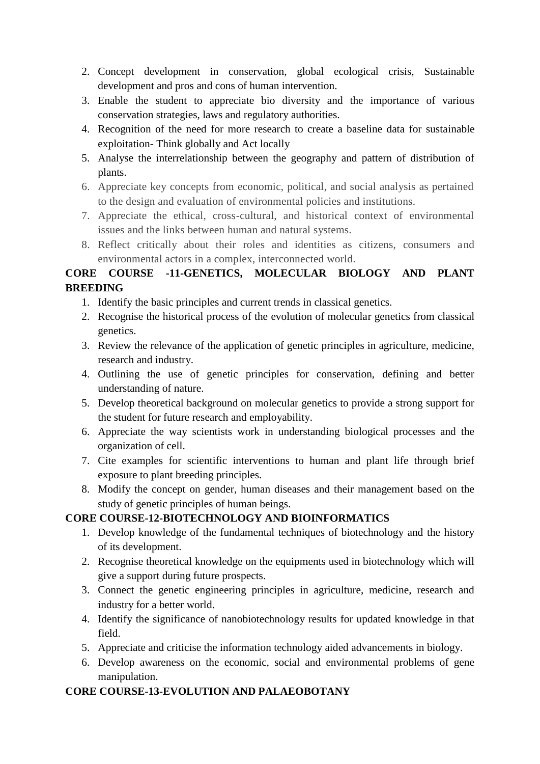2. Concept development in conservation, global ecological crisis, Sustainable development and pros and cons of human intervention.
3. Enable the student to appreciate bio diversity and the importance of various conservation strategies, laws and regulatory authorities.
4. Recognition of the need for more research to create a baseline data for sustainable exploitation- Think globally and Act locally
5. Analyse the interrelationship between the geography and pattern of distribution of plants.
6. Appreciate key concepts from economic, political, and social analysis as pertained to the design and evaluation of environmental policies and institutions.
7. Appreciate the ethical, cross-cultural, and historical context of environmental issues and the links between human and natural systems.
8. Reflect critically about their roles and identities as citizens, consumers and environmental actors in a complex, interconnected world.

**CORE COURSE -11-GENETICS, MOLECULAR BIOLOGY AND PLANT BREEDING**

1. Identify the basic principles and current trends in classical genetics.
2. Recognise the historical process of the evolution of molecular genetics from classical genetics.
3. Review the relevance of the application of genetic principles in agriculture, medicine, research and industry.
4. Outlining the use of genetic principles for conservation, defining and better understanding of nature.
5. Develop theoretical background on molecular genetics to provide a strong support for the student for future research and employability.
6. Appreciate the way scientists work in understanding biological processes and the organization of cell.
7. Cite examples for scientific interventions to human and plant life through brief exposure to plant breeding principles.
8. Modify the concept on gender, human diseases and their management based on the study of genetic principles of human beings.

**CORE COURSE-12-BIOTECHNOLOGY AND BIOINFORMATICS**

1. Develop knowledge of the fundamental techniques of biotechnology and the history of its development.
2. Recognise theoretical knowledge on the equipments used in biotechnology which will give a support during future prospects.
3. Connect the genetic engineering principles in agriculture, medicine, research and industry for a better world.
4. Identify the significance of nanobiotechnology results for updated knowledge in that field.
5. Appreciate and criticise the information technology aided advancements in biology.
6. Develop awareness on the economic, social and environmental problems of gene manipulation.

**CORE COURSE-13-EVOLUTION AND PALAEOBOTANY**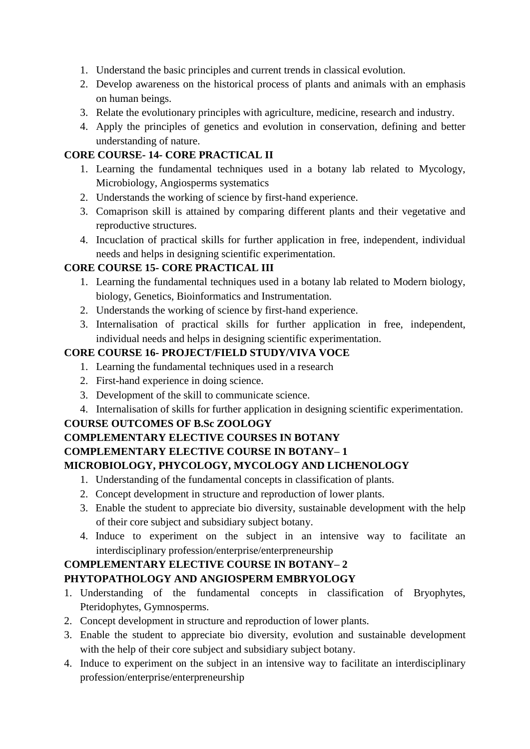1. Understand the basic principles and current trends in classical evolution.
2. Develop awareness on the historical process of plants and animals with an emphasis on human beings.
3. Relate the evolutionary principles with agriculture, medicine, research and industry.
4. Apply the principles of genetics and evolution in conservation, defining and better understanding of nature.

**CORE COURSE- 14- CORE PRACTICAL II**

1. Learning the fundamental techniques used in a botany lab related to Mycology, Microbiology, Angiosperms systematics
2. Understands the working of science by first-hand experience.
3. Comaprison skill is attained by comparing different plants and their vegetative and reproductive structures.
4. Inculcation of practical skills for further application in free, independent, individual needs and helps in designing scientific experimentation.

**CORE COURSE 15- CORE PRACTICAL III**

1. Learning the fundamental techniques used in a botany lab related to Modern biology, biology, Genetics, Bioinformatics and Instrumentation.
2. Understands the working of science by first-hand experience.
3. Internalisation of practical skills for further application in free, independent, individual needs and helps in designing scientific experimentation.

**CORE COURSE 16- PROJECT/FIELD STUDY/VIVA VOCE**

1. Learning the fundamental techniques used in a research
2. First-hand experience in doing science.
3. Development of the skill to communicate science.
4. Internalisation of skills for further application in designing scientific experimentation.

**COURSE OUTCOMES OF B.Sc ZOOLOGY**

**COMPLEMENTARY ELECTIVE COURSES IN BOTANY**

**COMPLEMENTARY ELECTIVE COURSE IN BOTANY– 1**

**MICROBIOLOGY, PHYCOLOGY, MYCOLOGY AND LICHENOLOGY**

1. Understanding of the fundamental concepts in classification of plants.
2. Concept development in structure and reproduction of lower plants.
3. Enable the student to appreciate bio diversity, sustainable development with the help of their core subject and subsidiary subject botany.
4. Induce to experiment on the subject in an intensive way to facilitate an interdisciplinary profession/enterprise/enterpreneurship

**COMPLEMENTARY ELECTIVE COURSE IN BOTANY– 2**

**PHYTOPATHOLOGY AND ANGIOSPERM EMBRYOLOGY**

1. Understanding of the fundamental concepts in classification of Bryophytes, Pteridophytes, Gymnosperms.
2. Concept development in structure and reproduction of lower plants.
3. Enable the student to appreciate bio diversity, evolution and sustainable development with the help of their core subject and subsidiary subject botany.
4. Induce to experiment on the subject in an intensive way to facilitate an interdisciplinary profession/enterprise/enterpreneurship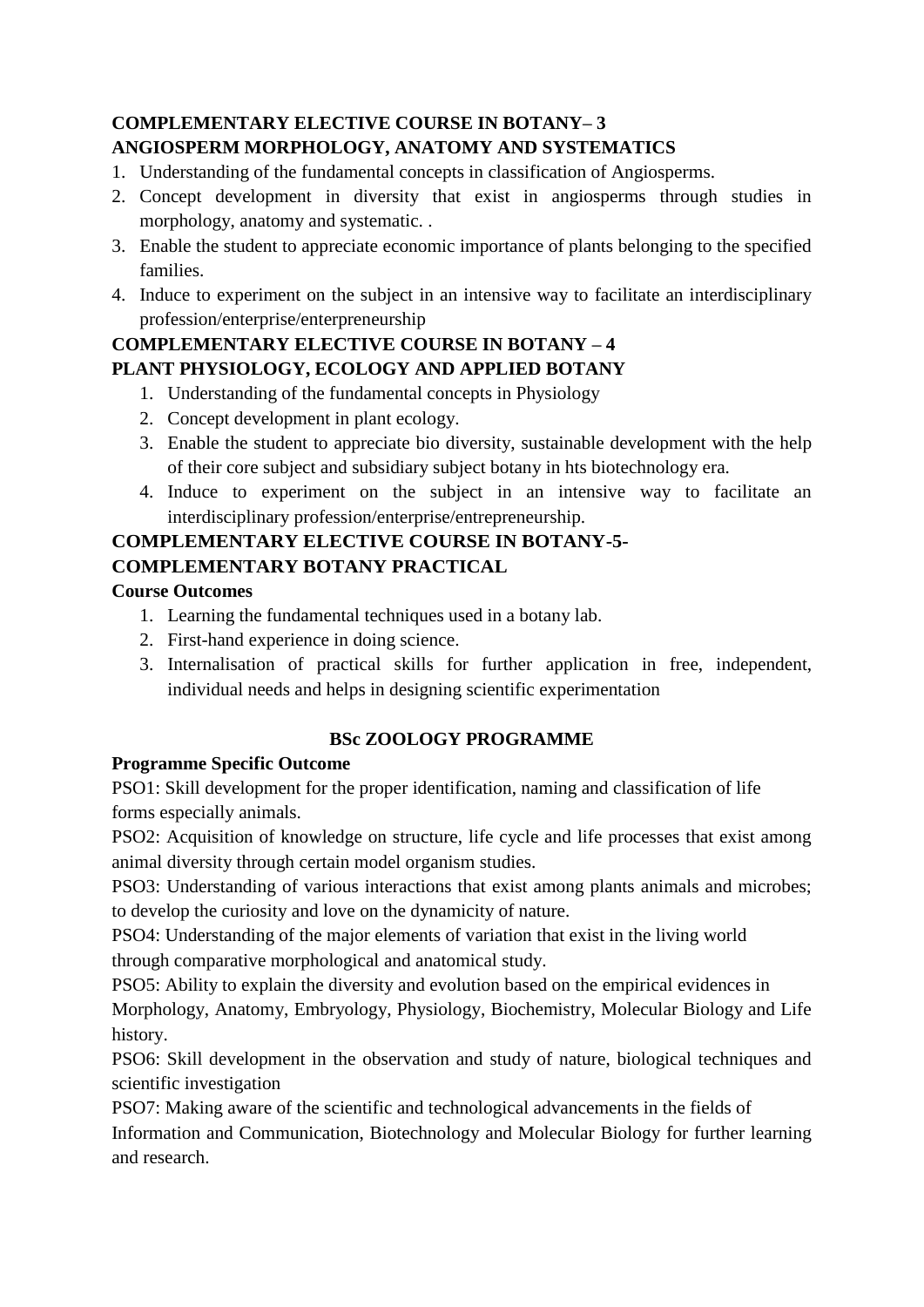**COMPLEMENTARY ELECTIVE COURSE IN BOTANY– 3**
**ANGIOSPERM MORPHOLOGY, ANATOMY AND SYSTEMATICS**

1. Understanding of the fundamental concepts in classification of Angiosperms.
2. Concept development in diversity that exist in angiosperms through studies in morphology, anatomy and systematic. .
3. Enable the student to appreciate economic importance of plants belonging to the specified families.
4. Induce to experiment on the subject in an intensive way to facilitate an interdisciplinary profession/enterprise/enterpreneurship

**COMPLEMENTARY ELECTIVE COURSE IN BOTANY – 4**
**PLANT PHYSIOLOGY, ECOLOGY AND APPLIED BOTANY**

1. Understanding of the fundamental concepts in Physiology
2. Concept development in plant ecology.
3. Enable the student to appreciate bio diversity, sustainable development with the help of their core subject and subsidiary subject botany in hts biotechnology era.
4. Induce to experiment on the subject in an intensive way to facilitate an interdisciplinary profession/enterprise/entrepreneurship.

**COMPLEMENTARY ELECTIVE COURSE IN BOTANY-5-**
**COMPLEMENTARY BOTANY PRACTICAL**

**Course Outcomes**

1. Learning the fundamental techniques used in a botany lab.
2. First-hand experience in doing science.
3. Internalisation of practical skills for further application in free, independent, individual needs and helps in designing scientific experimentation

## BSc ZOOLOGY PROGRAMME

**Programme Specific Outcome**

PSO1: Skill development for the proper identification, naming and classification of life forms especially animals.

PSO2: Acquisition of knowledge on structure, life cycle and life processes that exist among animal diversity through certain model organism studies.

PSO3: Understanding of various interactions that exist among plants animals and microbes; to develop the curiosity and love on the dynamicity of nature.

PSO4: Understanding of the major elements of variation that exist in the living world through comparative morphological and anatomical study.

PSO5: Ability to explain the diversity and evolution based on the empirical evidences in Morphology, Anatomy, Embryology, Physiology, Biochemistry, Molecular Biology and Life history.

PSO6: Skill development in the observation and study of nature, biological techniques and scientific investigation

PSO7: Making aware of the scientific and technological advancements in the fields of Information and Communication, Biotechnology and Molecular Biology for further learning and research.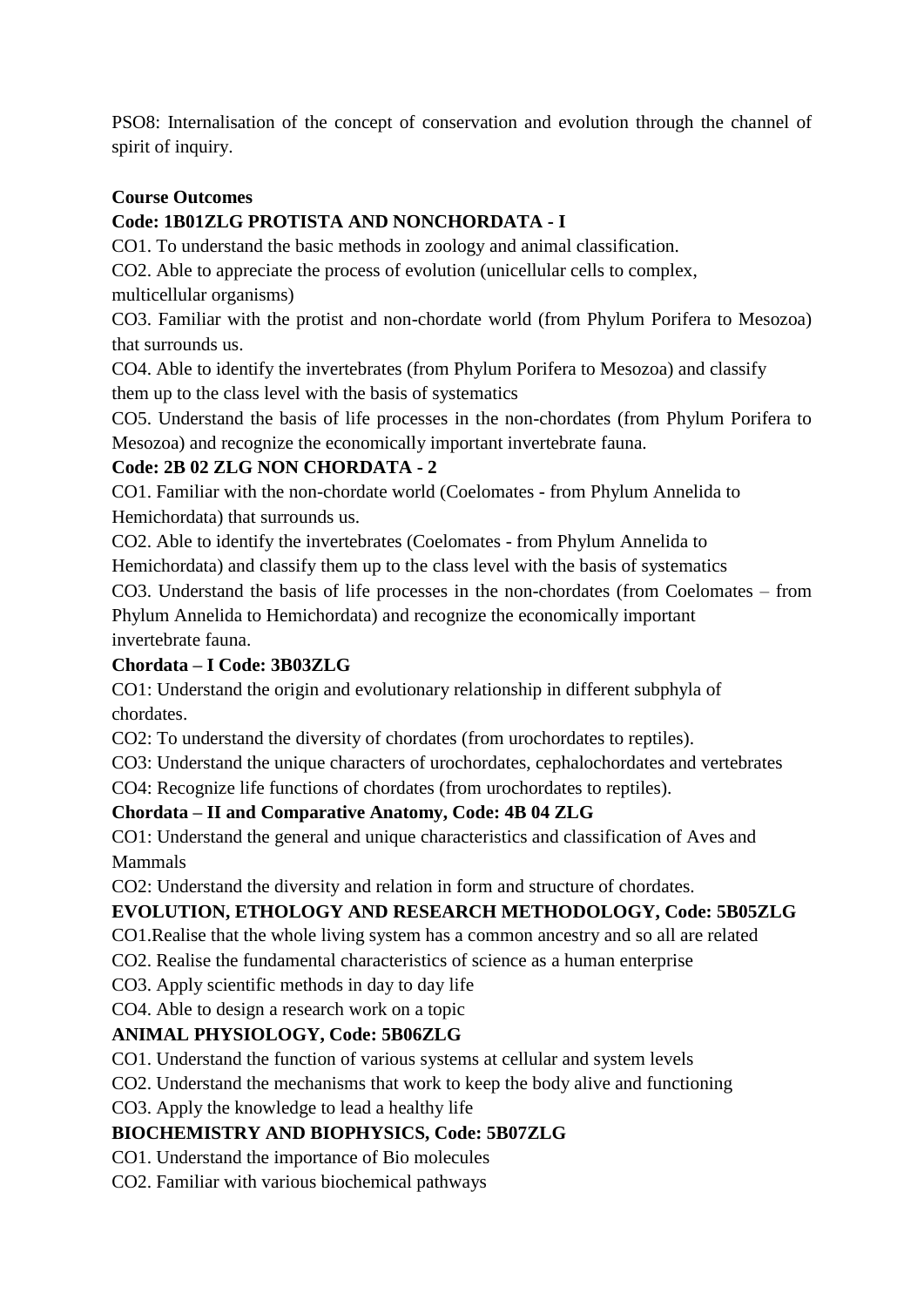PSO8: Internalisation of the concept of conservation and evolution through the channel of spirit of inquiry.

**Course Outcomes**

**Code: 1B01ZLG PROTISTA AND NONCHORDATA - I**

CO1. To understand the basic methods in zoology and animal classification.

CO2. Able to appreciate the process of evolution (unicellular cells to complex, multicellular organisms)

CO3. Familiar with the protist and non-chordate world (from Phylum Porifera to Mesozoa) that surrounds us.

CO4. Able to identify the invertebrates (from Phylum Porifera to Mesozoa) and classify them up to the class level with the basis of systematics

CO5. Understand the basis of life processes in the non-chordates (from Phylum Porifera to Mesozoa) and recognize the economically important invertebrate fauna.

**Code: 2B 02 ZLG NON CHORDATA - 2**

CO1. Familiar with the non-chordate world (Coelomates - from Phylum Annelida to Hemichordata) that surrounds us.

CO2. Able to identify the invertebrates (Coelomates - from Phylum Annelida to Hemichordata) and classify them up to the class level with the basis of systematics

CO3. Understand the basis of life processes in the non-chordates (from Coelomates – from Phylum Annelida to Hemichordata) and recognize the economically important invertebrate fauna.

**Chordata – I Code: 3B03ZLG**

CO1: Understand the origin and evolutionary relationship in different subphyla of chordates.

CO2: To understand the diversity of chordates (from urochordates to reptiles).

CO3: Understand the unique characters of urochordates, cephalochordates and vertebrates

CO4: Recognize life functions of chordates (from urochordates to reptiles).

**Chordata – II and Comparative Anatomy, Code: 4B 04 ZLG**

CO1: Understand the general and unique characteristics and classification of Aves and Mammals

CO2: Understand the diversity and relation in form and structure of chordates.

**EVOLUTION, ETHOLOGY AND RESEARCH METHODOLOGY, Code: 5B05ZLG**

CO1.Realise that the whole living system has a common ancestry and so all are related

CO2. Realise the fundamental characteristics of science as a human enterprise

CO3. Apply scientific methods in day to day life

CO4. Able to design a research work on a topic

**ANIMAL PHYSIOLOGY, Code: 5B06ZLG**

CO1. Understand the function of various systems at cellular and system levels

CO2. Understand the mechanisms that work to keep the body alive and functioning

CO3. Apply the knowledge to lead a healthy life

**BIOCHEMISTRY AND BIOPHYSICS, Code: 5B07ZLG**

CO1. Understand the importance of Bio molecules

CO2. Familiar with various biochemical pathways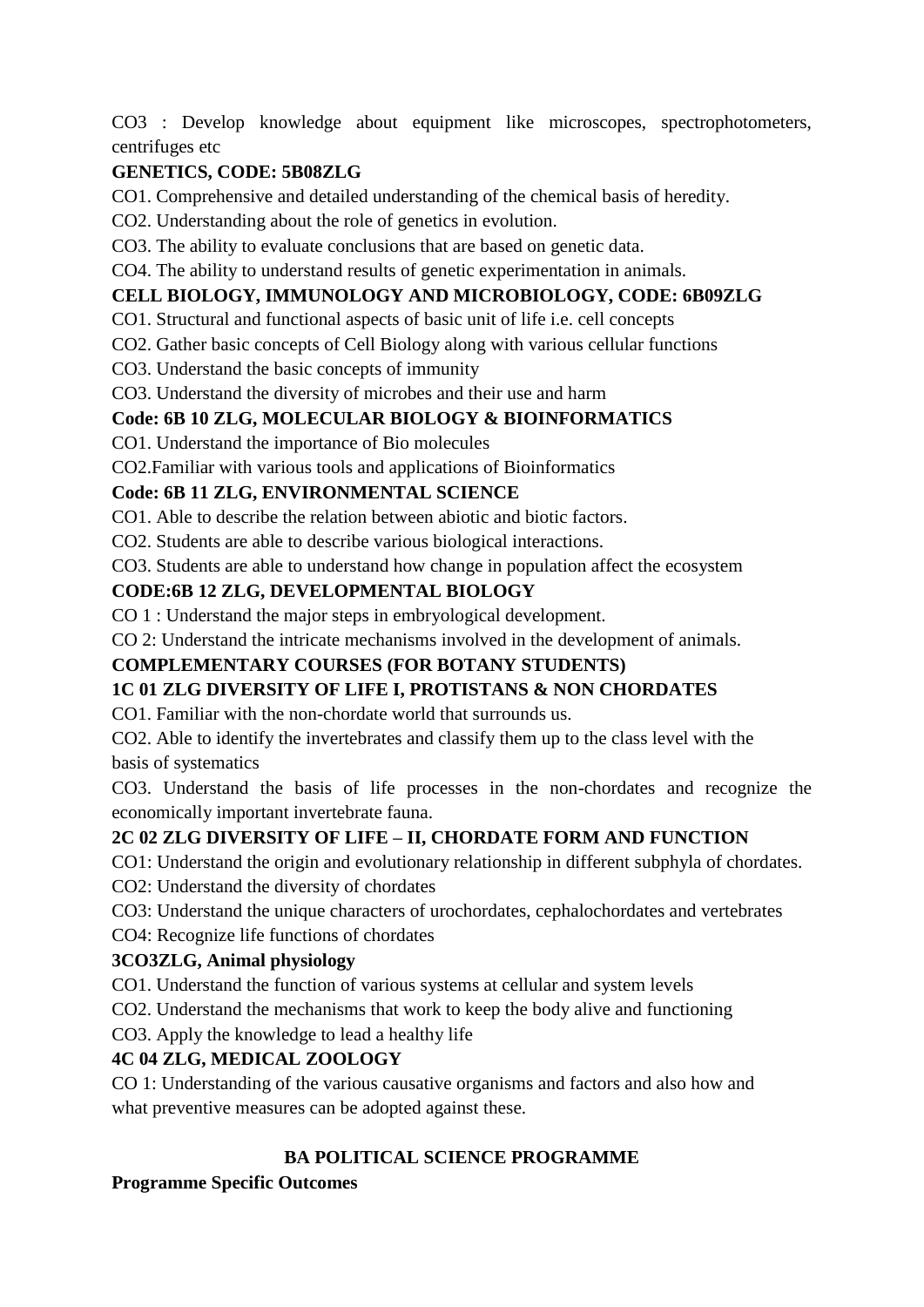CO3 : Develop knowledge about equipment like microscopes, spectrophotometers, centrifuges etc

**GENETICS, CODE: 5B08ZLG**

CO1. Comprehensive and detailed understanding of the chemical basis of heredity.

CO2. Understanding about the role of genetics in evolution.

CO3. The ability to evaluate conclusions that are based on genetic data.

CO4. The ability to understand results of genetic experimentation in animals.

**CELL BIOLOGY, IMMUNOLOGY AND MICROBIOLOGY, CODE: 6B09ZLG**

CO1. Structural and functional aspects of basic unit of life i.e. cell concepts

CO2. Gather basic concepts of Cell Biology along with various cellular functions

CO3. Understand the basic concepts of immunity

CO3. Understand the diversity of microbes and their use and harm

**Code: 6B 10 ZLG, MOLECULAR BIOLOGY & BIOINFORMATICS**

CO1. Understand the importance of Bio molecules

CO2.Familiar with various tools and applications of Bioinformatics

**Code: 6B 11 ZLG, ENVIRONMENTAL SCIENCE**

CO1. Able to describe the relation between abiotic and biotic factors.

CO2. Students are able to describe various biological interactions.

CO3. Students are able to understand how change in population affect the ecosystem

**CODE:6B 12 ZLG, DEVELOPMENTAL BIOLOGY**

CO 1 : Understand the major steps in embryological development.

CO 2: Understand the intricate mechanisms involved in the development of animals.

**COMPLEMENTARY COURSES (FOR BOTANY STUDENTS)**

**1C 01 ZLG DIVERSITY OF LIFE I, PROTISTANS & NON CHORDATES**

CO1. Familiar with the non-chordate world that surrounds us.

CO2. Able to identify the invertebrates and classify them up to the class level with the basis of systematics

CO3. Understand the basis of life processes in the non-chordates and recognize the economically important invertebrate fauna.

**2C 02 ZLG DIVERSITY OF LIFE – II, CHORDATE FORM AND FUNCTION**

CO1: Understand the origin and evolutionary relationship in different subphyla of chordates.

CO2: Understand the diversity of chordates

CO3: Understand the unique characters of urochordates, cephalochordates and vertebrates

CO4: Recognize life functions of chordates

**3CO3ZLG, Animal physiology**

CO1. Understand the function of various systems at cellular and system levels

CO2. Understand the mechanisms that work to keep the body alive and functioning

CO3. Apply the knowledge to lead a healthy life

**4C 04 ZLG, MEDICAL ZOOLOGY**

CO 1: Understanding of the various causative organisms and factors and also how and what preventive measures can be adopted against these.

## BA POLITICAL SCIENCE PROGRAMME

**Programme Specific Outcomes**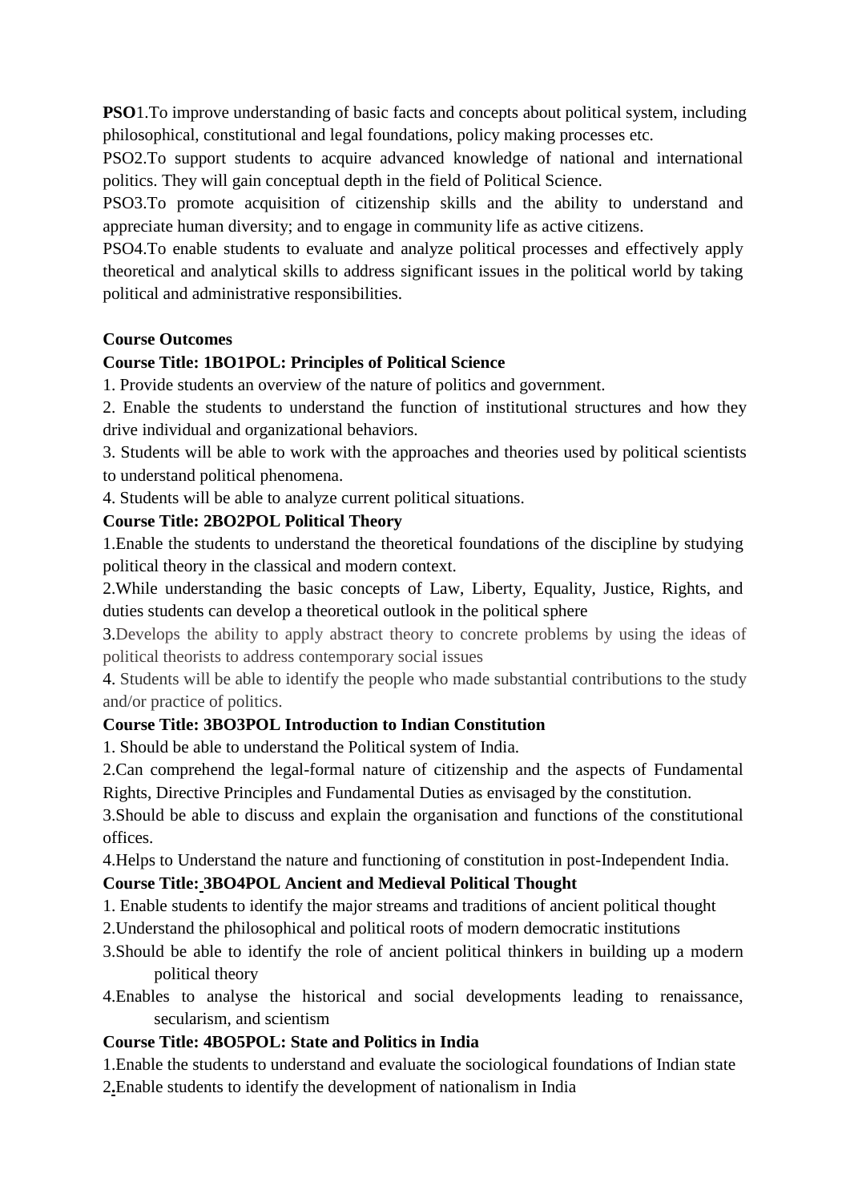**PSO**1.To improve understanding of basic facts and concepts about political system, including philosophical, constitutional and legal foundations, policy making processes etc.

PSO2.To support students to acquire advanced knowledge of national and international politics. They will gain conceptual depth in the field of Political Science.

PSO3.To promote acquisition of citizenship skills and the ability to understand and appreciate human diversity; and to engage in community life as active citizens.

PSO4.To enable students to evaluate and analyze political processes and effectively apply theoretical and analytical skills to address significant issues in the political world by taking political and administrative responsibilities.

**Course Outcomes**

**Course Title: 1BO1POL: Principles of Political Science**

1. Provide students an overview of the nature of politics and government.
2. Enable the students to understand the function of institutional structures and how they drive individual and organizational behaviors.
3. Students will be able to work with the approaches and theories used by political scientists to understand political phenomena.
4. Students will be able to analyze current political situations.

**Course Title: 2BO2POL Political Theory**

1.Enable the students to understand the theoretical foundations of the discipline by studying political theory in the classical and modern context.

2.While understanding the basic concepts of Law, Liberty, Equality, Justice, Rights, and duties students can develop a theoretical outlook in the political sphere

3.Develops the ability to apply abstract theory to concrete problems by using the ideas of political theorists to address contemporary social issues

4. Students will be able to identify the people who made substantial contributions to the study and/or practice of politics.

**Course Title: 3BO3POL Introduction to Indian Constitution**

1. Should be able to understand the Political system of India.

2.Can comprehend the legal-formal nature of citizenship and the aspects of Fundamental Rights, Directive Principles and Fundamental Duties as envisaged by the constitution.

3.Should be able to discuss and explain the organisation and functions of the constitutional offices.

4.Helps to Understand the nature and functioning of constitution in post-Independent India.

**Course Title: 3BO4POL Ancient and Medieval Political Thought**

1. Enable students to identify the major streams and traditions of ancient political thought

2.Understand the philosophical and political roots of modern democratic institutions

3.Should be able to identify the role of ancient political thinkers in building up a modern political theory

4.Enables to analyse the historical and social developments leading to renaissance, secularism, and scientism

**Course Title: 4BO5POL: State and Politics in India**

1.Enable the students to understand and evaluate the sociological foundations of Indian state

2.Enable students to identify the development of nationalism in India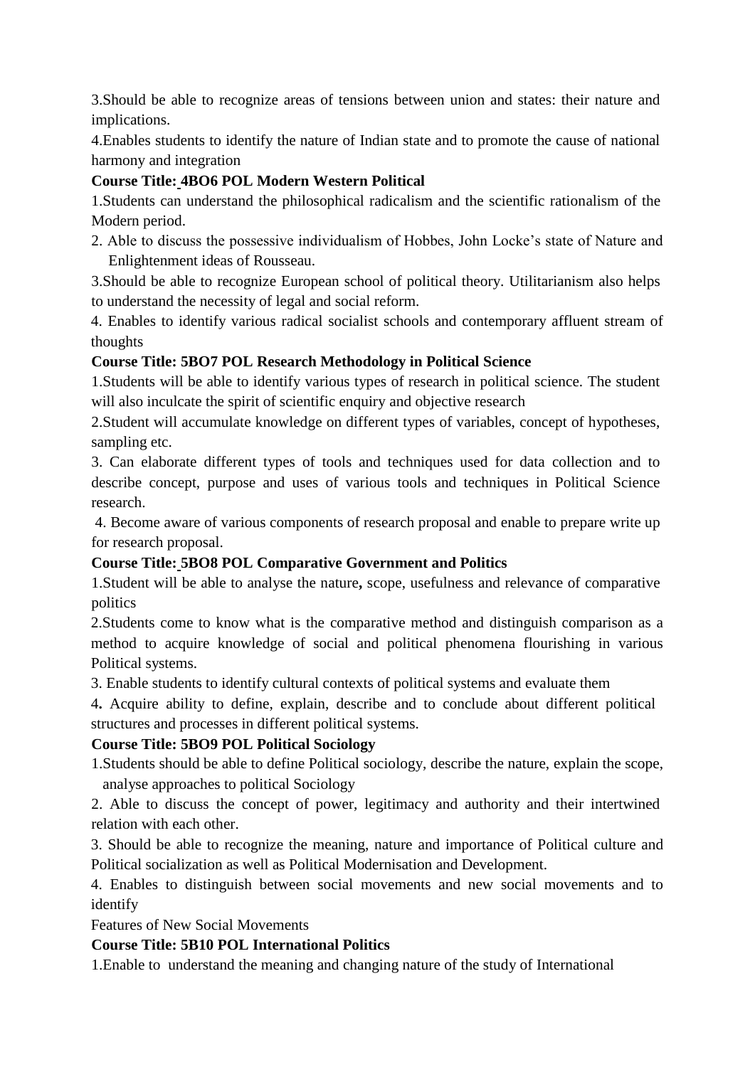3.Should be able to recognize areas of tensions between union and states: their nature and implications.

4.Enables students to identify the nature of Indian state and to promote the cause of national harmony and integration

**Course Title: 4BO6 POL Modern Western Political**

1.Students can understand the philosophical radicalism and the scientific rationalism of the Modern period.

2. Able to discuss the possessive individualism of Hobbes, John Locke's state of Nature and Enlightenment ideas of Rousseau.

3.Should be able to recognize European school of political theory. Utilitarianism also helps to understand the necessity of legal and social reform.

4. Enables to identify various radical socialist schools and contemporary affluent stream of thoughts

**Course Title: 5BO7 POL Research Methodology in Political Science**

1.Students will be able to identify various types of research in political science. The student will also inculcate the spirit of scientific enquiry and objective research

2.Student will accumulate knowledge on different types of variables, concept of hypotheses, sampling etc.

3. Can elaborate different types of tools and techniques used for data collection and to describe concept, purpose and uses of various tools and techniques in Political Science research.

4. Become aware of various components of research proposal and enable to prepare write up for research proposal.

**Course Title: 5BO8 POL Comparative Government and Politics**

1.Student will be able to analyse the nature**,** scope, usefulness and relevance of comparative politics

2.Students come to know what is the comparative method and distinguish comparison as a method to acquire knowledge of social and political phenomena flourishing in various Political systems.

3. Enable students to identify cultural contexts of political systems and evaluate them

4**.** Acquire ability to define, explain, describe and to conclude about different political structures and processes in different political systems.

**Course Title: 5BO9 POL Political Sociology**

1.Students should be able to define Political sociology, describe the nature, explain the scope, analyse approaches to political Sociology

2. Able to discuss the concept of power, legitimacy and authority and their intertwined relation with each other.

3. Should be able to recognize the meaning, nature and importance of Political culture and Political socialization as well as Political Modernisation and Development.

4. Enables to distinguish between social movements and new social movements and to identify

Features of New Social Movements

**Course Title: 5B10 POL International Politics**

1.Enable to understand the meaning and changing nature of the study of International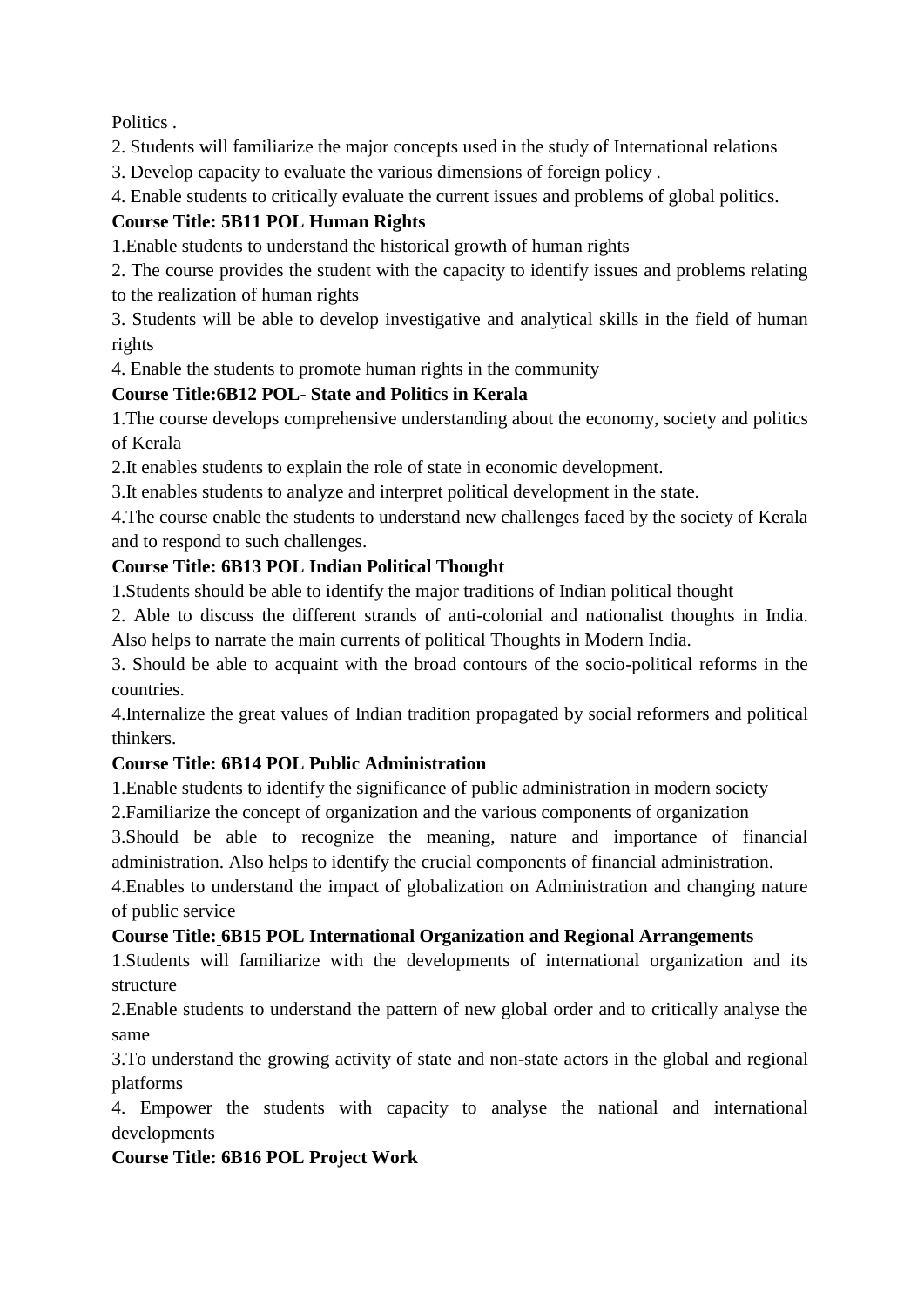Politics .

2. Students will familiarize the major concepts used in the study of International relations

3. Develop capacity to evaluate the various dimensions of foreign policy .

4. Enable students to critically evaluate the current issues and problems of global politics.

**Course Title: 5B11 POL Human Rights**

1.Enable students to understand the historical growth of human rights

2. The course provides the student with the capacity to identify issues and problems relating to the realization of human rights

3. Students will be able to develop investigative and analytical skills in the field of human rights

4. Enable the students to promote human rights in the community

**Course Title:6B12 POL- State and Politics in Kerala**

1.The course develops comprehensive understanding about the economy, society and politics of Kerala

2.It enables students to explain the role of state in economic development.

3.It enables students to analyze and interpret political development in the state.

4.The course enable the students to understand new challenges faced by the society of Kerala and to respond to such challenges.

**Course Title: 6B13 POL Indian Political Thought**

1.Students should be able to identify the major traditions of Indian political thought

2. Able to discuss the different strands of anti-colonial and nationalist thoughts in India. Also helps to narrate the main currents of political Thoughts in Modern India.

3. Should be able to acquaint with the broad contours of the socio-political reforms in the countries.

4.Internalize the great values of Indian tradition propagated by social reformers and political thinkers.

**Course Title: 6B14 POL Public Administration**

1.Enable students to identify the significance of public administration in modern society

2.Familiarize the concept of organization and the various components of organization

3.Should be able to recognize the meaning, nature and importance of financial administration. Also helps to identify the crucial components of financial administration.

4.Enables to understand the impact of globalization on Administration and changing nature of public service

**Course Title: 6B15 POL International Organization and Regional Arrangements**

1.Students will familiarize with the developments of international organization and its structure

2.Enable students to understand the pattern of new global order and to critically analyse the same

3.To understand the growing activity of state and non-state actors in the global and regional platforms

4. Empower the students with capacity to analyse the national and international developments

**Course Title: 6B16 POL Project Work**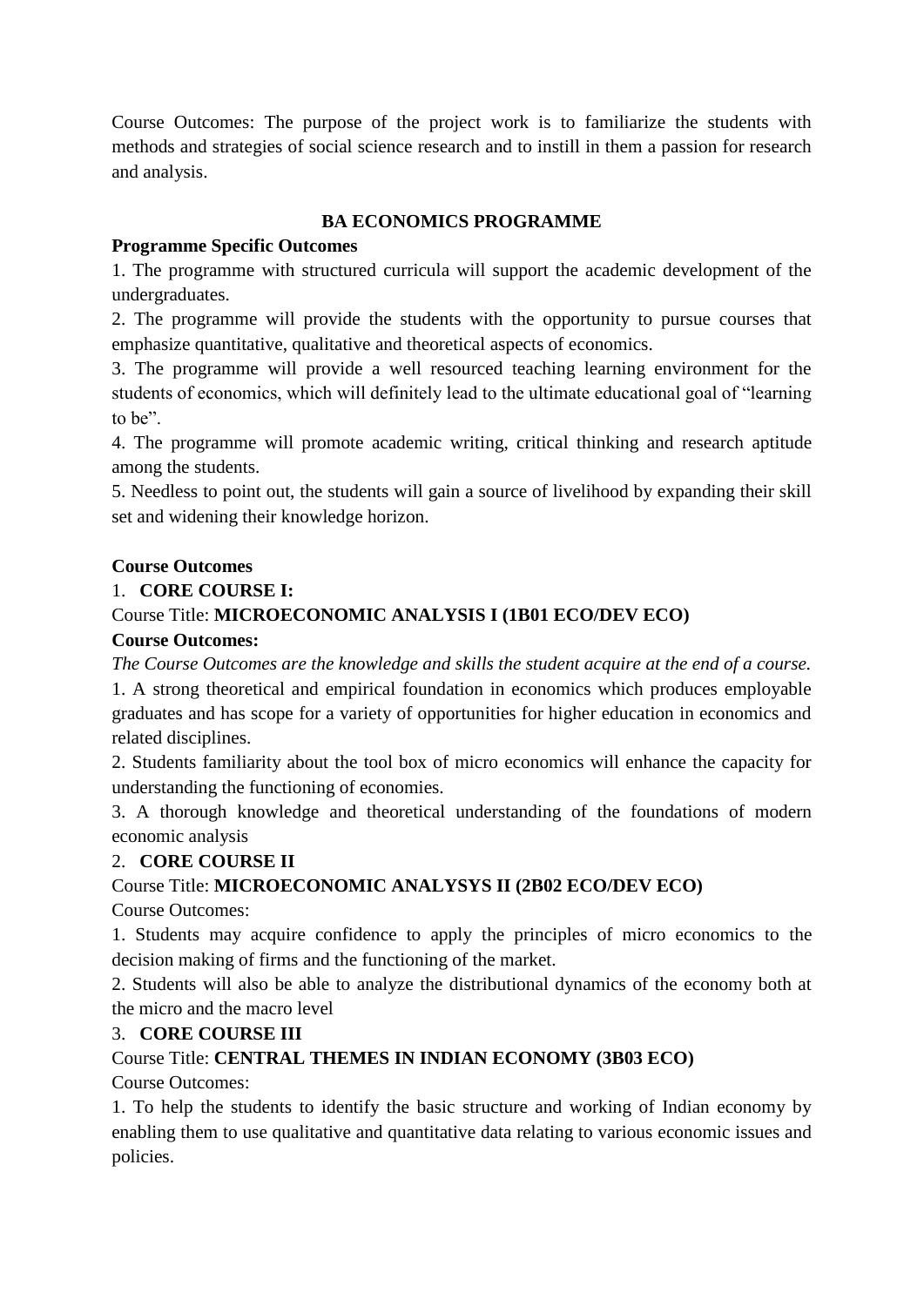Course Outcomes: The purpose of the project work is to familiarize the students with methods and strategies of social science research and to instill in them a passion for research and analysis.

## BA ECONOMICS PROGRAMME

**Programme Specific Outcomes**

1. The programme with structured curricula will support the academic development of the undergraduates.
2. The programme will provide the students with the opportunity to pursue courses that emphasize quantitative, qualitative and theoretical aspects of economics.
3. The programme will provide a well resourced teaching learning environment for the students of economics, which will definitely lead to the ultimate educational goal of "learning to be".
4. The programme will promote academic writing, critical thinking and research aptitude among the students.
5. Needless to point out, the students will gain a source of livelihood by expanding their skill set and widening their knowledge horizon.

**Course Outcomes**

1. **CORE COURSE I:**

Course Title: **MICROECONOMIC ANALYSIS I (1B01 ECO/DEV ECO)**

**Course Outcomes:**

*The Course Outcomes are the knowledge and skills the student acquire at the end of a course.*

1. A strong theoretical and empirical foundation in economics which produces employable graduates and has scope for a variety of opportunities for higher education in economics and related disciplines.
2. Students familiarity about the tool box of micro economics will enhance the capacity for understanding the functioning of economies.
3. A thorough knowledge and theoretical understanding of the foundations of modern economic analysis

2. **CORE COURSE II**

Course Title: **MICROECONOMIC ANALYSYS II (2B02 ECO/DEV ECO)**

Course Outcomes:

1. Students may acquire confidence to apply the principles of micro economics to the decision making of firms and the functioning of the market.
2. Students will also be able to analyze the distributional dynamics of the economy both at the micro and the macro level

3. **CORE COURSE III**

Course Title: **CENTRAL THEMES IN INDIAN ECONOMY (3B03 ECO)**

Course Outcomes:

1. To help the students to identify the basic structure and working of Indian economy by enabling them to use qualitative and quantitative data relating to various economic issues and policies.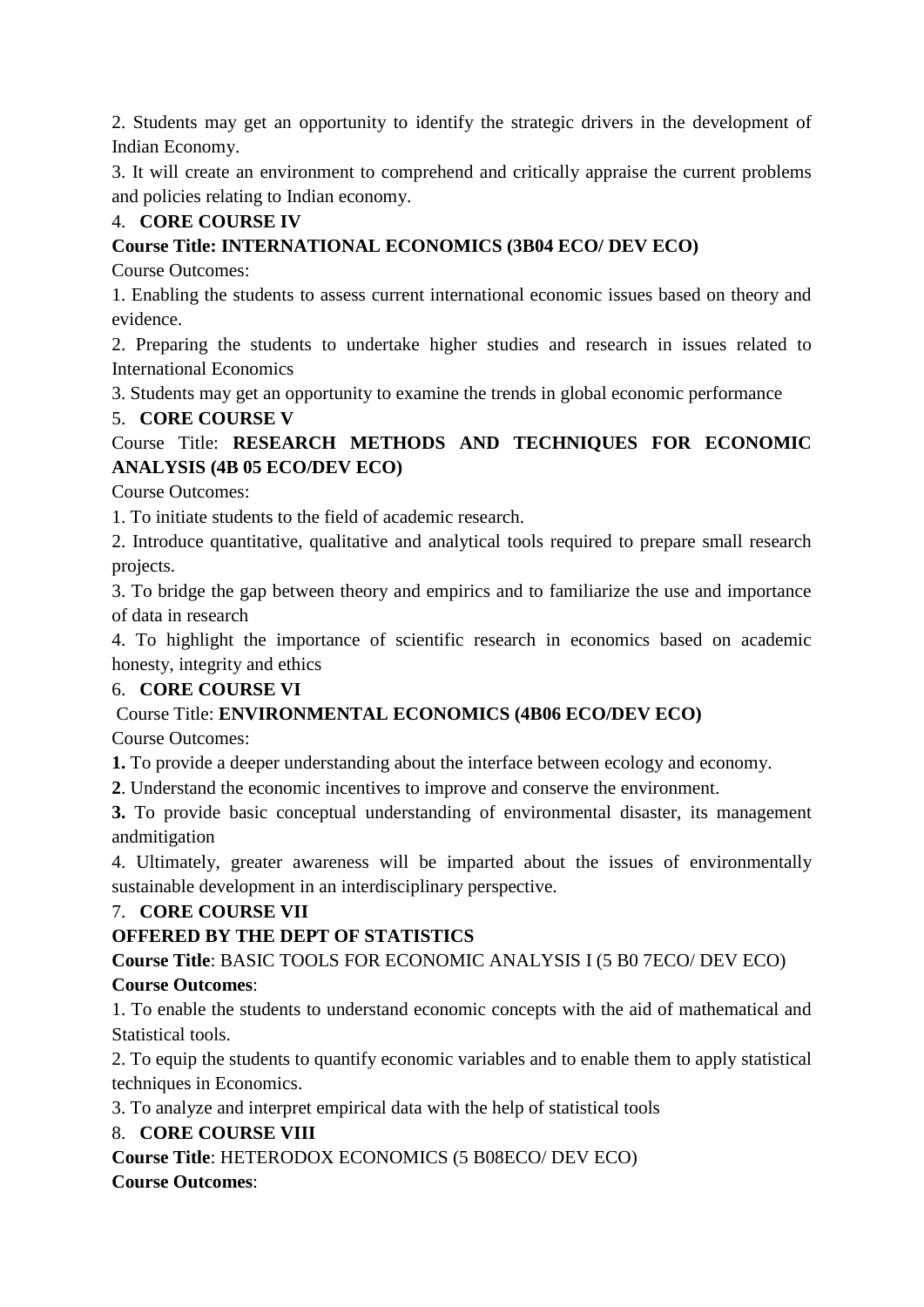2. Students may get an opportunity to identify the strategic drivers in the development of Indian Economy.

3. It will create an environment to comprehend and critically appraise the current problems and policies relating to Indian economy.

4. **CORE COURSE IV**

**Course Title: INTERNATIONAL ECONOMICS (3B04 ECO/ DEV ECO)**

Course Outcomes:

1. Enabling the students to assess current international economic issues based on theory and evidence.

2. Preparing the students to undertake higher studies and research in issues related to International Economics

3. Students may get an opportunity to examine the trends in global economic performance

5. **CORE COURSE V**

Course Title: **RESEARCH METHODS AND TECHNIQUES FOR ECONOMIC ANALYSIS (4B 05 ECO/DEV ECO)**

Course Outcomes:

1. To initiate students to the field of academic research.

2. Introduce quantitative, qualitative and analytical tools required to prepare small research projects.

3. To bridge the gap between theory and empirics and to familiarize the use and importance of data in research

4. To highlight the importance of scientific research in economics based on academic honesty, integrity and ethics

6. **CORE COURSE VI**

Course Title: **ENVIRONMENTAL ECONOMICS (4B06 ECO/DEV ECO)**

Course Outcomes:

**1.** To provide a deeper understanding about the interface between ecology and economy.

**2**. Understand the economic incentives to improve and conserve the environment.

**3.** To provide basic conceptual understanding of environmental disaster, its management andmitigation

4. Ultimately, greater awareness will be imparted about the issues of environmentally sustainable development in an interdisciplinary perspective.

7. **CORE COURSE VII**

**OFFERED BY THE DEPT OF STATISTICS**

**Course Title**: BASIC TOOLS FOR ECONOMIC ANALYSIS I (5 B0 7ECO/ DEV ECO)

**Course Outcomes**:

1. To enable the students to understand economic concepts with the aid of mathematical and Statistical tools.

2. To equip the students to quantify economic variables and to enable them to apply statistical techniques in Economics.

3. To analyze and interpret empirical data with the help of statistical tools

8. **CORE COURSE VIII**

**Course Title**: HETERODOX ECONOMICS (5 B08ECO/ DEV ECO)

**Course Outcomes**: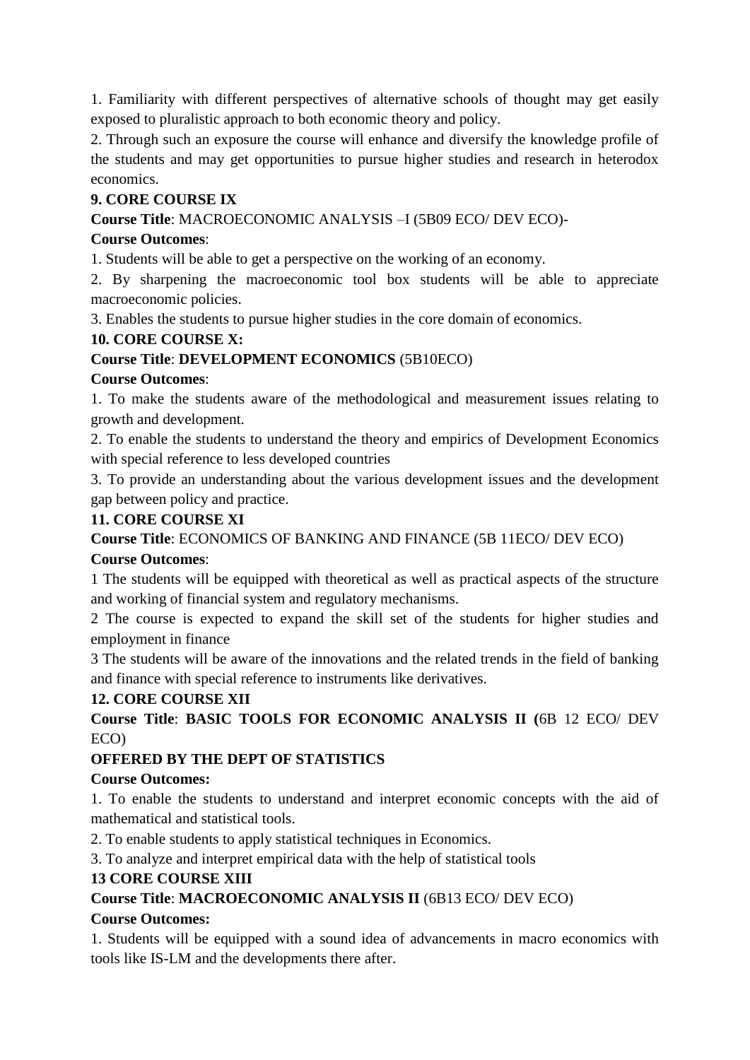1. Familiarity with different perspectives of alternative schools of thought may get easily exposed to pluralistic approach to both economic theory and policy.
2. Through such an exposure the course will enhance and diversify the knowledge profile of the students and may get opportunities to pursue higher studies and research in heterodox economics.

**9. CORE COURSE IX**

**Course Title**: MACROECONOMIC ANALYSIS –I (5B09 ECO/ DEV ECO)-

**Course Outcomes**:

1. Students will be able to get a perspective on the working of an economy.
2. By sharpening the macroeconomic tool box students will be able to appreciate macroeconomic policies.
3. Enables the students to pursue higher studies in the core domain of economics.

**10. CORE COURSE X:**

**Course Title**: **DEVELOPMENT ECONOMICS** (5B10ECO)

**Course Outcomes**:

1. To make the students aware of the methodological and measurement issues relating to growth and development.
2. To enable the students to understand the theory and empirics of Development Economics with special reference to less developed countries
3. To provide an understanding about the various development issues and the development gap between policy and practice.

**11. CORE COURSE XI**

**Course Title**: ECONOMICS OF BANKING AND FINANCE (5B 11ECO/ DEV ECO)

**Course Outcomes**:

1 The students will be equipped with theoretical as well as practical aspects of the structure and working of financial system and regulatory mechanisms.

2 The course is expected to expand the skill set of the students for higher studies and employment in finance

3 The students will be aware of the innovations and the related trends in the field of banking and finance with special reference to instruments like derivatives.

**12. CORE COURSE XII**

**Course Title**: **BASIC TOOLS FOR ECONOMIC ANALYSIS II (**6B 12 ECO/ DEV ECO)

**OFFERED BY THE DEPT OF STATISTICS**

**Course Outcomes:**

1. To enable the students to understand and interpret economic concepts with the aid of mathematical and statistical tools.
2. To enable students to apply statistical techniques in Economics.
3. To analyze and interpret empirical data with the help of statistical tools

**13 CORE COURSE XIII**

**Course Title**: **MACROECONOMIC ANALYSIS II** (6B13 ECO/ DEV ECO)

**Course Outcomes:**

1. Students will be equipped with a sound idea of advancements in macro economics with tools like IS-LM and the developments there after.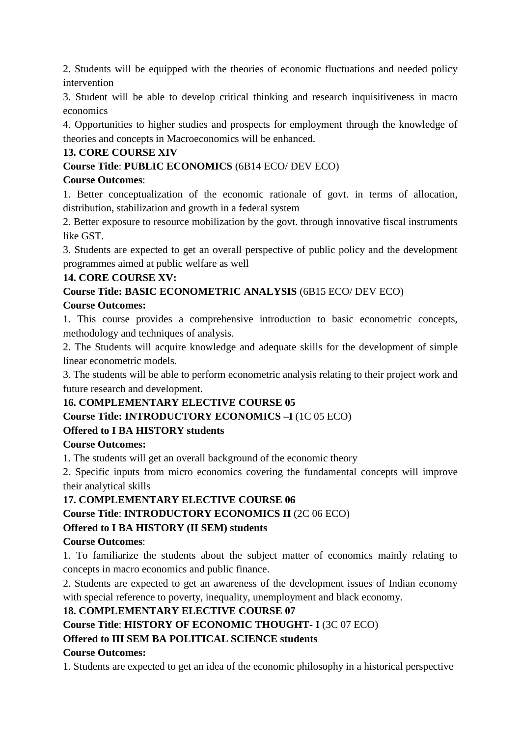2. Students will be equipped with the theories of economic fluctuations and needed policy intervention

3. Student will be able to develop critical thinking and research inquisitiveness in macro economics

4. Opportunities to higher studies and prospects for employment through the knowledge of theories and concepts in Macroeconomics will be enhanced.

**13. CORE COURSE XIV**

**Course Title**: **PUBLIC ECONOMICS** (6B14 ECO/ DEV ECO)

**Course Outcomes**:

1. Better conceptualization of the economic rationale of govt. in terms of allocation, distribution, stabilization and growth in a federal system

2. Better exposure to resource mobilization by the govt. through innovative fiscal instruments like GST.

3. Students are expected to get an overall perspective of public policy and the development programmes aimed at public welfare as well

**14. CORE COURSE XV:**

**Course Title: BASIC ECONOMETRIC ANALYSIS** (6B15 ECO/ DEV ECO)

**Course Outcomes:**

1. This course provides a comprehensive introduction to basic econometric concepts, methodology and techniques of analysis.

2. The Students will acquire knowledge and adequate skills for the development of simple linear econometric models.

3. The students will be able to perform econometric analysis relating to their project work and future research and development.

**16. COMPLEMENTARY ELECTIVE COURSE 05**

**Course Title: INTRODUCTORY ECONOMICS –I** (1C 05 ECO)

**Offered to I BA HISTORY students**

**Course Outcomes:**

1. The students will get an overall background of the economic theory

2. Specific inputs from micro economics covering the fundamental concepts will improve their analytical skills

**17. COMPLEMENTARY ELECTIVE COURSE 06**

**Course Title**: **INTRODUCTORY ECONOMICS II** (2C 06 ECO)

**Offered to I BA HISTORY (II SEM) students**

**Course Outcomes**:

1. To familiarize the students about the subject matter of economics mainly relating to concepts in macro economics and public finance.

2. Students are expected to get an awareness of the development issues of Indian economy with special reference to poverty, inequality, unemployment and black economy.

**18. COMPLEMENTARY ELECTIVE COURSE 07**

**Course Title**: **HISTORY OF ECONOMIC THOUGHT- I** (3C 07 ECO)

**Offered to III SEM BA POLITICAL SCIENCE students**

**Course Outcomes:**

1. Students are expected to get an idea of the economic philosophy in a historical perspective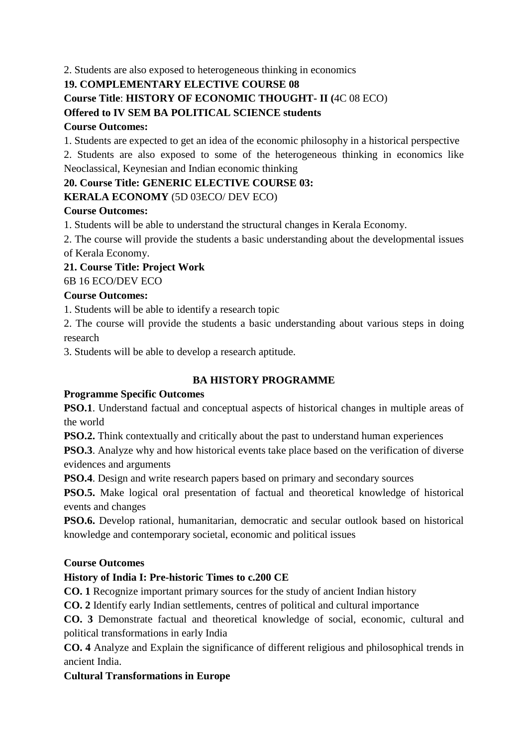2. Students are also exposed to heterogeneous thinking in economics

**19. COMPLEMENTARY ELECTIVE COURSE 08**

**Course Title**: **HISTORY OF ECONOMIC THOUGHT- II (**4C 08 ECO)

**Offered to IV SEM BA POLITICAL SCIENCE students**

**Course Outcomes:**

1. Students are expected to get an idea of the economic philosophy in a historical perspective
2. Students are also exposed to some of the heterogeneous thinking in economics like Neoclassical, Keynesian and Indian economic thinking

**20. Course Title: GENERIC ELECTIVE COURSE 03:**

**KERALA ECONOMY** (5D 03ECO/ DEV ECO)

**Course Outcomes:**

1. Students will be able to understand the structural changes in Kerala Economy.
2. The course will provide the students a basic understanding about the developmental issues of Kerala Economy.

**21. Course Title: Project Work**

6B 16 ECO/DEV ECO

**Course Outcomes:**

1. Students will be able to identify a research topic
2. The course will provide the students a basic understanding about various steps in doing research
3. Students will be able to develop a research aptitude.

## BA HISTORY PROGRAMME

**Programme Specific Outcomes**

**PSO.1**. Understand factual and conceptual aspects of historical changes in multiple areas of the world

**PSO.2.** Think contextually and critically about the past to understand human experiences

**PSO.3**. Analyze why and how historical events take place based on the verification of diverse evidences and arguments

**PSO.4**. Design and write research papers based on primary and secondary sources

**PSO.5.** Make logical oral presentation of factual and theoretical knowledge of historical events and changes

**PSO.6.** Develop rational, humanitarian, democratic and secular outlook based on historical knowledge and contemporary societal, economic and political issues

**Course Outcomes**

**History of India I: Pre-historic Times to c.200 CE**

**CO. 1** Recognize important primary sources for the study of ancient Indian history

**CO. 2** Identify early Indian settlements, centres of political and cultural importance

**CO. 3** Demonstrate factual and theoretical knowledge of social, economic, cultural and political transformations in early India

**CO. 4** Analyze and Explain the significance of different religious and philosophical trends in ancient India.

**Cultural Transformations in Europe**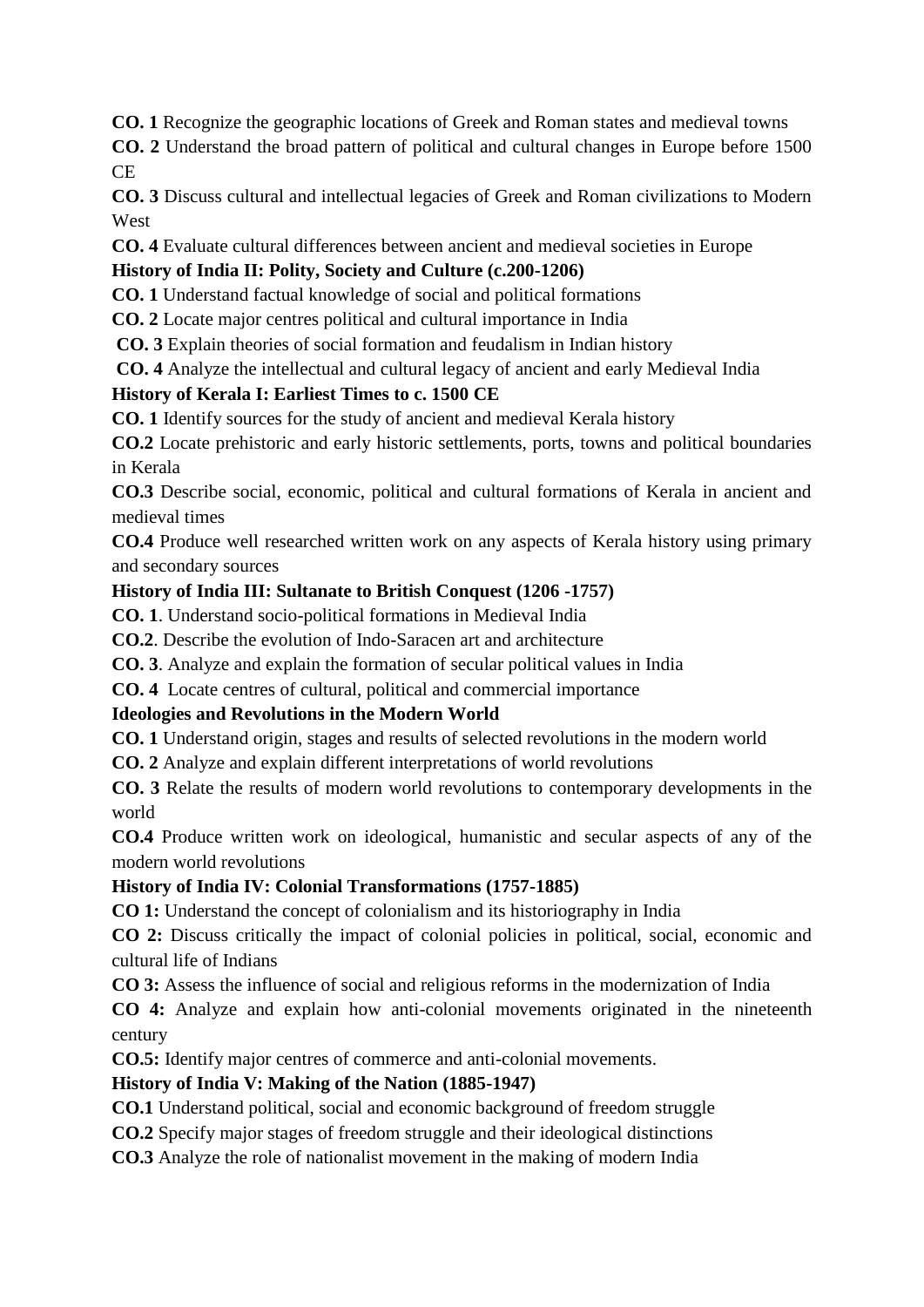**CO. 1** Recognize the geographic locations of Greek and Roman states and medieval towns

**CO. 2** Understand the broad pattern of political and cultural changes in Europe before 1500 CE

**CO. 3** Discuss cultural and intellectual legacies of Greek and Roman civilizations to Modern West

**CO. 4** Evaluate cultural differences between ancient and medieval societies in Europe

**History of India II: Polity, Society and Culture (c.200-1206)**

**CO. 1** Understand factual knowledge of social and political formations

**CO. 2** Locate major centres political and cultural importance in India

**CO. 3** Explain theories of social formation and feudalism in Indian history

**CO. 4** Analyze the intellectual and cultural legacy of ancient and early Medieval India

**History of Kerala I: Earliest Times to c. 1500 CE**

**CO. 1** Identify sources for the study of ancient and medieval Kerala history

**CO.2** Locate prehistoric and early historic settlements, ports, towns and political boundaries in Kerala

**CO.3** Describe social, economic, political and cultural formations of Kerala in ancient and medieval times

**CO.4** Produce well researched written work on any aspects of Kerala history using primary and secondary sources

**History of India III: Sultanate to British Conquest (1206 -1757)**

**CO. 1**. Understand socio-political formations in Medieval India

**CO.2**. Describe the evolution of Indo-Saracen art and architecture

**CO. 3**. Analyze and explain the formation of secular political values in India

**CO. 4** Locate centres of cultural, political and commercial importance

**Ideologies and Revolutions in the Modern World**

**CO. 1** Understand origin, stages and results of selected revolutions in the modern world

**CO. 2** Analyze and explain different interpretations of world revolutions

**CO. 3** Relate the results of modern world revolutions to contemporary developments in the world

**CO.4** Produce written work on ideological, humanistic and secular aspects of any of the modern world revolutions

**History of India IV: Colonial Transformations (1757-1885)**

**CO 1:** Understand the concept of colonialism and its historiography in India

**CO 2:** Discuss critically the impact of colonial policies in political, social, economic and cultural life of Indians

**CO 3:** Assess the influence of social and religious reforms in the modernization of India

**CO 4:** Analyze and explain how anti-colonial movements originated in the nineteenth century

**CO.5:** Identify major centres of commerce and anti-colonial movements.

**History of India V: Making of the Nation (1885-1947)**

**CO.1** Understand political, social and economic background of freedom struggle

**CO.2** Specify major stages of freedom struggle and their ideological distinctions

**CO.3** Analyze the role of nationalist movement in the making of modern India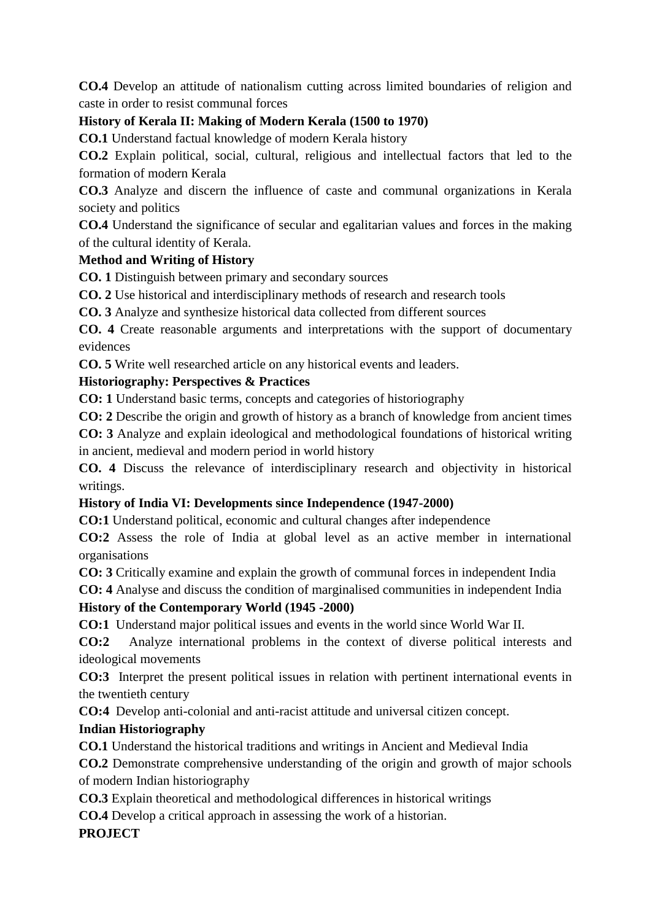**CO.4** Develop an attitude of nationalism cutting across limited boundaries of religion and caste in order to resist communal forces

**History of Kerala II: Making of Modern Kerala (1500 to 1970)**

**CO.1** Understand factual knowledge of modern Kerala history

**CO.2** Explain political, social, cultural, religious and intellectual factors that led to the formation of modern Kerala

**CO.3** Analyze and discern the influence of caste and communal organizations in Kerala society and politics

**CO.4** Understand the significance of secular and egalitarian values and forces in the making of the cultural identity of Kerala.

**Method and Writing of History**

**CO. 1** Distinguish between primary and secondary sources

**CO. 2** Use historical and interdisciplinary methods of research and research tools

**CO. 3** Analyze and synthesize historical data collected from different sources

**CO. 4** Create reasonable arguments and interpretations with the support of documentary evidences

**CO. 5** Write well researched article on any historical events and leaders.

**Historiography: Perspectives & Practices**

**CO: 1** Understand basic terms, concepts and categories of historiography

**CO: 2** Describe the origin and growth of history as a branch of knowledge from ancient times

**CO: 3** Analyze and explain ideological and methodological foundations of historical writing in ancient, medieval and modern period in world history

**CO. 4** Discuss the relevance of interdisciplinary research and objectivity in historical writings.

**History of India VI: Developments since Independence (1947-2000)**

**CO:1** Understand political, economic and cultural changes after independence

**CO:2** Assess the role of India at global level as an active member in international organisations

**CO: 3** Critically examine and explain the growth of communal forces in independent India

**CO: 4** Analyse and discuss the condition of marginalised communities in independent India

**History of the Contemporary World (1945 -2000)**

**CO:1** Understand major political issues and events in the world since World War II.

**CO:2** Analyze international problems in the context of diverse political interests and ideological movements

**CO:3** Interpret the present political issues in relation with pertinent international events in the twentieth century

**CO:4** Develop anti-colonial and anti-racist attitude and universal citizen concept.

**Indian Historiography**

**CO.1** Understand the historical traditions and writings in Ancient and Medieval India

**CO.2** Demonstrate comprehensive understanding of the origin and growth of major schools of modern Indian historiography

**CO.3** Explain theoretical and methodological differences in historical writings

**CO.4** Develop a critical approach in assessing the work of a historian.

**PROJECT**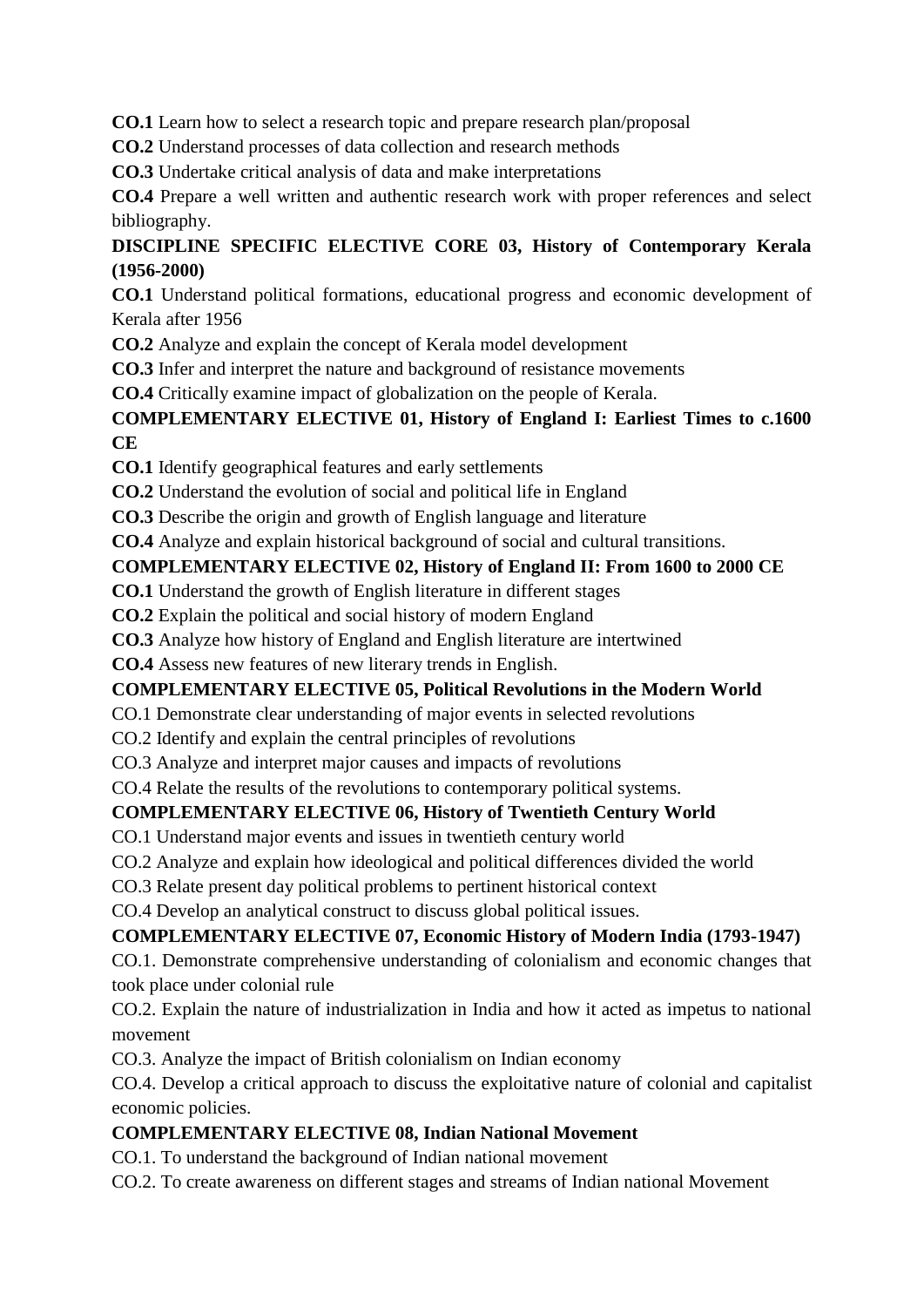**CO.1** Learn how to select a research topic and prepare research plan/proposal

**CO.2** Understand processes of data collection and research methods

**CO.3** Undertake critical analysis of data and make interpretations

**CO.4** Prepare a well written and authentic research work with proper references and select bibliography.

**DISCIPLINE SPECIFIC ELECTIVE CORE 03, History of Contemporary Kerala (1956-2000)**

**CO.1** Understand political formations, educational progress and economic development of Kerala after 1956

**CO.2** Analyze and explain the concept of Kerala model development

**CO.3** Infer and interpret the nature and background of resistance movements

**CO.4** Critically examine impact of globalization on the people of Kerala.

**COMPLEMENTARY ELECTIVE 01, History of England I: Earliest Times to c.1600 CE**

**CO.1** Identify geographical features and early settlements

**CO.2** Understand the evolution of social and political life in England

**CO.3** Describe the origin and growth of English language and literature

**CO.4** Analyze and explain historical background of social and cultural transitions.

**COMPLEMENTARY ELECTIVE 02, History of England II: From 1600 to 2000 CE**

**CO.1** Understand the growth of English literature in different stages

**CO.2** Explain the political and social history of modern England

**CO.3** Analyze how history of England and English literature are intertwined

**CO.4** Assess new features of new literary trends in English.

**COMPLEMENTARY ELECTIVE 05, Political Revolutions in the Modern World**

CO.1 Demonstrate clear understanding of major events in selected revolutions

CO.2 Identify and explain the central principles of revolutions

CO.3 Analyze and interpret major causes and impacts of revolutions

CO.4 Relate the results of the revolutions to contemporary political systems.

**COMPLEMENTARY ELECTIVE 06, History of Twentieth Century World**

CO.1 Understand major events and issues in twentieth century world

CO.2 Analyze and explain how ideological and political differences divided the world

CO.3 Relate present day political problems to pertinent historical context

CO.4 Develop an analytical construct to discuss global political issues.

**COMPLEMENTARY ELECTIVE 07, Economic History of Modern India (1793-1947)**

CO.1. Demonstrate comprehensive understanding of colonialism and economic changes that took place under colonial rule

CO.2. Explain the nature of industrialization in India and how it acted as impetus to national movement

CO.3. Analyze the impact of British colonialism on Indian economy

CO.4. Develop a critical approach to discuss the exploitative nature of colonial and capitalist economic policies.

**COMPLEMENTARY ELECTIVE 08, Indian National Movement**

CO.1. To understand the background of Indian national movement

CO.2. To create awareness on different stages and streams of Indian national Movement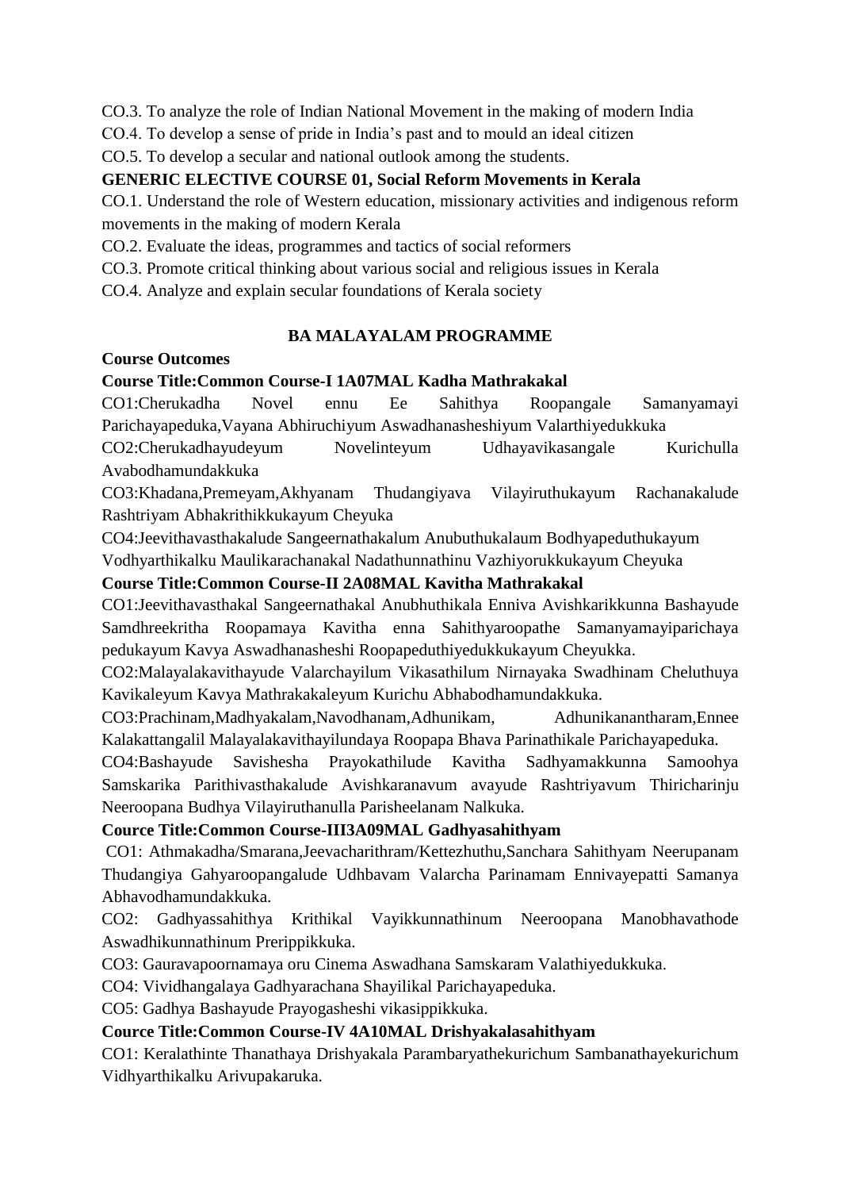CO.3. To analyze the role of Indian National Movement in the making of modern India

CO.4. To develop a sense of pride in India's past and to mould an ideal citizen

CO.5. To develop a secular and national outlook among the students.

**GENERIC ELECTIVE COURSE 01, Social Reform Movements in Kerala**

CO.1. Understand the role of Western education, missionary activities and indigenous reform movements in the making of modern Kerala

CO.2. Evaluate the ideas, programmes and tactics of social reformers

CO.3. Promote critical thinking about various social and religious issues in Kerala

CO.4. Analyze and explain secular foundations of Kerala society

## BA MALAYALAM PROGRAMME

**Course Outcomes**

**Course Title:Common Course-I 1A07MAL Kadha Mathrakakal**

CO1:Cherukadha Novel ennu Ee Sahithya Roopangale Samanyamayi Parichayapeduka,Vayana Abhiruchiyum Aswadhanasheshiyum Valarthiyedukkuka

CO2:Cherukadhayudeyum Novelinteyum Udhayavikasangale Kurichulla Avabodhamundakkuka

CO3:Khadana,Premeyam,Akhyanam Thudangiyava Vilayiruthukayum Rachanakalude Rashtriyam Abhakrithikkukayum Cheyuka

CO4:Jeevithavasthakalude Sangeernathakalum Anubuthukalaum Bodhyapeduthukayum Vodhyarthikalku Maulikarachanakal Nadathunnathinu Vazhiyorukkukayum Cheyuka

**Course Title:Common Course-II 2A08MAL Kavitha Mathrakakal**

CO1:Jeevithavasthakal Sangeernathakal Anubhuthikala Enniva Avishkarikkunna Bashayude Samdhreekritha Roopamaya Kavitha enna Sahithyaroopathe Samanyamayiparichaya pedukayum Kavya Aswadhanasheshi Roopapeduthiyedukkukayum Cheyukka.

CO2:Malayalakavithayude Valarchayilum Vikasathilum Nirnayaka Swadhinam Cheluthuya Kavikaleyum Kavya Mathrakakaleyum Kurichu Abhabodhamundakkuka.

CO3:Prachinam,Madhyakalam,Navodhanam,Adhunikam, Adhunikanantharam,Ennee Kalakattangalil Malayalakavithayilundaya Roopapa Bhava Parinathikale Parichayapeduka.

CO4:Bashayude Savishesha Prayokathilude Kavitha Sadhyamakkunna Samoohya Samskarika Parithivasthakalude Avishkaranavum avayude Rashtriyavum Thiricharinju Neeroopana Budhya Vilayiruthanulla Parisheelanam Nalkuka.

**Cource Title:Common Course-III3A09MAL Gadhyasahithyam**

CO1: Athmakadha/Smarana,Jeevacharithram/Kettezhuthu,Sanchara Sahithyam Neerupanam Thudangiya Gahyaroopangalude Udhbavam Valarcha Parinamam Ennivayepatti Samanya Abhavodhamundakkuka.

CO2: Gadhyassahithya Krithikal Vayikkunnathinum Neeroopana Manobhavathode Aswadhikunnathinum Prerippikkuka.

CO3: Gauravapoornamaya oru Cinema Aswadhana Samskaram Valathiyedukkuka.

CO4: Vividhangalaya Gadhyarachana Shayilikal Parichayapeduka.

CO5: Gadhya Bashayude Prayogasheshi vikasippikkuka.

**Cource Title:Common Course-IV 4A10MAL Drishyakalasahithyam**

CO1: Keralathinte Thanathaya Drishyakala Parambaryathekurichum Sambanathayekurichum Vidhyarthikalku Arivupakaruka.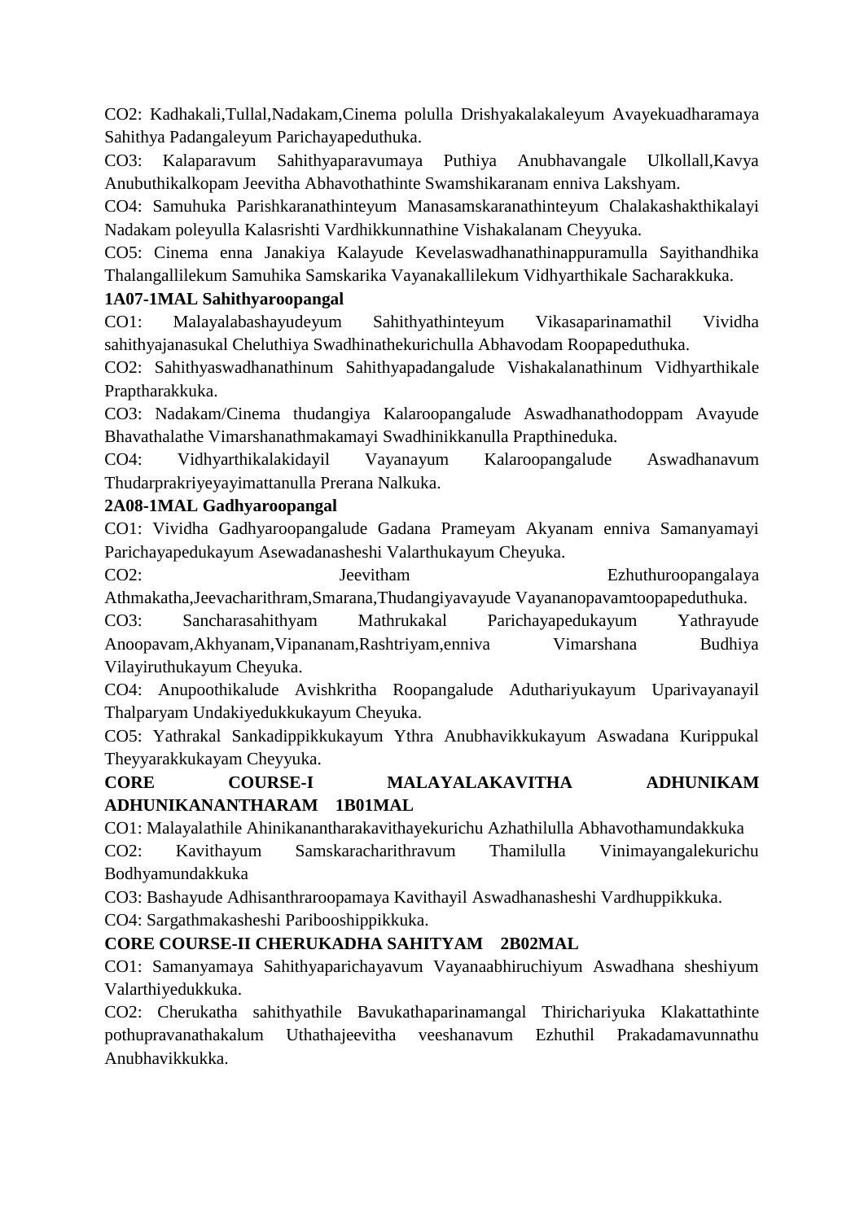CO2: Kadhakali,Tullal,Nadakam,Cinema polulla Drishyakalakaleyum Avayekuadharamaya Sahithya Padangaleyum Parichayapeduthuka.

CO3: Kalaparavum Sahithyaparavumaya Puthiya Anubhavangale Ulkollall,Kavya Anubuthikalkopam Jeevitha Abhavothathinte Swamshikaranam enniva Lakshyam.

CO4: Samuhuka Parishkaranathinteyum Manasamskaranathinteyum Chalakashakthikalayi Nadakam poleyulla Kalasrishti Vardhikkunnathine Vishakalanam Cheyyuka.

CO5: Cinema enna Janakiya Kalayude Kevelaswadhanathinappuramulla Sayithandhika Thalangallilekum Samuhika Samskarika Vayanakallilekum Vidhyarthikale Sacharakkuka.

**1A07-1MAL Sahithyaroopangal**

CO1: Malayalabashayudeyum Sahithyathinteyum Vikasaparinamathil Vividha sahithyajanasukal Cheluthiya Swadhinathekurichulla Abhavodam Roopapeduthuka.

CO2: Sahithyaswadhanathinum Sahithyapadangalude Vishakalanathinum Vidhyarthikale Praptharakkuka.

CO3: Nadakam/Cinema thudangiya Kalaroopangalude Aswadhanathodoppam Avayude Bhavathalathe Vimarshanathmakamayi Swadhinikkanulla Prapthineduka.

CO4: Vidhyarthikalakidayil Vayanayum Kalaroopangalude Aswadhanavum Thudarprakriyeyayimattanulla Prerana Nalkuka.

**2A08-1MAL Gadhyaroopangal**

CO1: Vividha Gadhyaroopangalude Gadana Prameyam Akyanam enniva Samanyamayi Parichayapedukayum Asewadanasheshi Valarthukayum Cheyuka.

CO2: Jeevitham Ezhuthuroopangalaya Athmakatha,Jeevacharithram,Smarana,Thudangiyavayude Vayananopavamtoopapeduthuka.

CO3: Sancharasahithyam Mathrukakal Parichayapedukayum Yathrayude Anoopavam,Akhyanam,Vipananam,Rashtriyam,enniva Vimarshana Budhiya Vilayiruthukayum Cheyuka.

CO4: Anupoothikalude Avishkritha Roopangalude Aduthariyukayum Uparivayanayil Thalparyam Undakiyedukkukayum Cheyuka.

CO5: Yathrakal Sankadippikkukayum Ythra Anubhavikkukayum Aswadana Kurippukal Theyyarakkukayam Cheyyuka.

**CORE COURSE-I MALAYALAKAVITHA ADHUNIKAM ADHUNIKANANTHARAM 1B01MAL**

CO1: Malayalathile Ahinikanantharakavithayekurichu Azhathilulla Abhavothamundakkuka

CO2: Kavithayum Samskaracharithravum Thamilulla Vinimayangalekurichu Bodhyamundakkuka

CO3: Bashayude Adhisanthraroopamaya Kavithayil Aswadhanasheshi Vardhuppikkuka.

CO4: Sargathmakasheshi Paribooshippikkuka.

**CORE COURSE-II CHERUKADHA SAHITYAM 2B02MAL**

CO1: Samanyamaya Sahithyaparichayavum Vayanaabhiruchiyum Aswadhana sheshiyum Valarthiyedukkuka.

CO2: Cherukatha sahithyathile Bavukathaparinamangal Thirichariyuka Klakattathinte pothupravanathakalum Uthathajeevitha veeshanavum Ezhuthil Prakadamavunnathu Anubhavikkukka.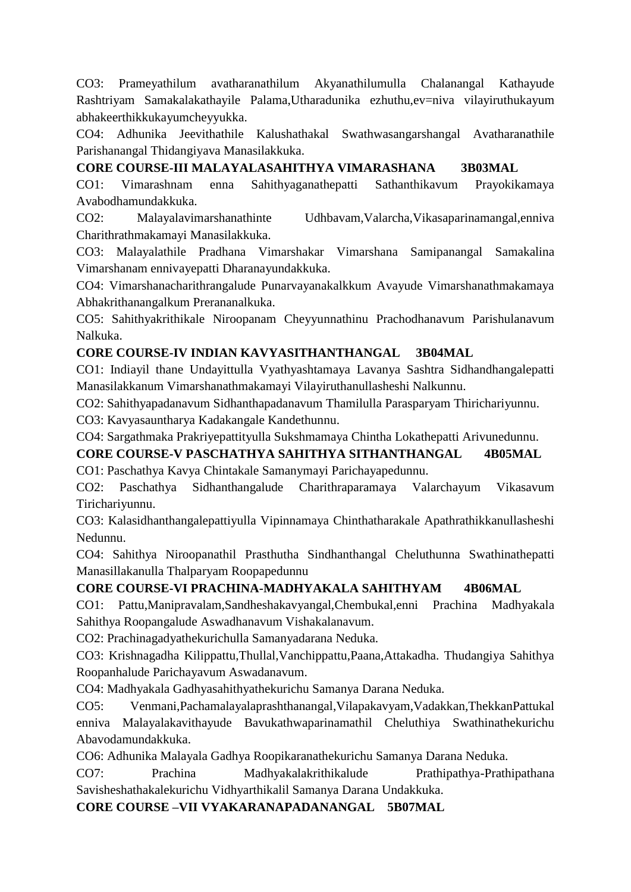CO3: Prameyathilum avatharanathilum Akyanathilumulla Chalanangal Kathayude Rashtriyam Samakalakathayile Palama,Utharadunika ezhuthu,ev=niva vilayiruthukayum abhakeerthikkukayumcheyyukka.

CO4: Adhunika Jeevithathile Kalushathakal Swathwasangarshangal Avatharanathile Parishanangal Thidangiyava Manasilakkuka.

**CORE COURSE-III MALAYALASAHITHYA VIMARASHANA 3B03MAL**

CO1: Vimarashnam enna Sahithyaganathepatti Sathanthikavum Prayokikamaya Avabodhamundakkuka.

CO2: Malayalavimarshanathinte Udhbavam,Valarcha,Vikasaparinamangal,enniva Charithrathmakamayi Manasilakkuka.

CO3: Malayalathile Pradhana Vimarshakar Vimarshana Samipanangal Samakalina Vimarshanam ennivayepatti Dharanayundakkuka.

CO4: Vimarshanacharithrangalude Punarvayanakalkkum Avayude Vimarshanathmakamaya Abhakrithanangalkum Preranaalkuka.

CO5: Sahithyakrithikale Niroopanam Cheyyunnathinu Prachodhanavum Parishulanavum Nalkuka.

**CORE COURSE-IV INDIAN KAVYASITHANTHANGAL 3B04MAL**

CO1: Indiayil thane Undayittulla Vyathyashtamaya Lavanya Sashtra Sidhandhangalepatti Manasilakkanum Vimarshanathmakamayi Vilayiruthanullasheshi Nalkunnu.

CO2: Sahithyapadanavum Sidhanthapadanavum Thamilulla Parasparyam Thirichariyunnu.

CO3: Kavyasauntharya Kadakangale Kandethunnu.

CO4: Sargathmaka Prakriyepattityulla Sukshmamaya Chintha Lokathepatti Arivunedunnu.

**CORE COURSE-V PASCHATHYA SAHITHYA SITHANTHANGAL 4B05MAL**

CO1: Paschathya Kavya Chintakale Samanymayi Parichayapedunnu.

CO2: Paschathya Sidhanthangalude Charithraparamaya Valarchayum Vikasavum Tirichariyunnu.

CO3: Kalasidhanthangalepattiyulla Vipinnamaya Chinthatharakale Apathrathikkanullasheshi Nedunnu.

CO4: Sahithya Niroopanathil Prasthutha Sindhanthangal Cheluthunna Swathinathepatti Manasillakanulla Thalparyam Roopapedunnu

**CORE COURSE-VI PRACHINA-MADHYAKALA SAHITHYAM 4B06MAL**

CO1: Pattu,Manipravalam,Sandheshakavyangal,Chembukal,enni Prachina Madhyakala Sahithya Roopangalude Aswadhanavum Vishakalanavum.

CO2: Prachinagadyathekurichulla Samanyadarana Neduka.

CO3: Krishnagadha Kilippattu,Thullal,Vanchippattu,Paana,Attakadha. Thudangiya Sahithya Roopanhalude Parichayavum Aswadanavum.

CO4: Madhyakala Gadhyasahithyathekurichu Samanya Darana Neduka.

CO5: Venmani,Pachamalayalaprashthanangal,Vilapakavyam,Vadakkan,ThekkanPattukal enniva Malayalakavithayude Bavukathwaparinamathil Cheluthiya Swathinathekurichu Abavodamundakkuka.

CO6: Adhunika Malayala Gadhya Roopikaranathekurichu Samanya Darana Neduka.

CO7: Prachina Madhyakalakrithikalude Prathipathya-Prathipathana Savisheshathakalekurichu Vidhyarthikalil Samanya Darana Undakkuka.

**CORE COURSE –VII VYAKARANAPADANANGAL 5B07MAL**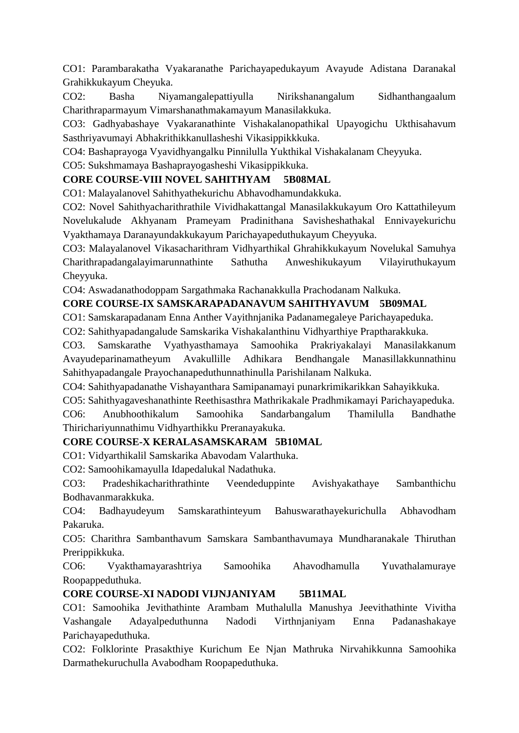CO1: Parambarakatha Vyakaranathe Parichayapedukayum Avayude Adistana Daranakal Grahikkukayum Cheyuka.

CO2: Basha Niyamangalepattiyulla Nirikshanangalum Sidhanthangaalum Charithraparmayum Vimarshanathmakamayum Manasilakkuka.

CO3: Gadhyabashaye Vyakaranathinte Vishakalanopathikal Upayogichu Ukthisahavum Sasthriyavumayi Abhakrithikkanullasheshi Vikasippikkkuka.

CO4: Bashaprayoga Vyavidhyangalku Pinnilulla Yukthikal Vishakalanam Cheyyuka.

CO5: Sukshmamaya Bashaprayogasheshi Vikasippikkuka.

**CORE COURSE-VIII NOVEL SAHITHYAM 5B08MAL**

CO1: Malayalanovel Sahithyathekurichu Abhavodhamundakkuka.

CO2: Novel Sahithyacharithrathile Vividhakattangal Manasilakkukayum Oro Kattathileyum Novelukalude Akhyanam Prameyam Pradinithana Savisheshathakal Ennivayekurichu Vyakthamaya Daranayundakkukayum Parichayapeduthukayum Cheyyuka.

CO3: Malayalanovel Vikasacharithram Vidhyarthikal Ghrahikkukayum Novelukal Samuhya Charithrapadangalayimarunnathinte Sathutha Anweshikukayum Vilayiruthukayum Cheyyuka.

CO4: Aswadanathodoppam Sargathmaka Rachanakkulla Prachodanam Nalkuka.

**CORE COURSE-IX SAMSKARAPADANAVUM SAHITHYAVUM 5B09MAL**

CO1: Samskarapadanam Enna Anther Vayithnjanika Padanamegaleye Parichayapeduka.

CO2: Sahithyapadangalude Samskarika Vishakalanthinu Vidhyarthiye Praptharakkuka.

CO3. Samskarathe Vyathyasthamaya Samoohika Prakriyakalayi Manasilakkanum Avayudeparinamatheyum Avakullille Adhikara Bendhangale Manasillakkunnathinu Sahithyapadangale Prayochanapeduthunnathinulla Parishilanam Nalkuka.

CO4: Sahithyapadanathe Vishayanthara Samipanamayi punarkrimikarikkan Sahayikkuka.

CO5: Sahithyagaveshanathinte Reethisasthra Mathrikakale Pradhmikamayi Parichayapeduka.

CO6: Anubhoothikalum Samoohika Sandarbangalum Thamilulla Bandhathe Thirichariyunnathimu Vidhyarthikku Preranayakuka.

**CORE COURSE-X KERALASAMSKARAM 5B10MAL**

CO1: Vidyarthikalil Samskarika Abavodam Valarthuka.

CO2: Samoohikamayulla Idapedalukal Nadathuka.

CO3: Pradeshikacharithrathinte Veendeduppinte Avishyakathaye Sambanthichu Bodhavanmarakkuka.

CO4: Badhayudeyum Samskarathinteyum Bahuswarathayekurichulla Abhavodham Pakaruka.

CO5: Charithra Sambanthavum Samskara Sambanthavumaya Mundharanakale Thiruthan Prerippikkuka.

CO6: Vyakthamayarashtriya Samoohika Ahavodhamulla Yuvathalamuraye Roopappeduthuka.

**CORE COURSE-XI NADODI VIJNJANIYAM 5B11MAL**

CO1: Samoohika Jevithathinte Arambam Muthalulla Manushya Jeevithathinte Vivitha Vashangale Adayalpeduthunna Nadodi Virthnjaniyam Enna Padanashakaye Parichayapeduthuka.

CO2: Folklorinte Prasakthiye Kurichum Ee Njan Mathruka Nirvahikkunna Samoohika Darmathekuruchulla Avabodham Roopapeduthuka.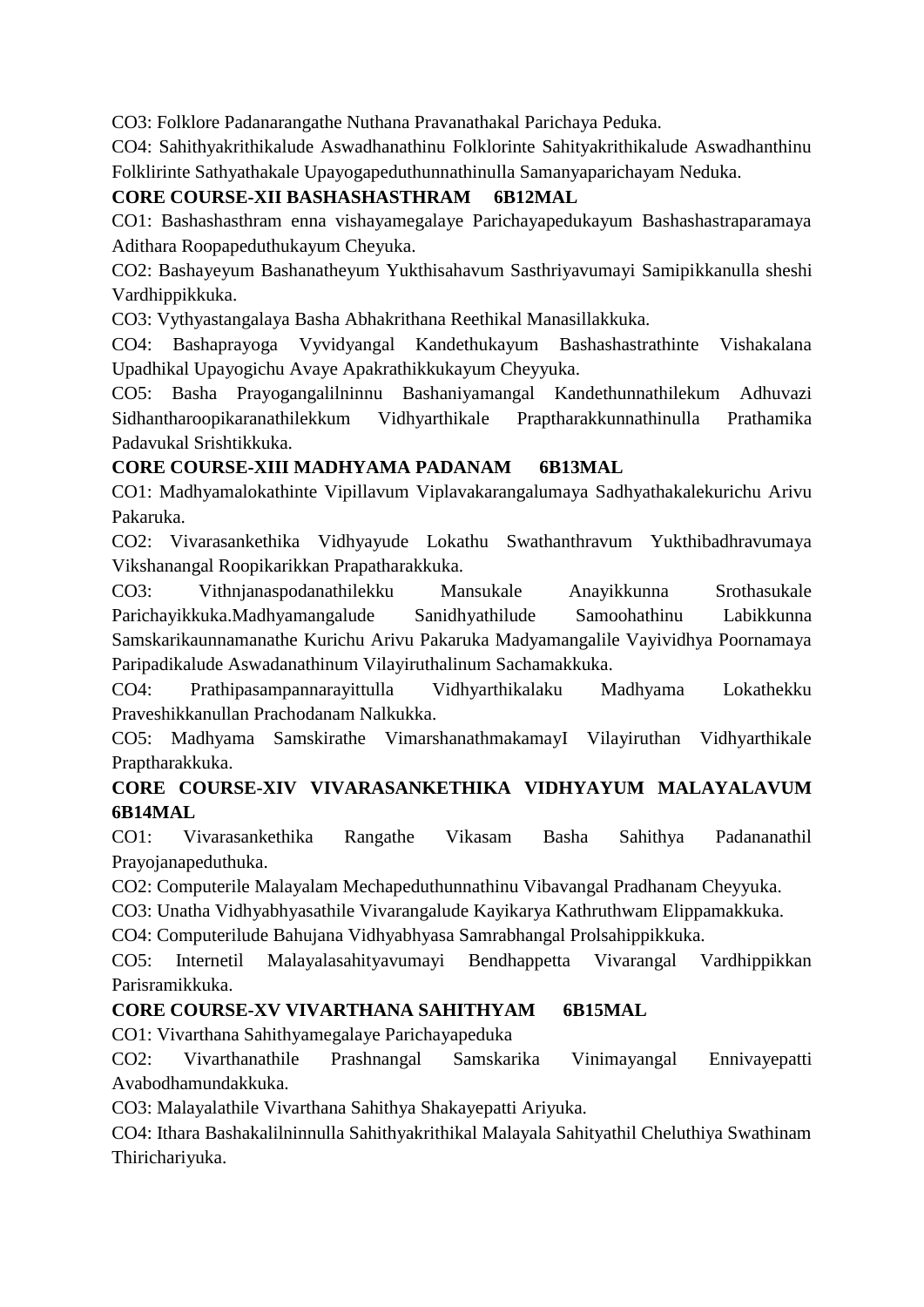CO3: Folklore Padanarangathe Nuthana Pravanathakal Parichaya Peduka.
CO4: Sahithyakrithikalude Aswadhanathinu Folklorinte Sahityakrithikalude Aswadhanthinu Folklirinte Sathyathakale Upayogapeduthunnathinulla Samanyaparichayam Neduka.

**CORE COURSE-XII BASHASHASTHRAM 6B12MAL**

CO1: Bashashasthram enna vishayamegalaye Parichayapedukayum Bashashastraparamaya Adithara Roopapeduthukayum Cheyuka.
CO2: Bashayeyum Bashanatheyum Yukthisahavum Sasthriyavumayi Samipikkanulla sheshi Vardhippikkuka.
CO3: Vythyastangalaya Basha Abhakrithana Reethikal Manasillakkuka.
CO4: Bashaprayoga Vyvidyangal Kandethukayum Bashashasthrathinte Vishakalana Upadhikal Upayogichu Avaye Apakrathikkukayum Cheyyuka.
CO5: Basha Prayogangalilninnu Bashaniyamangal Kandethunnathilekum Adhuvazi Sidhantharoopikaranathilekkum Vidhyarthikale Praptharakkunnathinulla Prathamika Padavukal Srishtikkuka.

**CORE COURSE-XIII MADHYAMA PADANAM 6B13MAL**

CO1: Madhyamalokathinte Vipillavum Viplavakarangalumaya Sadhyathakalekurichu Arivu Pakaruka.
CO2: Vivarasankethika Vidhyayude Lokathu Swathanthravum Yukthibadhravumaya Vikshanangal Roopikarikkan Prapatharakkuka.
CO3: Vithnjanaspodanathilekku Mansukale Anayikkunna Srothasukale Parichayikkuka.Madhyamangalude Sanidhyathilude Samoohathinu Labikkunna Samskarikaunnamanathe Kurichu Arivu Pakaruka Madyamangalile Vayividhya Poornamaya Paripadikalude Aswadanathinum Vilayiruthalinum Sachamakkuka.
CO4: Prathipasampannarayittulla Vidhyarthikalaku Madhyama Lokathekku Praveshikkanullan Prachodanam Nalkukka.
CO5: Madhyama Samskirathe VimarshanathmakamayI Vilayiruthan Vidhyarthikale Praptharakkuka.

**CORE COURSE-XIV VIVARASANKETHIKA VIDHYAYUM MALAYALAVUM 6B14MAL**

CO1: Vivarasankethika Rangathe Vikasam Basha Sahithya Padananathil Prayojanapeduthuka.
CO2: Computerile Malayalam Mechapeduthunnathinu Vibavangal Pradhanam Cheyyuka.
CO3: Unatha Vidhyabhyasathile Vivarangalude Kayikarya Kathruthwam Elippamakkuka.
CO4: Computerilude Bahujana Vidhyabhyasa Samrabhangal Prolsahippikkuka.
CO5: Internetil Malayalasahityavumayi Bendhappetta Vivarangal Vardhippikkan Parisramikkuka.

**CORE COURSE-XV VIVARTHANA SAHITHYAM 6B15MAL**

CO1: Vivarthana Sahithyamegalaye Parichayapeduka
CO2: Vivarthanathile Prashnangal Samskarika Vinimayangal Ennivayepatti Avabodhamundakkuka.
CO3: Malayalathile Vivarthana Sahithya Shakayepatti Ariyuka.
CO4: Ithara Bashakalilninnulla Sahithyakrithikal Malayala Sahityathil Cheluthiya Swathinam Thirichariyuka.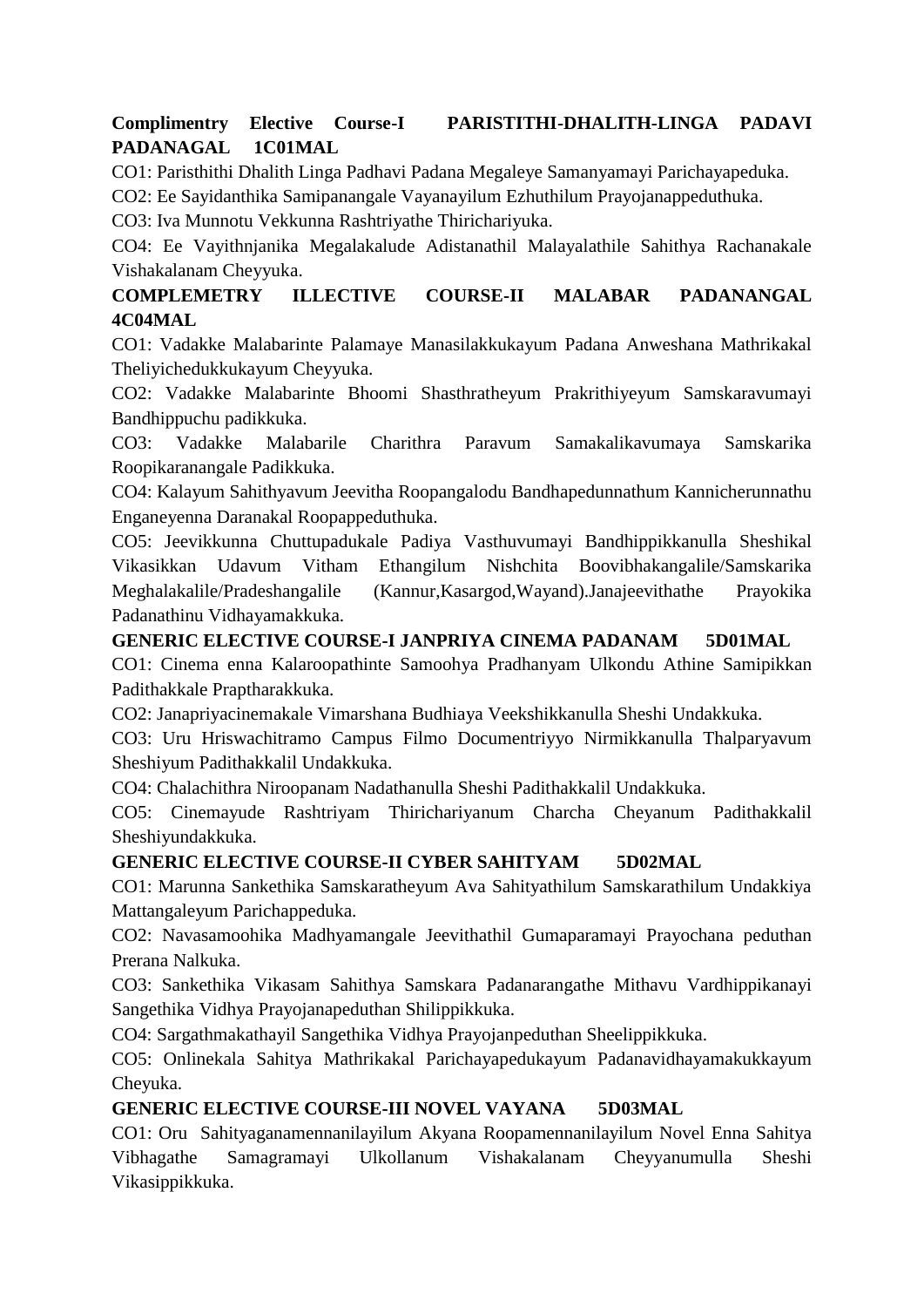**Complimentry Elective Course-I PARISTITHI-DHALITH-LINGA PADAVI PADANAGAL 1C01MAL**

CO1: Paristhithi Dhalith Linga Padhavi Padana Megaleye Samanyamayi Parichayapeduka.

CO2: Ee Sayidanthika Samipanangale Vayanayilum Ezhuthilum Prayojanappeduthuka.

CO3: Iva Munnotu Vekkunna Rashtriyathe Thirichariyuka.

CO4: Ee Vayithnjanika Megalakalude Adistanathil Malayalathile Sahithya Rachanakale Vishakalanam Cheyyuka.

**COMPLEMETRY ILLECTIVE COURSE-II MALABAR PADANANGAL 4C04MAL**

CO1: Vadakke Malabarinte Palamaye Manasilakkukayum Padana Anweshana Mathrikakal Theliyichedukkukayum Cheyyuka.

CO2: Vadakke Malabarinte Bhoomi Shasthratheyum Prakrithiyeyum Samskaravumayi Bandhippuchu padikkuka.

CO3: Vadakke Malabarile Charithra Paravum Samakalikavumaya Samskarika Roopikaranangale Padikkuka.

CO4: Kalayum Sahithyavum Jeevitha Roopangalodu Bandhapedunnathum Kannicherunnathu Enganeyenna Daranakal Roopappeduthuka.

CO5: Jeevikkunna Chuttupadukale Padiya Vasthuvumayi Bandhippikkanulla Sheshikal Vikasikkan Udavum Vitham Ethangilum Nishchita Boovibhakangalile/Samskarika Meghalakalile/Pradeshangalile (Kannur,Kasargod,Wayand).Janajeevithathe Prayokika Padanathinu Vidhayamakkuka.

**GENERIC ELECTIVE COURSE-I JANPRIYA CINEMA PADANAM 5D01MAL**

CO1: Cinema enna Kalaroopathinte Samoohya Pradhanyam Ulkondu Athine Samipikkan Padithakkale Praptharakkuka.

CO2: Janapriyacinemakale Vimarshana Budhiaya Veekshikkanulla Sheshi Undakkuka.

CO3: Uru Hriswachitramo Campus Filmo Documentriyyo Nirmikkanulla Thalparyavum Sheshiyum Padithakkalil Undakkuka.

CO4: Chalachithra Niroopanam Nadathanulla Sheshi Padithakkalil Undakkuka.

CO5: Cinemayude Rashtriyam Thirichariyanum Charcha Cheyanum Padithakkalil Sheshiyundakkuka.

**GENERIC ELECTIVE COURSE-II CYBER SAHITYAM 5D02MAL**

CO1: Marunna Sankethika Samskaratheyum Ava Sahityathilum Samskarathilum Undakkiya Mattangaleyum Parichappeduka.

CO2: Navasamoohika Madhyamangale Jeevithathil Gumaparamayi Prayochana peduthan Prerana Nalkuka.

CO3: Sankethika Vikasam Sahithya Samskara Padanarangathe Mithavu Vardhippikanayi Sangethika Vidhya Prayojanapeduthan Shilippikkuka.

CO4: Sargathmakathayil Sangethika Vidhya Prayojanpeduthan Sheelippikkuka.

CO5: Onlinekala Sahitya Mathrikakal Parichayapedukayum Padanavidhayamakukkayum Cheyuka.

**GENERIC ELECTIVE COURSE-III NOVEL VAYANA 5D03MAL**

CO1: Oru Sahityaganamennanilayilum Akyana Roopamennanilayilum Novel Enna Sahitya Vibhagathe Samagramayi Ulkollanum Vishakalanam Cheyyanumulla Sheshi Vikasippikkuka.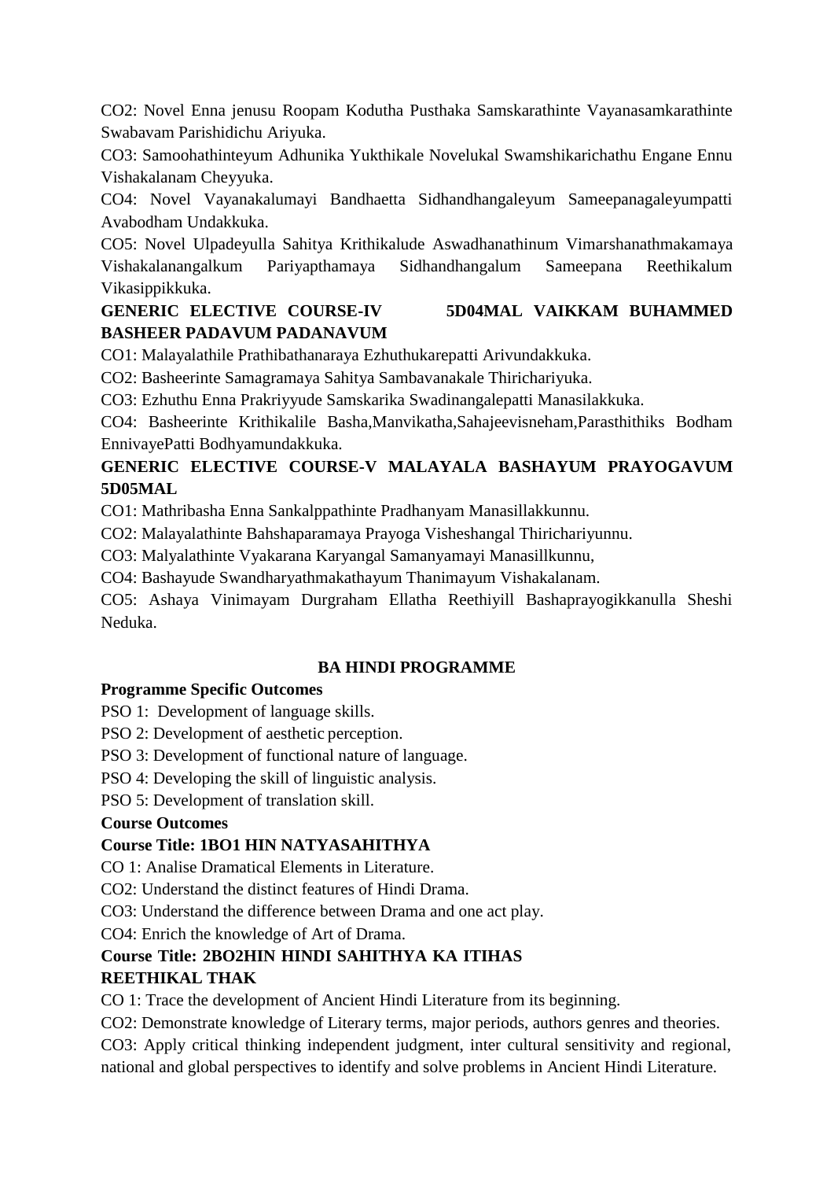CO2: Novel Enna jenusu Roopam Kodutha Pusthaka Samskarathinte Vayanasamkarathinte Swabavam Parishidichu Ariyuka.

CO3: Samoohathinteyum Adhunika Yukthikale Novelukal Swamshikarichathu Engane Ennu Vishakalanam Cheyyuka.

CO4: Novel Vayanakalumayi Bandhaetta Sidhandhangaleyum Sameepanagaleyumpatti Avabodham Undakkuka.

CO5: Novel Ulpadeyulla Sahitya Krithikalude Aswadhanathinum Vimarshanathmakamaya Vishakalanangalkum Pariyapthamaya Sidhandhangalum Sameepana Reethikalum Vikasippikkuka.

**GENERIC ELECTIVE COURSE-IV 5D04MAL VAIKKAM BUHAMMED BASHEER PADAVUM PADANAVUM**

CO1: Malayalathile Prathibathanaraya Ezhuthukarepatti Arivundakkuka.

CO2: Basheerinte Samagramaya Sahitya Sambavanakale Thirichariyuka.

CO3: Ezhuthu Enna Prakriyyude Samskarika Swadinangalepatti Manasilakkuka.

CO4: Basheerinte Krithikalile Basha,Manvikatha,Sahajeevisneham,Parasthithiks Bodham EnnivayePatti Bodhyamundakkuka.

**GENERIC ELECTIVE COURSE-V MALAYALA BASHAYUM PRAYOGAVUM 5D05MAL**

CO1: Mathribasha Enna Sankalppathinte Pradhanyam Manasillakkunnu.

CO2: Malayalathinte Bahshaparamaya Prayoga Visheshangal Thirichariyunnu.

CO3: Malyalathinte Vyakarana Karyangal Samanyamayi Manasillkunnu,

CO4: Bashayude Swandharyathmakathayum Thanimayum Vishakalanam.

CO5: Ashaya Vinimayam Durgraham Ellatha Reethiyill Bashaprayogikkanulla Sheshi Neduka.

## BA HINDI PROGRAMME

**Programme Specific Outcomes**

PSO 1: Development of language skills.

PSO 2: Development of aesthetic perception.

PSO 3: Development of functional nature of language.

PSO 4: Developing the skill of linguistic analysis.

PSO 5: Development of translation skill.

**Course Outcomes**

**Course Title: 1BO1 HIN NATYASAHITHYA**

CO 1: Analise Dramatical Elements in Literature.

CO2: Understand the distinct features of Hindi Drama.

CO3: Understand the difference between Drama and one act play.

CO4: Enrich the knowledge of Art of Drama.

**Course Title: 2BO2HIN HINDI SAHITHYA KA ITIHAS REETHIKAL THAK**

CO 1: Trace the development of Ancient Hindi Literature from its beginning.

CO2: Demonstrate knowledge of Literary terms, major periods, authors genres and theories.

CO3: Apply critical thinking independent judgment, inter cultural sensitivity and regional, national and global perspectives to identify and solve problems in Ancient Hindi Literature.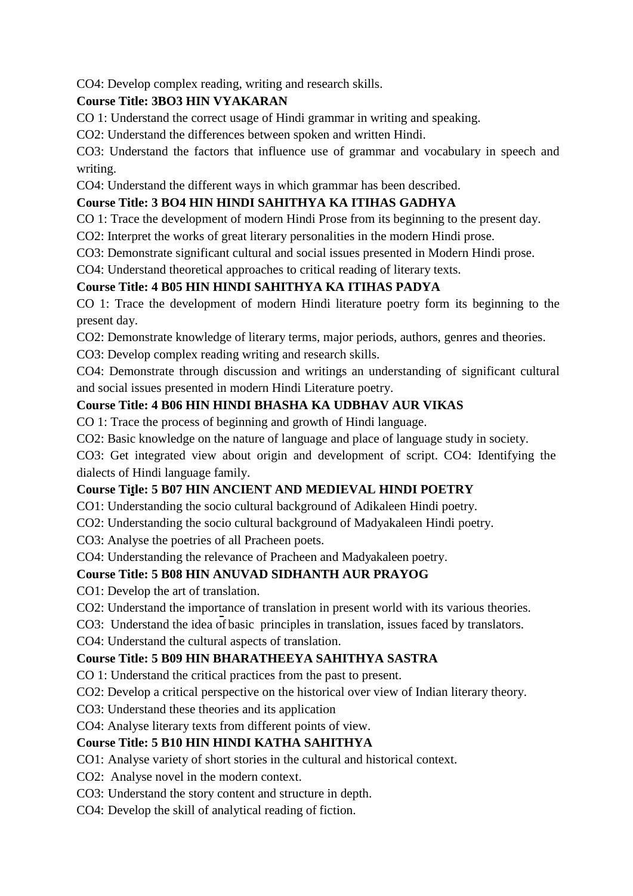CO4: Develop complex reading, writing and research skills.

**Course Title: 3BO3 HIN VYAKARAN**

CO 1: Understand the correct usage of Hindi grammar in writing and speaking.

CO2: Understand the differences between spoken and written Hindi.

CO3: Understand the factors that influence use of grammar and vocabulary in speech and writing.

CO4: Understand the different ways in which grammar has been described.

**Course Title: 3 BO4 HIN HINDI SAHITHYA KA ITIHAS GADHYA**

CO 1: Trace the development of modern Hindi Prose from its beginning to the present day.

CO2: Interpret the works of great literary personalities in the modern Hindi prose.

CO3: Demonstrate significant cultural and social issues presented in Modern Hindi prose.

CO4: Understand theoretical approaches to critical reading of literary texts.

**Course Title: 4 B05 HIN HINDI SAHITHYA KA ITIHAS PADYA**

CO 1: Trace the development of modern Hindi literature poetry form its beginning to the present day.

CO2: Demonstrate knowledge of literary terms, major periods, authors, genres and theories.

CO3: Develop complex reading writing and research skills.

CO4: Demonstrate through discussion and writings an understanding of significant cultural and social issues presented in modern Hindi Literature poetry.

**Course Title: 4 B06 HIN HINDI BHASHA KA UDBHAV AUR VIKAS**

CO 1: Trace the process of beginning and growth of Hindi language.

CO2: Basic knowledge on the nature of language and place of language study in society.

CO3: Get integrated view about origin and development of script. CO4: Identifying the dialects of Hindi language family.

**Course Title: 5 B07 HIN ANCIENT AND MEDIEVAL HINDI POETRY**

CO1: Understanding the socio cultural background of Adikaleen Hindi poetry.

CO2: Understanding the socio cultural background of Madyakaleen Hindi poetry.

CO3: Analyse the poetries of all Pracheen poets.

CO4: Understanding the relevance of Pracheen and Madyakaleen poetry.

**Course Title: 5 B08 HIN ANUVAD SIDHANTH AUR PRAYOG**

CO1: Develop the art of translation.

CO2: Understand the importance of translation in present world with its various theories.

CO3: Understand the idea of basic principles in translation, issues faced by translators.

CO4: Understand the cultural aspects of translation.

**Course Title: 5 B09 HIN BHARATHEEYA SAHITHYA SASTRA**

CO 1: Understand the critical practices from the past to present.

CO2: Develop a critical perspective on the historical over view of Indian literary theory.

CO3: Understand these theories and its application

CO4: Analyse literary texts from different points of view.

**Course Title: 5 B10 HIN HINDI KATHA SAHITHYA**

CO1: Analyse variety of short stories in the cultural and historical context.

CO2: Analyse novel in the modern context.

CO3: Understand the story content and structure in depth.

CO4: Develop the skill of analytical reading of fiction.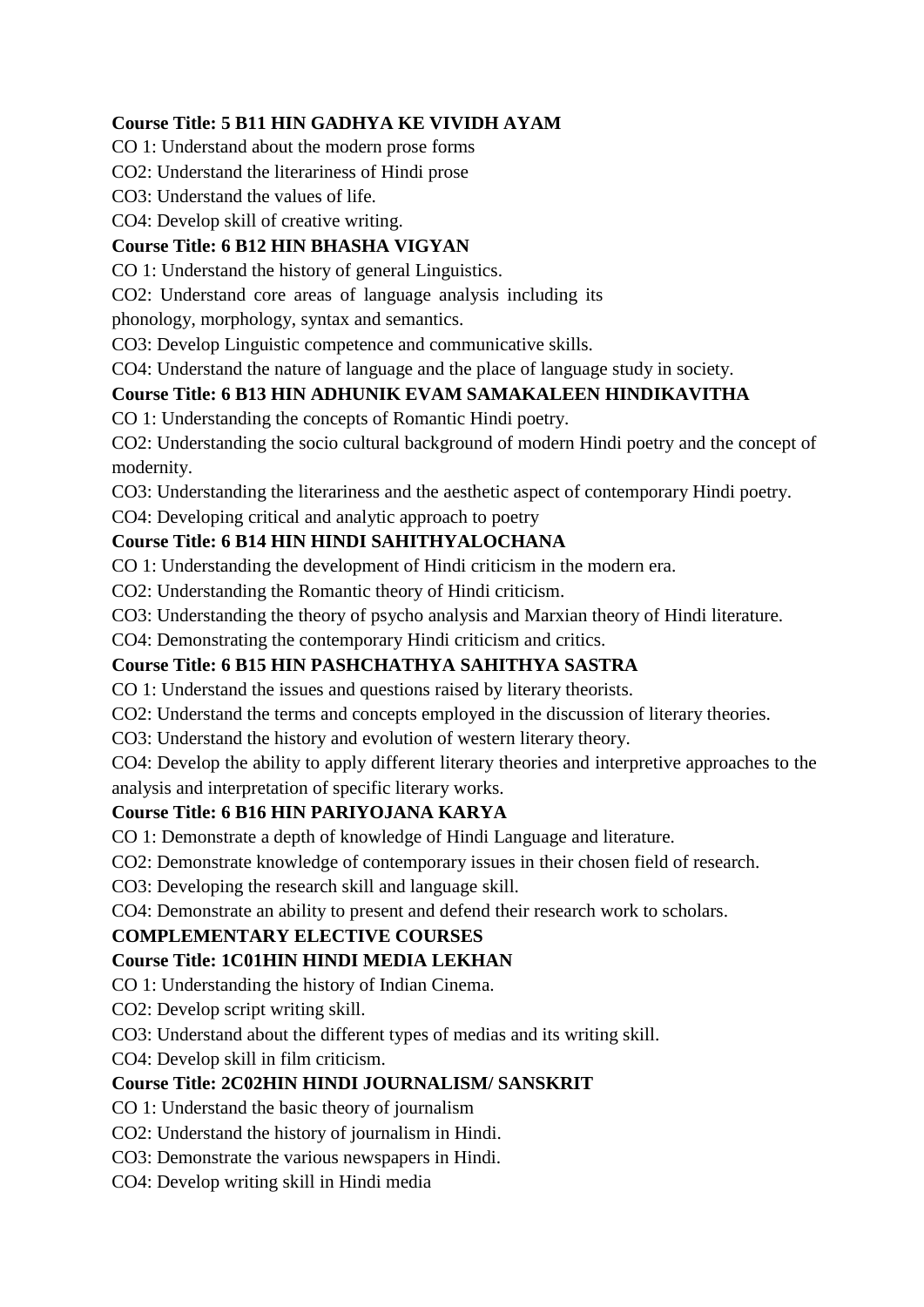**Course Title: 5 B11 HIN GADHYA KE VIVIDH AYAM**

CO 1: Understand about the modern prose forms

CO2: Understand the literariness of Hindi prose

CO3: Understand the values of life.

CO4: Develop skill of creative writing.

**Course Title: 6 B12 HIN BHASHA VIGYAN**

CO 1: Understand the history of general Linguistics.

CO2: Understand core areas of language analysis including its phonology, morphology, syntax and semantics.

CO3: Develop Linguistic competence and communicative skills.

CO4: Understand the nature of language and the place of language study in society.

**Course Title: 6 B13 HIN ADHUNIK EVAM SAMAKALEEN HINDIKAVITHA**

CO 1: Understanding the concepts of Romantic Hindi poetry.

CO2: Understanding the socio cultural background of modern Hindi poetry and the concept of modernity.

CO3: Understanding the literariness and the aesthetic aspect of contemporary Hindi poetry.

CO4: Developing critical and analytic approach to poetry

**Course Title: 6 B14 HIN HINDI SAHITHYALOCHANA**

CO 1: Understanding the development of Hindi criticism in the modern era.

CO2: Understanding the Romantic theory of Hindi criticism.

CO3: Understanding the theory of psycho analysis and Marxian theory of Hindi literature.

CO4: Demonstrating the contemporary Hindi criticism and critics.

**Course Title: 6 B15 HIN PASHCHATHYA SAHITHYA SASTRA**

CO 1: Understand the issues and questions raised by literary theorists.

CO2: Understand the terms and concepts employed in the discussion of literary theories.

CO3: Understand the history and evolution of western literary theory.

CO4: Develop the ability to apply different literary theories and interpretive approaches to the analysis and interpretation of specific literary works.

**Course Title: 6 B16 HIN PARIYOJANA KARYA**

CO 1: Demonstrate a depth of knowledge of Hindi Language and literature.

CO2: Demonstrate knowledge of contemporary issues in their chosen field of research.

CO3: Developing the research skill and language skill.

CO4: Demonstrate an ability to present and defend their research work to scholars.

**COMPLEMENTARY ELECTIVE COURSES**

**Course Title: 1C01HIN HINDI MEDIA LEKHAN**

CO 1: Understanding the history of Indian Cinema.

CO2: Develop script writing skill.

CO3: Understand about the different types of medias and its writing skill.

CO4: Develop skill in film criticism.

**Course Title: 2C02HIN HINDI JOURNALISM/ SANSKRIT**

CO 1: Understand the basic theory of journalism

CO2: Understand the history of journalism in Hindi.

CO3: Demonstrate the various newspapers in Hindi.

CO4: Develop writing skill in Hindi media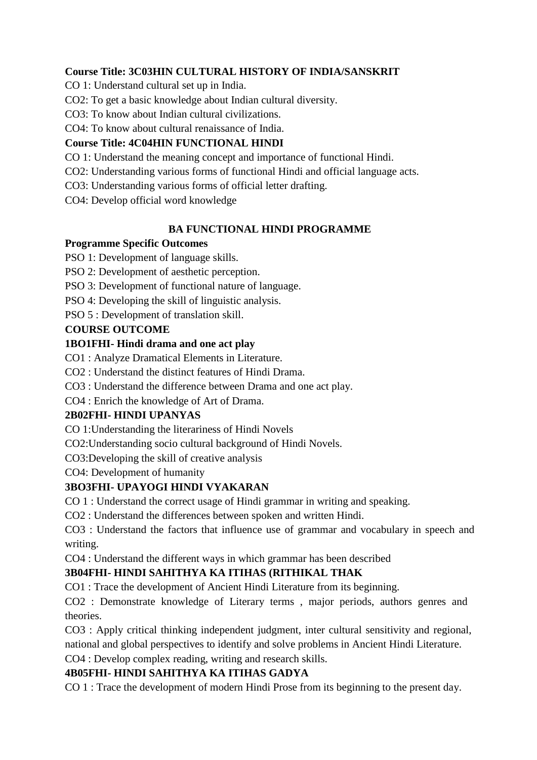**Course Title: 3C03HIN CULTURAL HISTORY OF INDIA/SANSKRIT**

CO 1: Understand cultural set up in India.

CO2: To get a basic knowledge about Indian cultural diversity.

CO3: To know about Indian cultural civilizations.

CO4: To know about cultural renaissance of India.

**Course Title: 4C04HIN FUNCTIONAL HINDI**

CO 1: Understand the meaning concept and importance of functional Hindi.

CO2: Understanding various forms of functional Hindi and official language acts.

CO3: Understanding various forms of official letter drafting.

CO4: Develop official word knowledge

## BA FUNCTIONAL HINDI PROGRAMME

**Programme Specific Outcomes**

PSO 1: Development of language skills.

PSO 2: Development of aesthetic perception.

PSO 3: Development of functional nature of language.

PSO 4: Developing the skill of linguistic analysis.

PSO 5 : Development of translation skill.

**COURSE OUTCOME**

**1BO1FHI- Hindi drama and one act play**

CO1 : Analyze Dramatical Elements in Literature.

CO2 : Understand the distinct features of Hindi Drama.

CO3 : Understand the difference between Drama and one act play.

CO4 : Enrich the knowledge of Art of Drama.

**2B02FHI- HINDI UPANYAS**

CO 1:Understanding the literariness of Hindi Novels

CO2:Understanding socio cultural background of Hindi Novels.

CO3:Developing the skill of creative analysis

CO4: Development of humanity

**3BO3FHI- UPAYOGI HINDI VYAKARAN**

CO 1 : Understand the correct usage of Hindi grammar in writing and speaking.

CO2 : Understand the differences between spoken and written Hindi.

CO3 : Understand the factors that influence use of grammar and vocabulary in speech and writing.

CO4 : Understand the different ways in which grammar has been described

**3B04FHI- HINDI SAHITHYA KA ITIHAS (RITHIKAL THAK**

CO1 : Trace the development of Ancient Hindi Literature from its beginning.

CO2 : Demonstrate knowledge of Literary terms , major periods, authors genres and theories.

CO3 : Apply critical thinking independent judgment, inter cultural sensitivity and regional, national and global perspectives to identify and solve problems in Ancient Hindi Literature.

CO4 : Develop complex reading, writing and research skills.

**4B05FHI- HINDI SAHITHYA KA ITIHAS GADYA**

CO 1 : Trace the development of modern Hindi Prose from its beginning to the present day.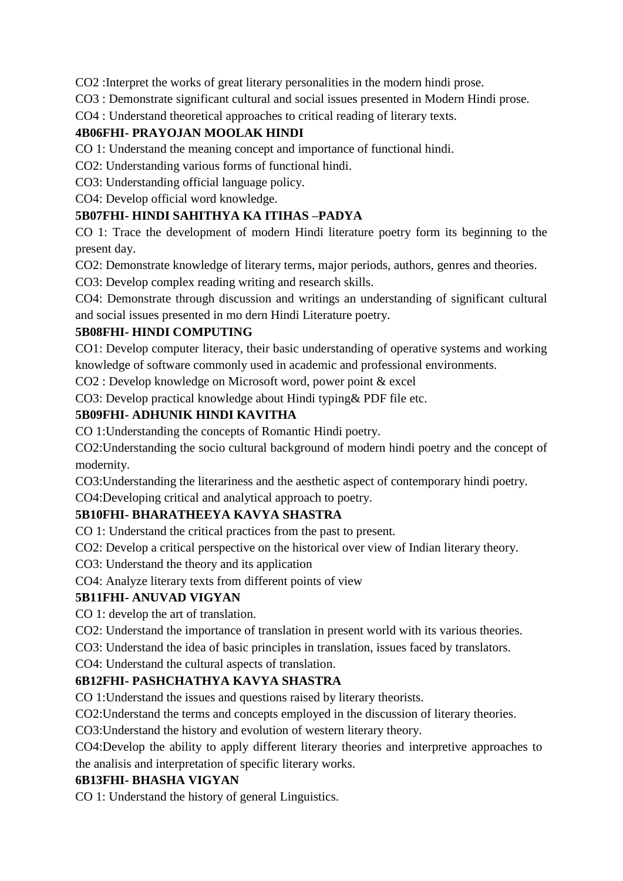CO2 :Interpret the works of great literary personalities in the modern hindi prose.

CO3 : Demonstrate significant cultural and social issues presented in Modern Hindi prose.

CO4 : Understand theoretical approaches to critical reading of literary texts.

**4B06FHI- PRAYOJAN MOOLAK HINDI**

CO 1: Understand the meaning concept and importance of functional hindi.

CO2: Understanding various forms of functional hindi.

CO3: Understanding official language policy.

CO4: Develop official word knowledge.

**5B07FHI- HINDI SAHITHYA KA ITIHAS –PADYA**

CO 1: Trace the development of modern Hindi literature poetry form its beginning to the present day.

CO2: Demonstrate knowledge of literary terms, major periods, authors, genres and theories.

CO3: Develop complex reading writing and research skills.

CO4: Demonstrate through discussion and writings an understanding of significant cultural and social issues presented in mo dern Hindi Literature poetry.

**5B08FHI- HINDI COMPUTING**

CO1: Develop computer literacy, their basic understanding of operative systems and working knowledge of software commonly used in academic and professional environments.

CO2 : Develop knowledge on Microsoft word, power point & excel

CO3: Develop practical knowledge about Hindi typing& PDF file etc.

**5B09FHI- ADHUNIK HINDI KAVITHA**

CO 1:Understanding the concepts of Romantic Hindi poetry.

CO2:Understanding the socio cultural background of modern hindi poetry and the concept of modernity.

CO3:Understanding the literariness and the aesthetic aspect of contemporary hindi poetry.

CO4:Developing critical and analytical approach to poetry.

**5B10FHI- BHARATHEEYA KAVYA SHASTRA**

CO 1: Understand the critical practices from the past to present.

CO2: Develop a critical perspective on the historical over view of Indian literary theory.

CO3: Understand the theory and its application

CO4: Analyze literary texts from different points of view

**5B11FHI- ANUVAD VIGYAN**

CO 1: develop the art of translation.

CO2: Understand the importance of translation in present world with its various theories.

CO3: Understand the idea of basic principles in translation, issues faced by translators.

CO4: Understand the cultural aspects of translation.

**6B12FHI- PASHCHATHYA KAVYA SHASTRA**

CO 1:Understand the issues and questions raised by literary theorists.

CO2:Understand the terms and concepts employed in the discussion of literary theories.

CO3:Understand the history and evolution of western literary theory.

CO4:Develop the ability to apply different literary theories and interpretive approaches to the analisis and interpretation of specific literary works.

**6B13FHI- BHASHA VIGYAN**

CO 1: Understand the history of general Linguistics.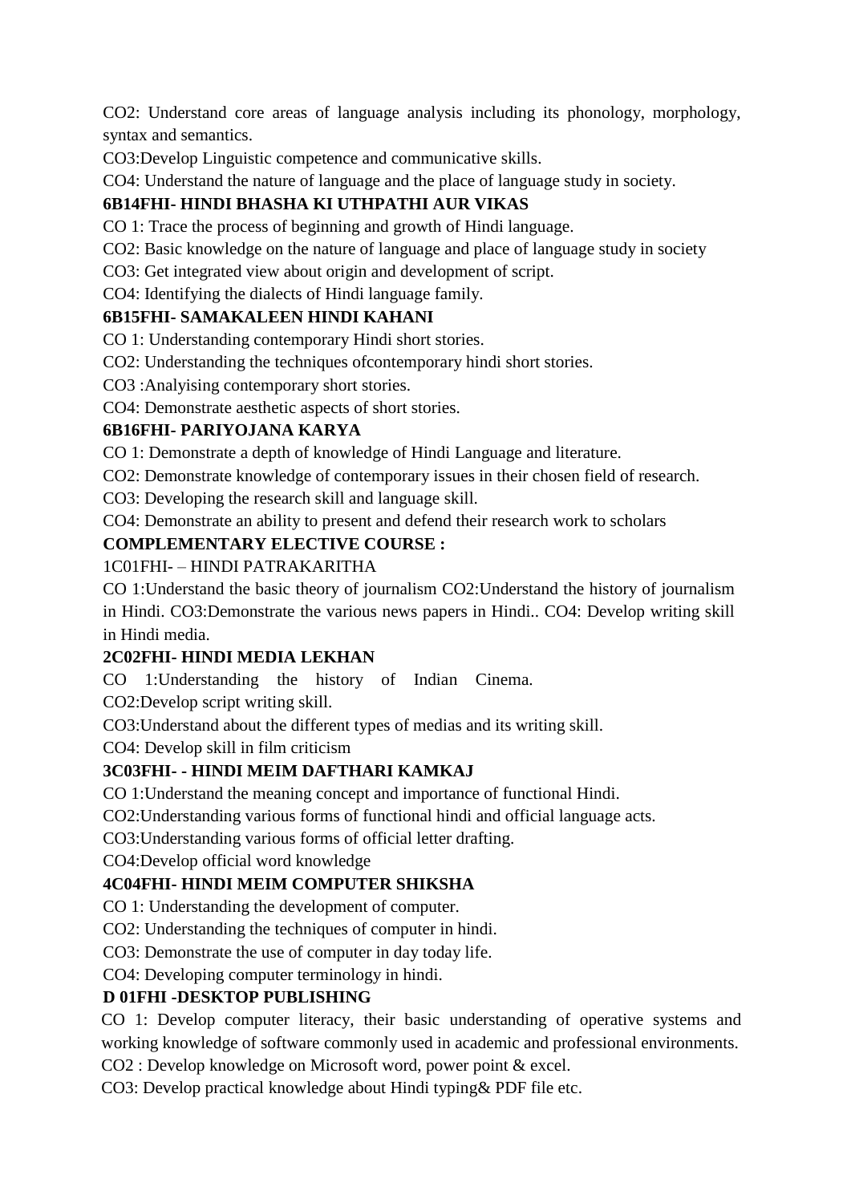CO2: Understand core areas of language analysis including its phonology, morphology, syntax and semantics.

CO3:Develop Linguistic competence and communicative skills.

CO4: Understand the nature of language and the place of language study in society.

**6B14FHI- HINDI BHASHA KI UTHPATHI AUR VIKAS**

CO 1: Trace the process of beginning and growth of Hindi language.

CO2: Basic knowledge on the nature of language and place of language study in society

CO3: Get integrated view about origin and development of script.

CO4: Identifying the dialects of Hindi language family.

**6B15FHI- SAMAKALEEN HINDI KAHANI**

CO 1: Understanding contemporary Hindi short stories.

CO2: Understanding the techniques ofcontemporary hindi short stories.

CO3 :Analyising contemporary short stories.

CO4: Demonstrate aesthetic aspects of short stories.

**6B16FHI- PARIYOJANA KARYA**

CO 1: Demonstrate a depth of knowledge of Hindi Language and literature.

CO2: Demonstrate knowledge of contemporary issues in their chosen field of research.

CO3: Developing the research skill and language skill.

CO4: Demonstrate an ability to present and defend their research work to scholars

**COMPLEMENTARY ELECTIVE COURSE :**

1C01FHI- – HINDI PATRAKARITHA

CO 1:Understand the basic theory of journalism CO2:Understand the history of journalism in Hindi. CO3:Demonstrate the various news papers in Hindi.. CO4: Develop writing skill in Hindi media.

**2C02FHI- HINDI MEDIA LEKHAN**

CO 1:Understanding the history of Indian Cinema.

CO2:Develop script writing skill.

CO3:Understand about the different types of medias and its writing skill.

CO4: Develop skill in film criticism

**3C03FHI- - HINDI MEIM DAFTHARI KAMKAJ**

CO 1:Understand the meaning concept and importance of functional Hindi.

CO2:Understanding various forms of functional hindi and official language acts.

CO3:Understanding various forms of official letter drafting.

CO4:Develop official word knowledge

**4C04FHI- HINDI MEIM COMPUTER SHIKSHA**

CO 1: Understanding the development of computer.

CO2: Understanding the techniques of computer in hindi.

CO3: Demonstrate the use of computer in day today life.

CO4: Developing computer terminology in hindi.

**D 01FHI -DESKTOP PUBLISHING**

CO 1: Develop computer literacy, their basic understanding of operative systems and working knowledge of software commonly used in academic and professional environments.

CO2 : Develop knowledge on Microsoft word, power point & excel.

CO3: Develop practical knowledge about Hindi typing& PDF file etc.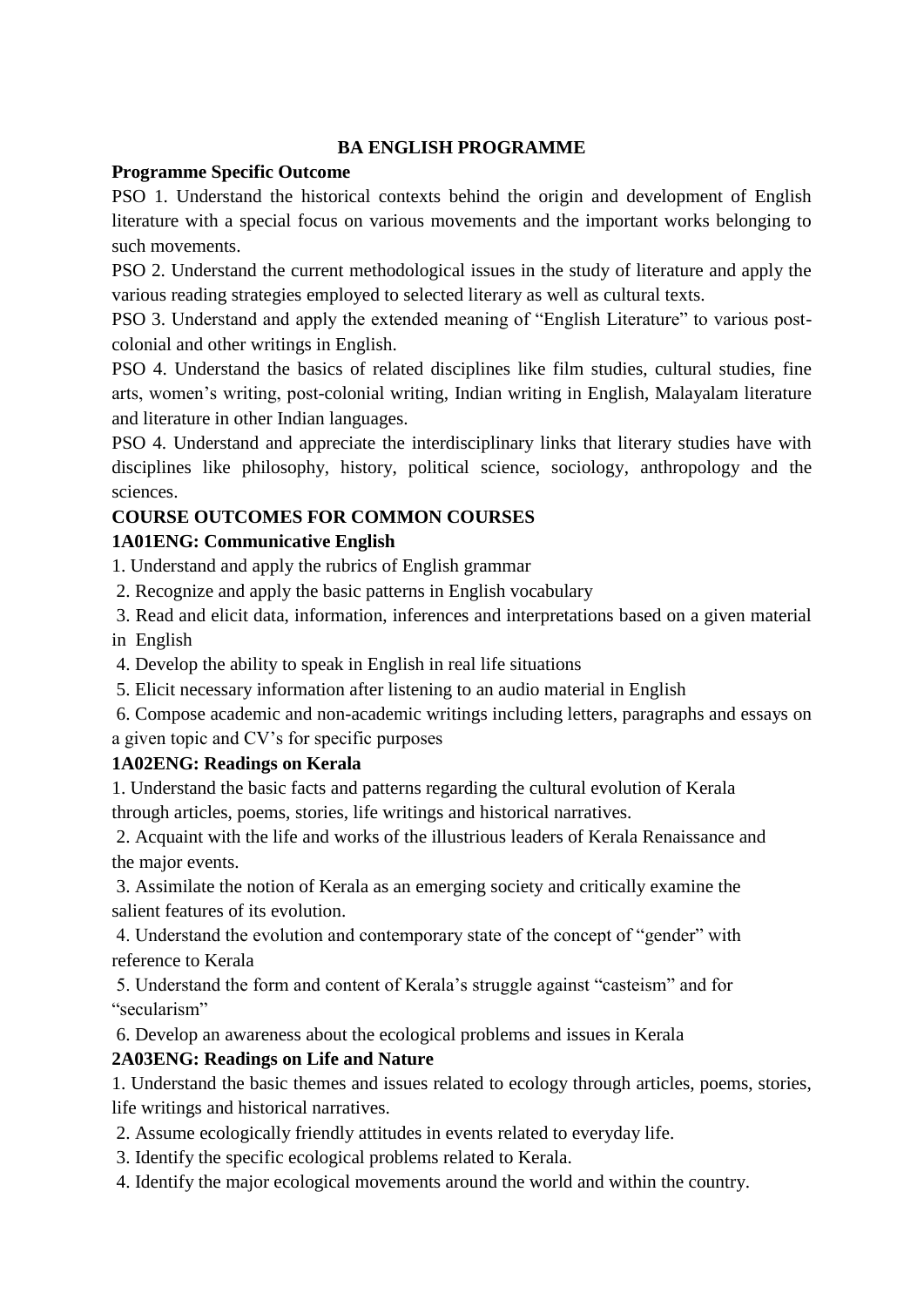# BA ENGLISH PROGRAMME

**Programme Specific Outcome**

PSO 1. Understand the historical contexts behind the origin and development of English literature with a special focus on various movements and the important works belonging to such movements.

PSO 2. Understand the current methodological issues in the study of literature and apply the various reading strategies employed to selected literary as well as cultural texts.

PSO 3. Understand and apply the extended meaning of "English Literature" to various post-colonial and other writings in English.

PSO 4. Understand the basics of related disciplines like film studies, cultural studies, fine arts, women's writing, post-colonial writing, Indian writing in English, Malayalam literature and literature in other Indian languages.

PSO 4. Understand and appreciate the interdisciplinary links that literary studies have with disciplines like philosophy, history, political science, sociology, anthropology and the sciences.

**COURSE OUTCOMES FOR COMMON COURSES**

**1A01ENG: Communicative English**

1. Understand and apply the rubrics of English grammar
2. Recognize and apply the basic patterns in English vocabulary
3. Read and elicit data, information, inferences and interpretations based on a given material in English
4. Develop the ability to speak in English in real life situations
5. Elicit necessary information after listening to an audio material in English
6. Compose academic and non-academic writings including letters, paragraphs and essays on a given topic and CV's for specific purposes

**1A02ENG: Readings on Kerala**

1. Understand the basic facts and patterns regarding the cultural evolution of Kerala through articles, poems, stories, life writings and historical narratives.
2. Acquaint with the life and works of the illustrious leaders of Kerala Renaissance and the major events.
3. Assimilate the notion of Kerala as an emerging society and critically examine the salient features of its evolution.
4. Understand the evolution and contemporary state of the concept of "gender" with reference to Kerala
5. Understand the form and content of Kerala's struggle against "casteism" and for "secularism"
6. Develop an awareness about the ecological problems and issues in Kerala

**2A03ENG: Readings on Life and Nature**

1. Understand the basic themes and issues related to ecology through articles, poems, stories, life writings and historical narratives.
2. Assume ecologically friendly attitudes in events related to everyday life.
3. Identify the specific ecological problems related to Kerala.
4. Identify the major ecological movements around the world and within the country.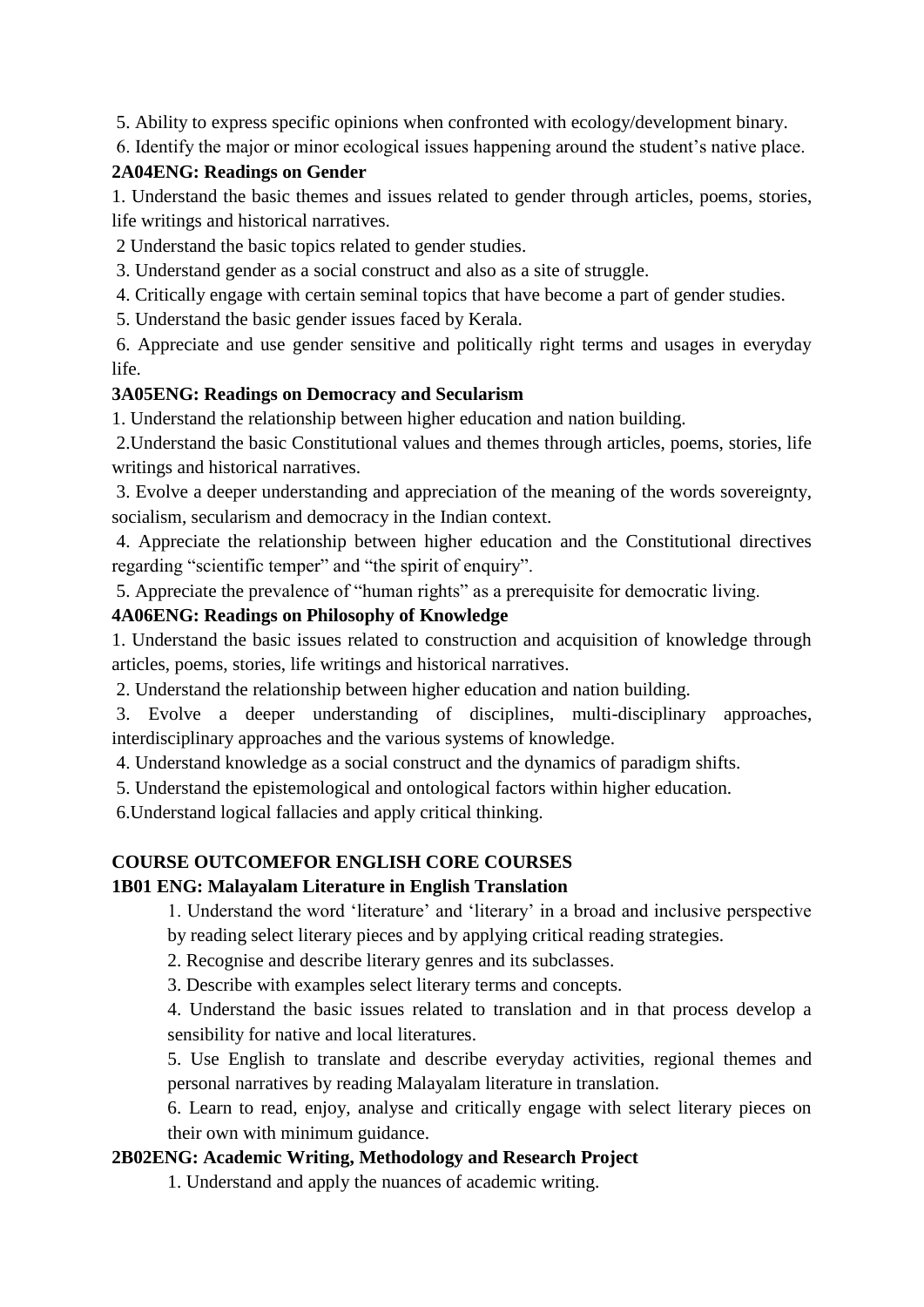5. Ability to express specific opinions when confronted with ecology/development binary.

6. Identify the major or minor ecological issues happening around the student's native place.

**2A04ENG: Readings on Gender**

1. Understand the basic themes and issues related to gender through articles, poems, stories, life writings and historical narratives.

2 Understand the basic topics related to gender studies.

3. Understand gender as a social construct and also as a site of struggle.

4. Critically engage with certain seminal topics that have become a part of gender studies.

5. Understand the basic gender issues faced by Kerala.

6. Appreciate and use gender sensitive and politically right terms and usages in everyday life.

**3A05ENG: Readings on Democracy and Secularism**

1. Understand the relationship between higher education and nation building.

2.Understand the basic Constitutional values and themes through articles, poems, stories, life writings and historical narratives.

3. Evolve a deeper understanding and appreciation of the meaning of the words sovereignty, socialism, secularism and democracy in the Indian context.

4. Appreciate the relationship between higher education and the Constitutional directives regarding "scientific temper" and "the spirit of enquiry".

5. Appreciate the prevalence of "human rights" as a prerequisite for democratic living.

**4A06ENG: Readings on Philosophy of Knowledge**

1. Understand the basic issues related to construction and acquisition of knowledge through articles, poems, stories, life writings and historical narratives.

2. Understand the relationship between higher education and nation building.

3. Evolve a deeper understanding of disciplines, multi-disciplinary approaches, interdisciplinary approaches and the various systems of knowledge.

4. Understand knowledge as a social construct and the dynamics of paradigm shifts.

5. Understand the epistemological and ontological factors within higher education.

6.Understand logical fallacies and apply critical thinking.

**COURSE OUTCOMEFOR ENGLISH CORE COURSES**

**1B01 ENG: Malayalam Literature in English Translation**

1. Understand the word 'literature' and 'literary' in a broad and inclusive perspective by reading select literary pieces and by applying critical reading strategies.

2. Recognise and describe literary genres and its subclasses.

3. Describe with examples select literary terms and concepts.

4. Understand the basic issues related to translation and in that process develop a sensibility for native and local literatures.

5. Use English to translate and describe everyday activities, regional themes and personal narratives by reading Malayalam literature in translation.

6. Learn to read, enjoy, analyse and critically engage with select literary pieces on their own with minimum guidance.

**2B02ENG: Academic Writing, Methodology and Research Project**

1. Understand and apply the nuances of academic writing.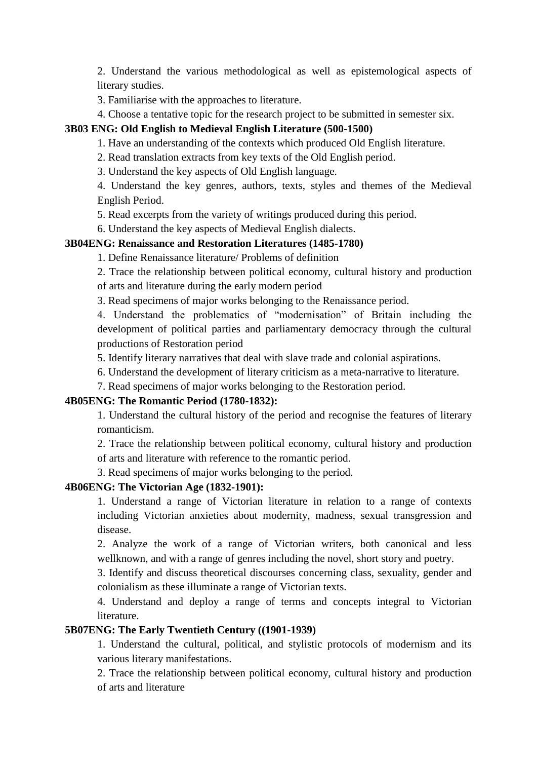2. Understand the various methodological as well as epistemological aspects of literary studies.

3. Familiarise with the approaches to literature.

4. Choose a tentative topic for the research project to be submitted in semester six.

**3B03 ENG: Old English to Medieval English Literature (500-1500)**

1. Have an understanding of the contexts which produced Old English literature.

2. Read translation extracts from key texts of the Old English period.

3. Understand the key aspects of Old English language.

4. Understand the key genres, authors, texts, styles and themes of the Medieval English Period.

5. Read excerpts from the variety of writings produced during this period.

6. Understand the key aspects of Medieval English dialects.

**3B04ENG: Renaissance and Restoration Literatures (1485-1780)**

1. Define Renaissance literature/ Problems of definition

2. Trace the relationship between political economy, cultural history and production of arts and literature during the early modern period

3. Read specimens of major works belonging to the Renaissance period.

4. Understand the problematics of "modernisation" of Britain including the development of political parties and parliamentary democracy through the cultural productions of Restoration period

5. Identify literary narratives that deal with slave trade and colonial aspirations.

6. Understand the development of literary criticism as a meta-narrative to literature.

7. Read specimens of major works belonging to the Restoration period.

**4B05ENG: The Romantic Period (1780-1832):**

1. Understand the cultural history of the period and recognise the features of literary romanticism.

2. Trace the relationship between political economy, cultural history and production of arts and literature with reference to the romantic period.

3. Read specimens of major works belonging to the period.

**4B06ENG: The Victorian Age (1832-1901):**

1. Understand a range of Victorian literature in relation to a range of contexts including Victorian anxieties about modernity, madness, sexual transgression and disease.

2. Analyze the work of a range of Victorian writers, both canonical and less wellknown, and with a range of genres including the novel, short story and poetry.

3. Identify and discuss theoretical discourses concerning class, sexuality, gender and colonialism as these illuminate a range of Victorian texts.

4. Understand and deploy a range of terms and concepts integral to Victorian literature.

**5B07ENG: The Early Twentieth Century ((1901-1939)**

1. Understand the cultural, political, and stylistic protocols of modernism and its various literary manifestations.

2. Trace the relationship between political economy, cultural history and production of arts and literature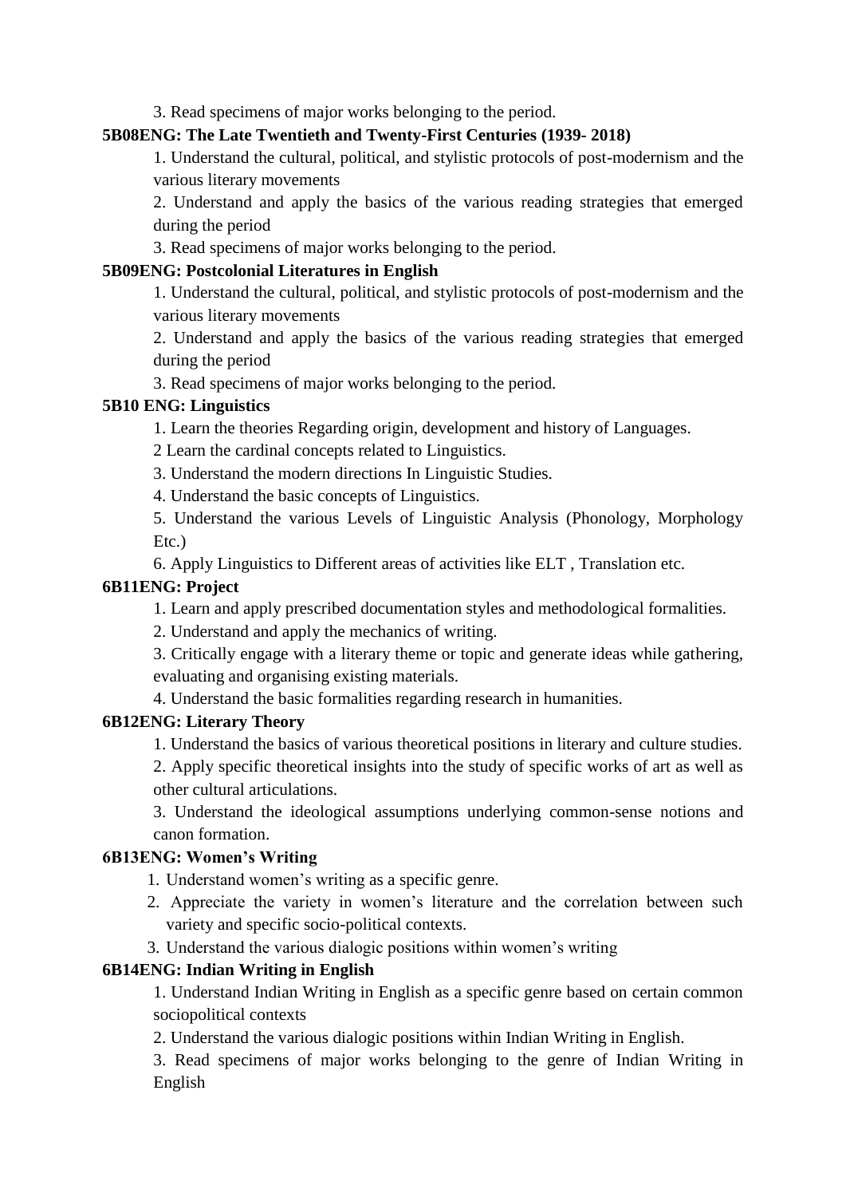3. Read specimens of major works belonging to the period.

**5B08ENG: The Late Twentieth and Twenty-First Centuries (1939- 2018)**

1. Understand the cultural, political, and stylistic protocols of post-modernism and the various literary movements
2. Understand and apply the basics of the various reading strategies that emerged during the period
3. Read specimens of major works belonging to the period.

**5B09ENG: Postcolonial Literatures in English**

1. Understand the cultural, political, and stylistic protocols of post-modernism and the various literary movements
2. Understand and apply the basics of the various reading strategies that emerged during the period
3. Read specimens of major works belonging to the period.

**5B10 ENG: Linguistics**

1. Learn the theories Regarding origin, development and history of Languages.

2 Learn the cardinal concepts related to Linguistics.

3. Understand the modern directions In Linguistic Studies.
4. Understand the basic concepts of Linguistics.
5. Understand the various Levels of Linguistic Analysis (Phonology, Morphology Etc.)
6. Apply Linguistics to Different areas of activities like ELT , Translation etc.

**6B11ENG: Project**

1. Learn and apply prescribed documentation styles and methodological formalities.
2. Understand and apply the mechanics of writing.
3. Critically engage with a literary theme or topic and generate ideas while gathering, evaluating and organising existing materials.
4. Understand the basic formalities regarding research in humanities.

**6B12ENG: Literary Theory**

1. Understand the basics of various theoretical positions in literary and culture studies.
2. Apply specific theoretical insights into the study of specific works of art as well as other cultural articulations.
3. Understand the ideological assumptions underlying common-sense notions and canon formation.

**6B13ENG: Women's Writing**

1. Understand women's writing as a specific genre.
2. Appreciate the variety in women's literature and the correlation between such variety and specific socio-political contexts.
3. Understand the various dialogic positions within women's writing

**6B14ENG: Indian Writing in English**

1. Understand Indian Writing in English as a specific genre based on certain common sociopolitical contexts
2. Understand the various dialogic positions within Indian Writing in English.
3. Read specimens of major works belonging to the genre of Indian Writing in English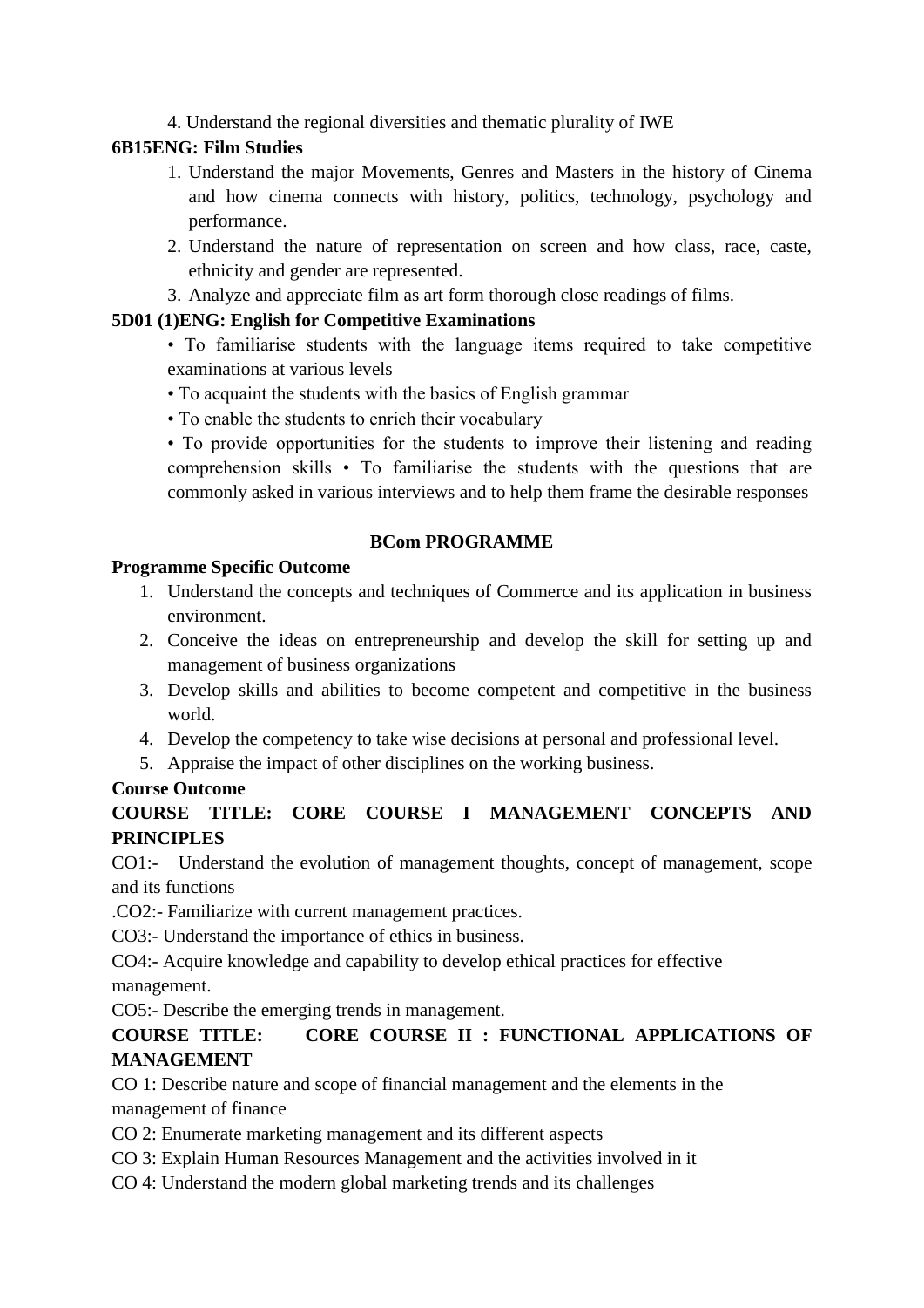4. Understand the regional diversities and thematic plurality of IWE

**6B15ENG: Film Studies**

1. Understand the major Movements, Genres and Masters in the history of Cinema and how cinema connects with history, politics, technology, psychology and performance.
2. Understand the nature of representation on screen and how class, race, caste, ethnicity and gender are represented.
3. Analyze and appreciate film as art form thorough close readings of films.

**5D01 (1)ENG: English for Competitive Examinations**

• To familiarise students with the language items required to take competitive examinations at various levels

• To acquaint the students with the basics of English grammar

• To enable the students to enrich their vocabulary

• To provide opportunities for the students to improve their listening and reading comprehension skills • To familiarise the students with the questions that are commonly asked in various interviews and to help them frame the desirable responses

## BCom PROGRAMME

**Programme Specific Outcome**

1. Understand the concepts and techniques of Commerce and its application in business environment.
2. Conceive the ideas on entrepreneurship and develop the skill for setting up and management of business organizations
3. Develop skills and abilities to become competent and competitive in the business world.
4. Develop the competency to take wise decisions at personal and professional level.
5. Appraise the impact of other disciplines on the working business.

**Course Outcome**

**COURSE TITLE: CORE COURSE I MANAGEMENT CONCEPTS AND PRINCIPLES**

CO1:- Understand the evolution of management thoughts, concept of management, scope and its functions

.CO2:- Familiarize with current management practices.

CO3:- Understand the importance of ethics in business.

CO4:- Acquire knowledge and capability to develop ethical practices for effective management.

CO5:- Describe the emerging trends in management.

**COURSE TITLE: CORE COURSE II : FUNCTIONAL APPLICATIONS OF MANAGEMENT**

CO 1: Describe nature and scope of financial management and the elements in the management of finance

CO 2: Enumerate marketing management and its different aspects

CO 3: Explain Human Resources Management and the activities involved in it

CO 4: Understand the modern global marketing trends and its challenges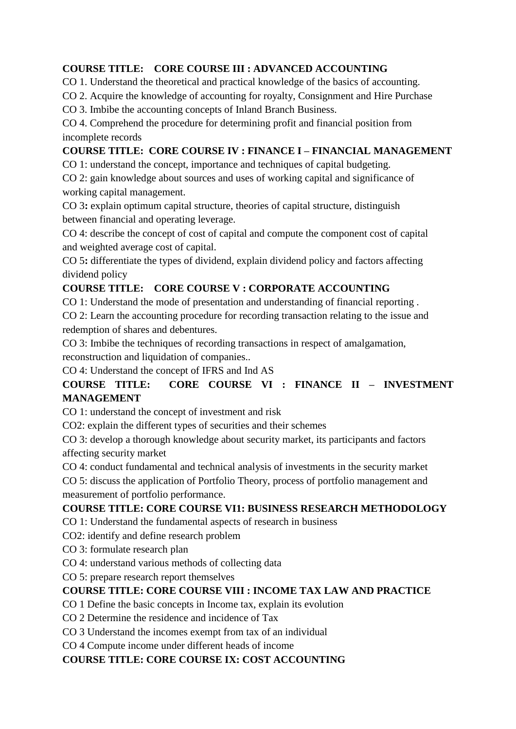**COURSE TITLE: CORE COURSE III : ADVANCED ACCOUNTING**

CO 1. Understand the theoretical and practical knowledge of the basics of accounting.

CO 2. Acquire the knowledge of accounting for royalty, Consignment and Hire Purchase

CO 3. Imbibe the accounting concepts of Inland Branch Business.

CO 4. Comprehend the procedure for determining profit and financial position from incomplete records

**COURSE TITLE: CORE COURSE IV : FINANCE I – FINANCIAL MANAGEMENT**

CO 1: understand the concept, importance and techniques of capital budgeting.

CO 2: gain knowledge about sources and uses of working capital and significance of working capital management.

CO 3**:** explain optimum capital structure, theories of capital structure, distinguish between financial and operating leverage.

CO 4: describe the concept of cost of capital and compute the component cost of capital and weighted average cost of capital.

CO 5**:** differentiate the types of dividend, explain dividend policy and factors affecting dividend policy

**COURSE TITLE: CORE COURSE V : CORPORATE ACCOUNTING**

CO 1: Understand the mode of presentation and understanding of financial reporting .

CO 2: Learn the accounting procedure for recording transaction relating to the issue and redemption of shares and debentures.

CO 3: Imbibe the techniques of recording transactions in respect of amalgamation, reconstruction and liquidation of companies..

CO 4: Understand the concept of IFRS and Ind AS

**COURSE TITLE: CORE COURSE VI : FINANCE II – INVESTMENT MANAGEMENT**

CO 1: understand the concept of investment and risk

CO2: explain the different types of securities and their schemes

CO 3: develop a thorough knowledge about security market, its participants and factors affecting security market

CO 4: conduct fundamental and technical analysis of investments in the security market

CO 5: discuss the application of Portfolio Theory, process of portfolio management and measurement of portfolio performance.

**COURSE TITLE: CORE COURSE VI1: BUSINESS RESEARCH METHODOLOGY**

CO 1: Understand the fundamental aspects of research in business

CO2: identify and define research problem

CO 3: formulate research plan

CO 4: understand various methods of collecting data

CO 5: prepare research report themselves

**COURSE TITLE: CORE COURSE VIII : INCOME TAX LAW AND PRACTICE**

CO 1 Define the basic concepts in Income tax, explain its evolution

CO 2 Determine the residence and incidence of Tax

CO 3 Understand the incomes exempt from tax of an individual

CO 4 Compute income under different heads of income

**COURSE TITLE: CORE COURSE IX: COST ACCOUNTING**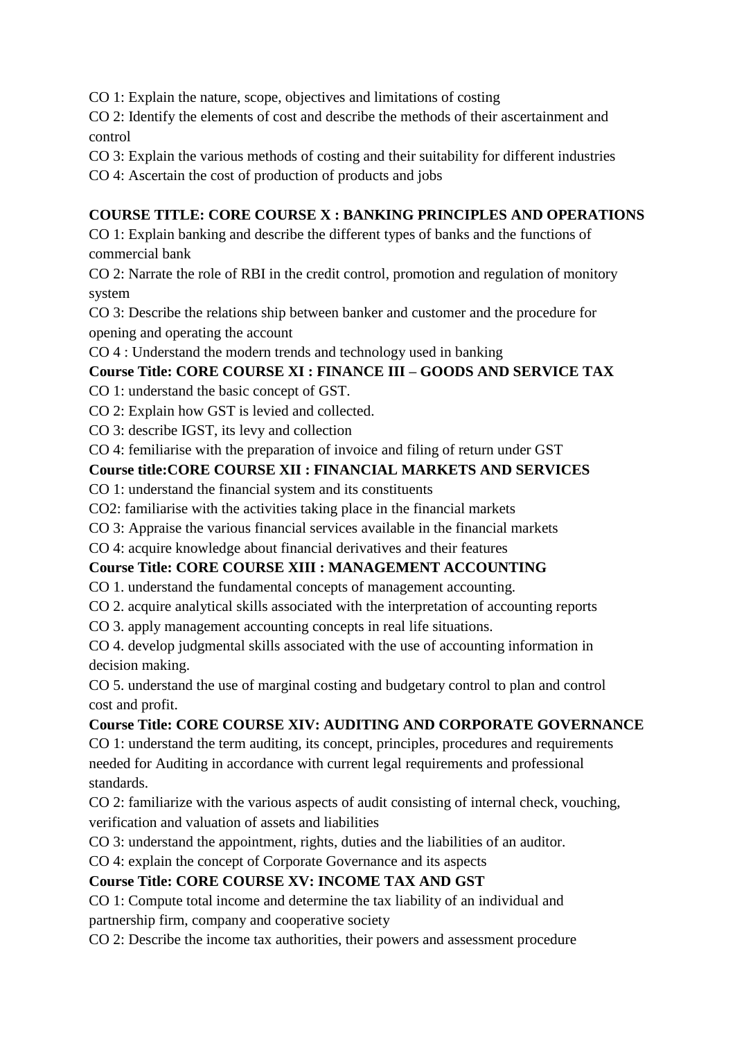CO 1: Explain the nature, scope, objectives and limitations of costing

CO 2: Identify the elements of cost and describe the methods of their ascertainment and control

CO 3: Explain the various methods of costing and their suitability for different industries

CO 4: Ascertain the cost of production of products and jobs

**COURSE TITLE: CORE COURSE X : BANKING PRINCIPLES AND OPERATIONS**

CO 1: Explain banking and describe the different types of banks and the functions of commercial bank

CO 2: Narrate the role of RBI in the credit control, promotion and regulation of monitory system

CO 3: Describe the relations ship between banker and customer and the procedure for opening and operating the account

CO 4 : Understand the modern trends and technology used in banking

**Course Title: CORE COURSE XI : FINANCE III – GOODS AND SERVICE TAX**

CO 1: understand the basic concept of GST.

CO 2: Explain how GST is levied and collected.

CO 3: describe IGST, its levy and collection

CO 4: femiliarise with the preparation of invoice and filing of return under GST

**Course title:CORE COURSE XII : FINANCIAL MARKETS AND SERVICES**

CO 1: understand the financial system and its constituents

CO2: familiarise with the activities taking place in the financial markets

CO 3: Appraise the various financial services available in the financial markets

CO 4: acquire knowledge about financial derivatives and their features

**Course Title: CORE COURSE XIII : MANAGEMENT ACCOUNTING**

CO 1. understand the fundamental concepts of management accounting.

CO 2. acquire analytical skills associated with the interpretation of accounting reports

CO 3. apply management accounting concepts in real life situations.

CO 4. develop judgmental skills associated with the use of accounting information in decision making.

CO 5. understand the use of marginal costing and budgetary control to plan and control cost and profit.

**Course Title: CORE COURSE XIV: AUDITING AND CORPORATE GOVERNANCE**

CO 1: understand the term auditing, its concept, principles, procedures and requirements needed for Auditing in accordance with current legal requirements and professional standards.

CO 2: familiarize with the various aspects of audit consisting of internal check, vouching, verification and valuation of assets and liabilities

CO 3: understand the appointment, rights, duties and the liabilities of an auditor.

CO 4: explain the concept of Corporate Governance and its aspects

**Course Title: CORE COURSE XV: INCOME TAX AND GST**

CO 1: Compute total income and determine the tax liability of an individual and partnership firm, company and cooperative society

CO 2: Describe the income tax authorities, their powers and assessment procedure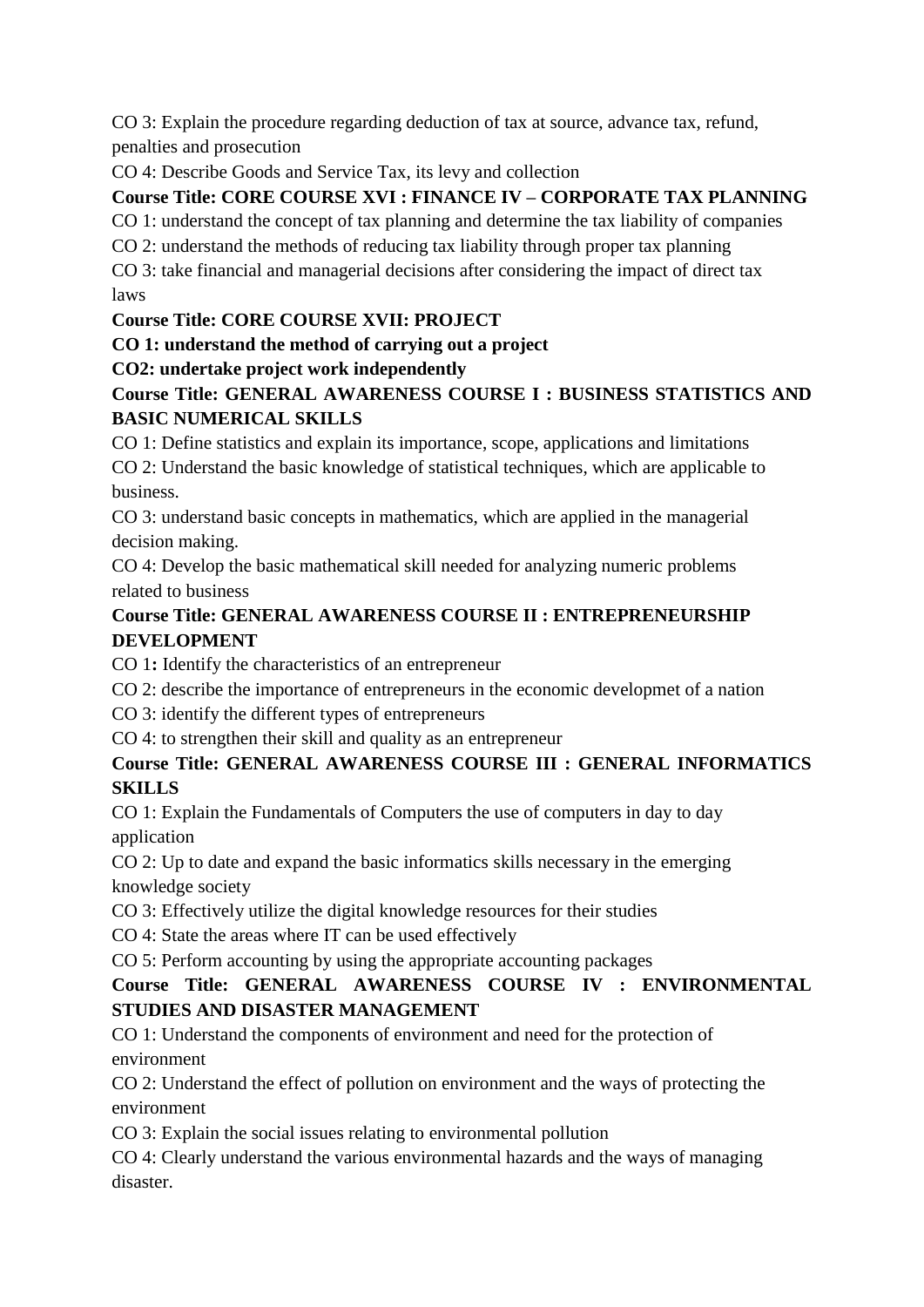CO 3: Explain the procedure regarding deduction of tax at source, advance tax, refund, penalties and prosecution

CO 4: Describe Goods and Service Tax, its levy and collection

**Course Title: CORE COURSE XVI : FINANCE IV – CORPORATE TAX PLANNING**

CO 1: understand the concept of tax planning and determine the tax liability of companies

CO 2: understand the methods of reducing tax liability through proper tax planning

CO 3: take financial and managerial decisions after considering the impact of direct tax laws

**Course Title: CORE COURSE XVII: PROJECT**

**CO 1: understand the method of carrying out a project**

**CO2: undertake project work independently**

**Course Title: GENERAL AWARENESS COURSE I : BUSINESS STATISTICS AND BASIC NUMERICAL SKILLS**

CO 1: Define statistics and explain its importance, scope, applications and limitations

CO 2: Understand the basic knowledge of statistical techniques, which are applicable to business.

CO 3: understand basic concepts in mathematics, which are applied in the managerial decision making.

CO 4: Develop the basic mathematical skill needed for analyzing numeric problems related to business

**Course Title: GENERAL AWARENESS COURSE II : ENTREPRENEURSHIP DEVELOPMENT**

CO 1**:** Identify the characteristics of an entrepreneur

CO 2: describe the importance of entrepreneurs in the economic developmet of a nation

CO 3: identify the different types of entrepreneurs

CO 4: to strengthen their skill and quality as an entrepreneur

**Course Title: GENERAL AWARENESS COURSE III : GENERAL INFORMATICS SKILLS**

CO 1: Explain the Fundamentals of Computers the use of computers in day to day application

CO 2: Up to date and expand the basic informatics skills necessary in the emerging knowledge society

CO 3: Effectively utilize the digital knowledge resources for their studies

CO 4: State the areas where IT can be used effectively

CO 5: Perform accounting by using the appropriate accounting packages

**Course Title: GENERAL AWARENESS COURSE IV : ENVIRONMENTAL STUDIES AND DISASTER MANAGEMENT**

CO 1: Understand the components of environment and need for the protection of environment

CO 2: Understand the effect of pollution on environment and the ways of protecting the environment

CO 3: Explain the social issues relating to environmental pollution

CO 4: Clearly understand the various environmental hazards and the ways of managing disaster.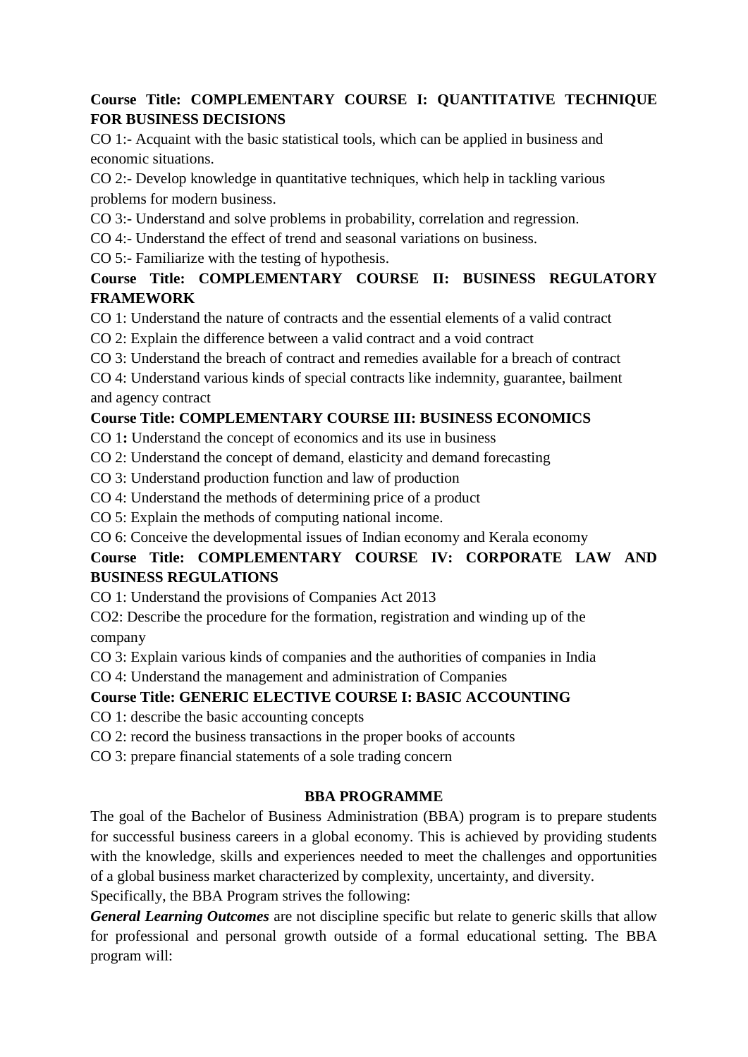**Course Title: COMPLEMENTARY COURSE I: QUANTITATIVE TECHNIQUE FOR BUSINESS DECISIONS**

CO 1:- Acquaint with the basic statistical tools, which can be applied in business and economic situations.

CO 2:- Develop knowledge in quantitative techniques, which help in tackling various problems for modern business.

CO 3:- Understand and solve problems in probability, correlation and regression.

CO 4:- Understand the effect of trend and seasonal variations on business.

CO 5:- Familiarize with the testing of hypothesis.

**Course Title: COMPLEMENTARY COURSE II: BUSINESS REGULATORY FRAMEWORK**

CO 1: Understand the nature of contracts and the essential elements of a valid contract

CO 2: Explain the difference between a valid contract and a void contract

CO 3: Understand the breach of contract and remedies available for a breach of contract

CO 4: Understand various kinds of special contracts like indemnity, guarantee, bailment and agency contract

**Course Title: COMPLEMENTARY COURSE III: BUSINESS ECONOMICS**

CO 1**:** Understand the concept of economics and its use in business

CO 2: Understand the concept of demand, elasticity and demand forecasting

CO 3: Understand production function and law of production

CO 4: Understand the methods of determining price of a product

CO 5: Explain the methods of computing national income.

CO 6: Conceive the developmental issues of Indian economy and Kerala economy

**Course Title: COMPLEMENTARY COURSE IV: CORPORATE LAW AND BUSINESS REGULATIONS**

CO 1: Understand the provisions of Companies Act 2013

CO2: Describe the procedure for the formation, registration and winding up of the company

CO 3: Explain various kinds of companies and the authorities of companies in India

CO 4: Understand the management and administration of Companies

**Course Title: GENERIC ELECTIVE COURSE I: BASIC ACCOUNTING**

CO 1: describe the basic accounting concepts

CO 2: record the business transactions in the proper books of accounts

CO 3: prepare financial statements of a sole trading concern

## BBA PROGRAMME

The goal of the Bachelor of Business Administration (BBA) program is to prepare students for successful business careers in a global economy. This is achieved by providing students with the knowledge, skills and experiences needed to meet the challenges and opportunities of a global business market characterized by complexity, uncertainty, and diversity.

Specifically, the BBA Program strives the following:

***General Learning Outcomes*** are not discipline specific but relate to generic skills that allow for professional and personal growth outside of a formal educational setting. The BBA program will: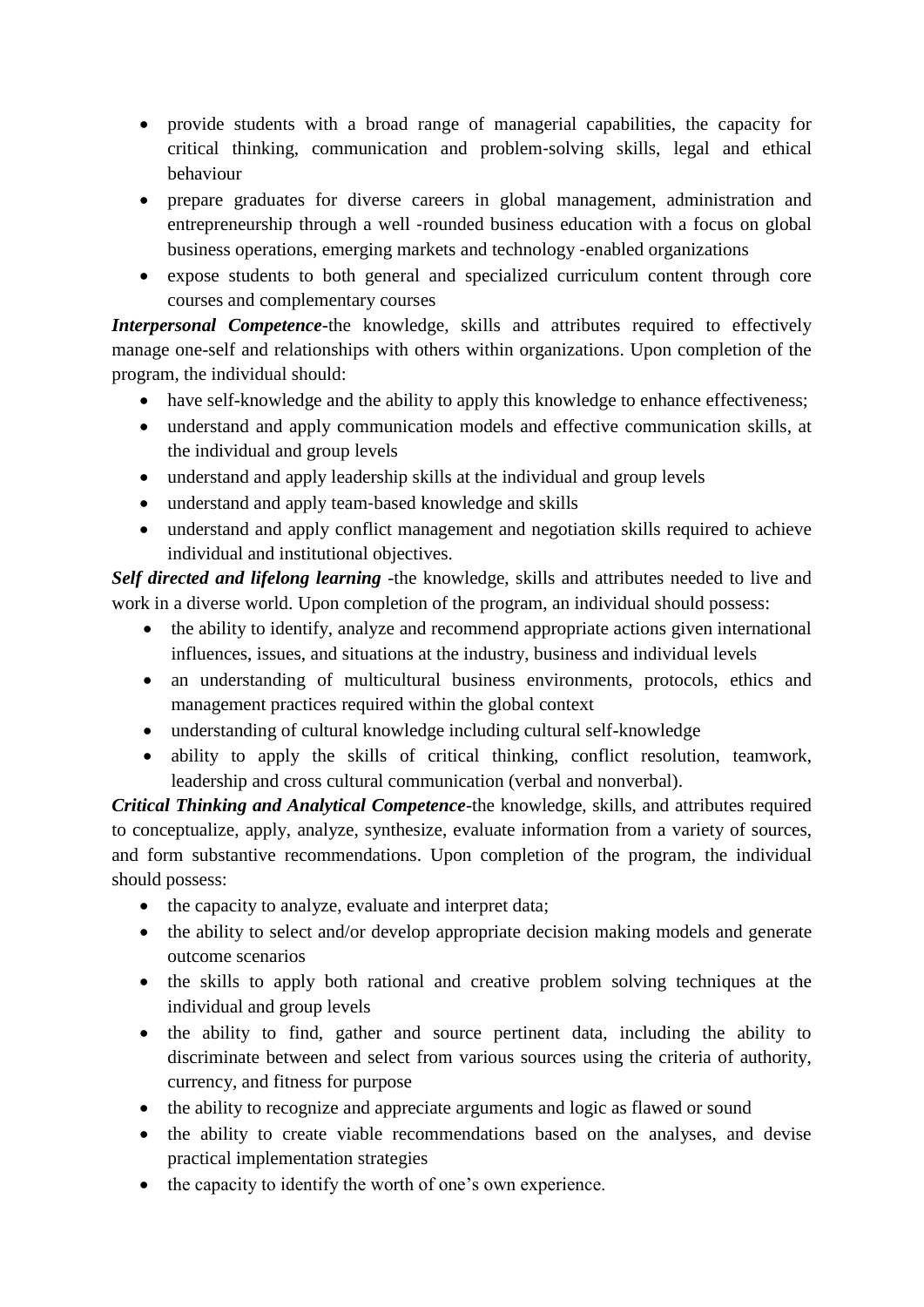- provide students with a broad range of managerial capabilities, the capacity for critical thinking, communication and problem-solving skills, legal and ethical behaviour
- prepare graduates for diverse careers in global management, administration and entrepreneurship through a well -rounded business education with a focus on global business operations, emerging markets and technology -enabled organizations
- expose students to both general and specialized curriculum content through core courses and complementary courses

***Interpersonal Competence***-the knowledge, skills and attributes required to effectively manage one-self and relationships with others within organizations. Upon completion of the program, the individual should:

- have self-knowledge and the ability to apply this knowledge to enhance effectiveness;
- understand and apply communication models and effective communication skills, at the individual and group levels
- understand and apply leadership skills at the individual and group levels
- understand and apply team-based knowledge and skills
- understand and apply conflict management and negotiation skills required to achieve individual and institutional objectives.

***Self directed and lifelong learning*** -the knowledge, skills and attributes needed to live and work in a diverse world. Upon completion of the program, an individual should possess:

- the ability to identify, analyze and recommend appropriate actions given international influences, issues, and situations at the industry, business and individual levels
- an understanding of multicultural business environments, protocols, ethics and management practices required within the global context
- understanding of cultural knowledge including cultural self-knowledge
- ability to apply the skills of critical thinking, conflict resolution, teamwork, leadership and cross cultural communication (verbal and nonverbal).

***Critical Thinking and Analytical Competence***-the knowledge, skills, and attributes required to conceptualize, apply, analyze, synthesize, evaluate information from a variety of sources, and form substantive recommendations. Upon completion of the program, the individual should possess:

- the capacity to analyze, evaluate and interpret data;
- the ability to select and/or develop appropriate decision making models and generate outcome scenarios
- the skills to apply both rational and creative problem solving techniques at the individual and group levels
- the ability to find, gather and source pertinent data, including the ability to discriminate between and select from various sources using the criteria of authority, currency, and fitness for purpose
- the ability to recognize and appreciate arguments and logic as flawed or sound
- the ability to create viable recommendations based on the analyses, and devise practical implementation strategies
- the capacity to identify the worth of one's own experience.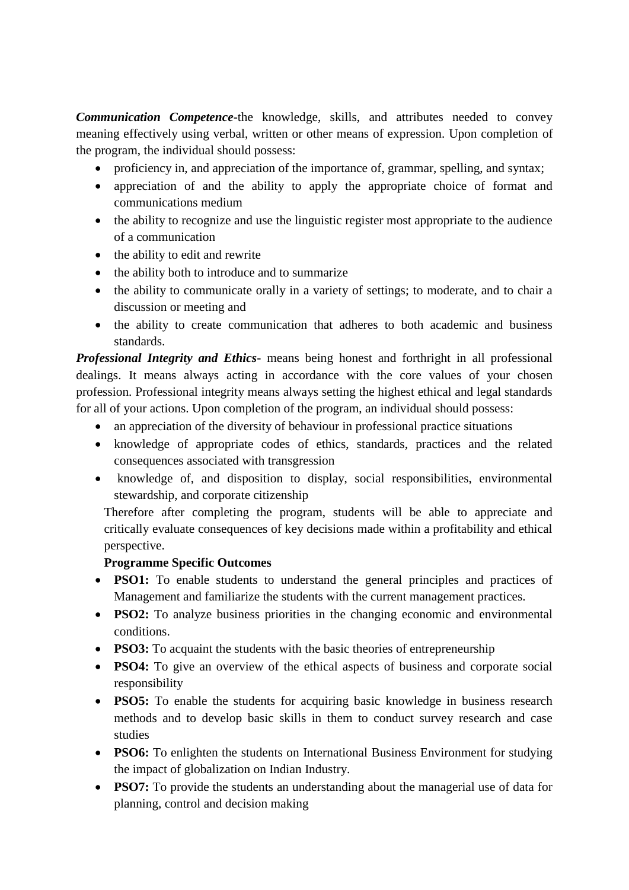***Communication Competence***-the knowledge, skills, and attributes needed to convey meaning effectively using verbal, written or other means of expression. Upon completion of the program, the individual should possess:

- proficiency in, and appreciation of the importance of, grammar, spelling, and syntax;
- appreciation of and the ability to apply the appropriate choice of format and communications medium
- the ability to recognize and use the linguistic register most appropriate to the audience of a communication
- the ability to edit and rewrite
- the ability both to introduce and to summarize
- the ability to communicate orally in a variety of settings; to moderate, and to chair a discussion or meeting and
- the ability to create communication that adheres to both academic and business standards.

***Professional Integrity and Ethics***- means being honest and forthright in all professional dealings. It means always acting in accordance with the core values of your chosen profession. Professional integrity means always setting the highest ethical and legal standards for all of your actions. Upon completion of the program, an individual should possess:

- an appreciation of the diversity of behaviour in professional practice situations
- knowledge of appropriate codes of ethics, standards, practices and the related consequences associated with transgression
- knowledge of, and disposition to display, social responsibilities, environmental stewardship, and corporate citizenship

Therefore after completing the program, students will be able to appreciate and critically evaluate consequences of key decisions made within a profitability and ethical perspective.

**Programme Specific Outcomes**

- **PSO1:** To enable students to understand the general principles and practices of Management and familiarize the students with the current management practices.
- **PSO2:** To analyze business priorities in the changing economic and environmental conditions.
- **PSO3:** To acquaint the students with the basic theories of entrepreneurship
- **PSO4:** To give an overview of the ethical aspects of business and corporate social responsibility
- **PSO5:** To enable the students for acquiring basic knowledge in business research methods and to develop basic skills in them to conduct survey research and case studies
- **PSO6:** To enlighten the students on International Business Environment for studying the impact of globalization on Indian Industry.
- **PSO7:** To provide the students an understanding about the managerial use of data for planning, control and decision making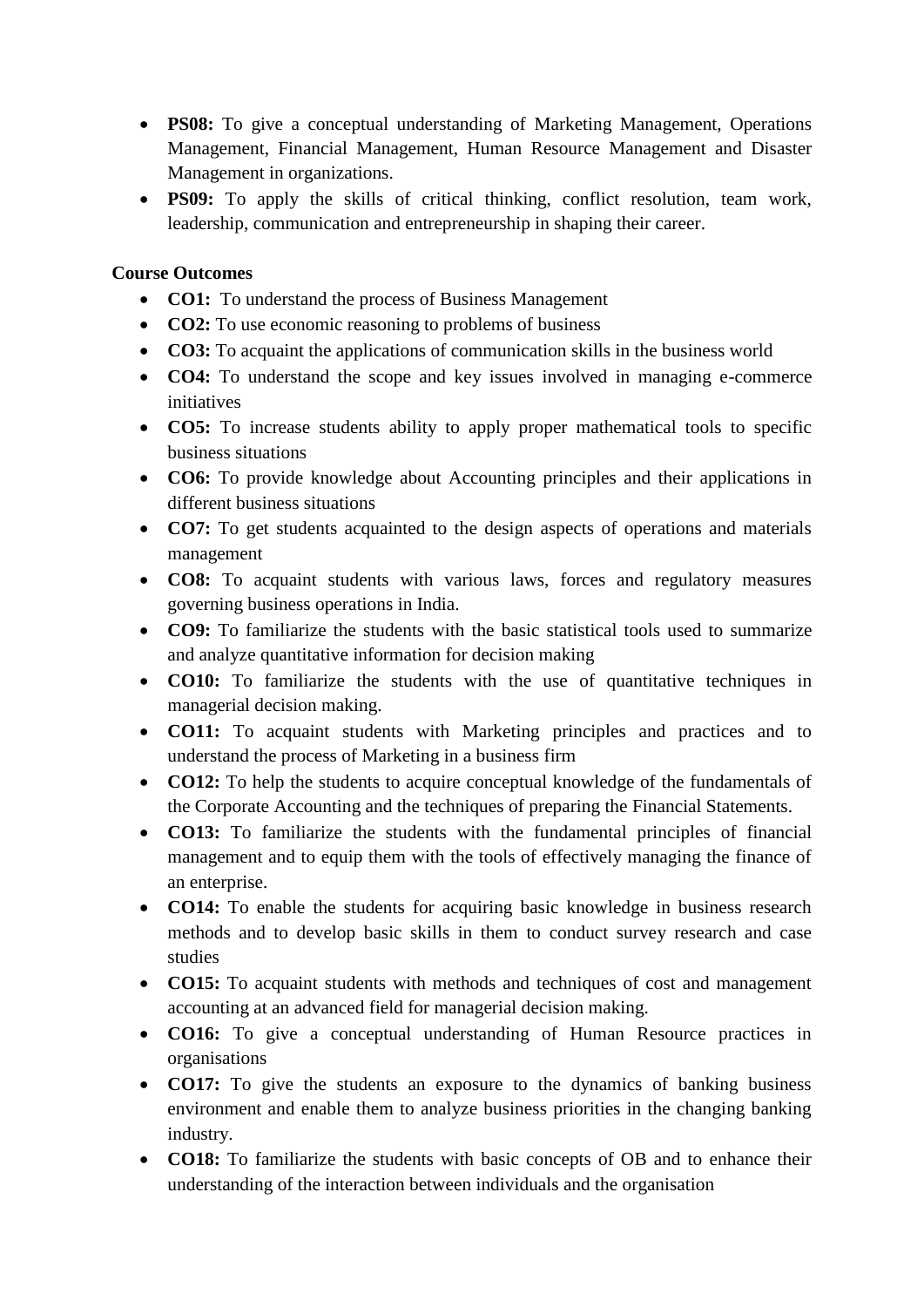- **PS08:** To give a conceptual understanding of Marketing Management, Operations Management, Financial Management, Human Resource Management and Disaster Management in organizations.
- **PS09:** To apply the skills of critical thinking, conflict resolution, team work, leadership, communication and entrepreneurship in shaping their career.

**Course Outcomes**

- **CO1:** To understand the process of Business Management
- **CO2:** To use economic reasoning to problems of business
- **CO3:** To acquaint the applications of communication skills in the business world
- **CO4:** To understand the scope and key issues involved in managing e-commerce initiatives
- **CO5:** To increase students ability to apply proper mathematical tools to specific business situations
- **CO6:** To provide knowledge about Accounting principles and their applications in different business situations
- **CO7:** To get students acquainted to the design aspects of operations and materials management
- **CO8:** To acquaint students with various laws, forces and regulatory measures governing business operations in India.
- **CO9:** To familiarize the students with the basic statistical tools used to summarize and analyze quantitative information for decision making
- **CO10:** To familiarize the students with the use of quantitative techniques in managerial decision making.
- **CO11:** To acquaint students with Marketing principles and practices and to understand the process of Marketing in a business firm
- **CO12:** To help the students to acquire conceptual knowledge of the fundamentals of the Corporate Accounting and the techniques of preparing the Financial Statements.
- **CO13:** To familiarize the students with the fundamental principles of financial management and to equip them with the tools of effectively managing the finance of an enterprise.
- **CO14:** To enable the students for acquiring basic knowledge in business research methods and to develop basic skills in them to conduct survey research and case studies
- **CO15:** To acquaint students with methods and techniques of cost and management accounting at an advanced field for managerial decision making.
- **CO16:** To give a conceptual understanding of Human Resource practices in organisations
- **CO17:** To give the students an exposure to the dynamics of banking business environment and enable them to analyze business priorities in the changing banking industry.
- **CO18:** To familiarize the students with basic concepts of OB and to enhance their understanding of the interaction between individuals and the organisation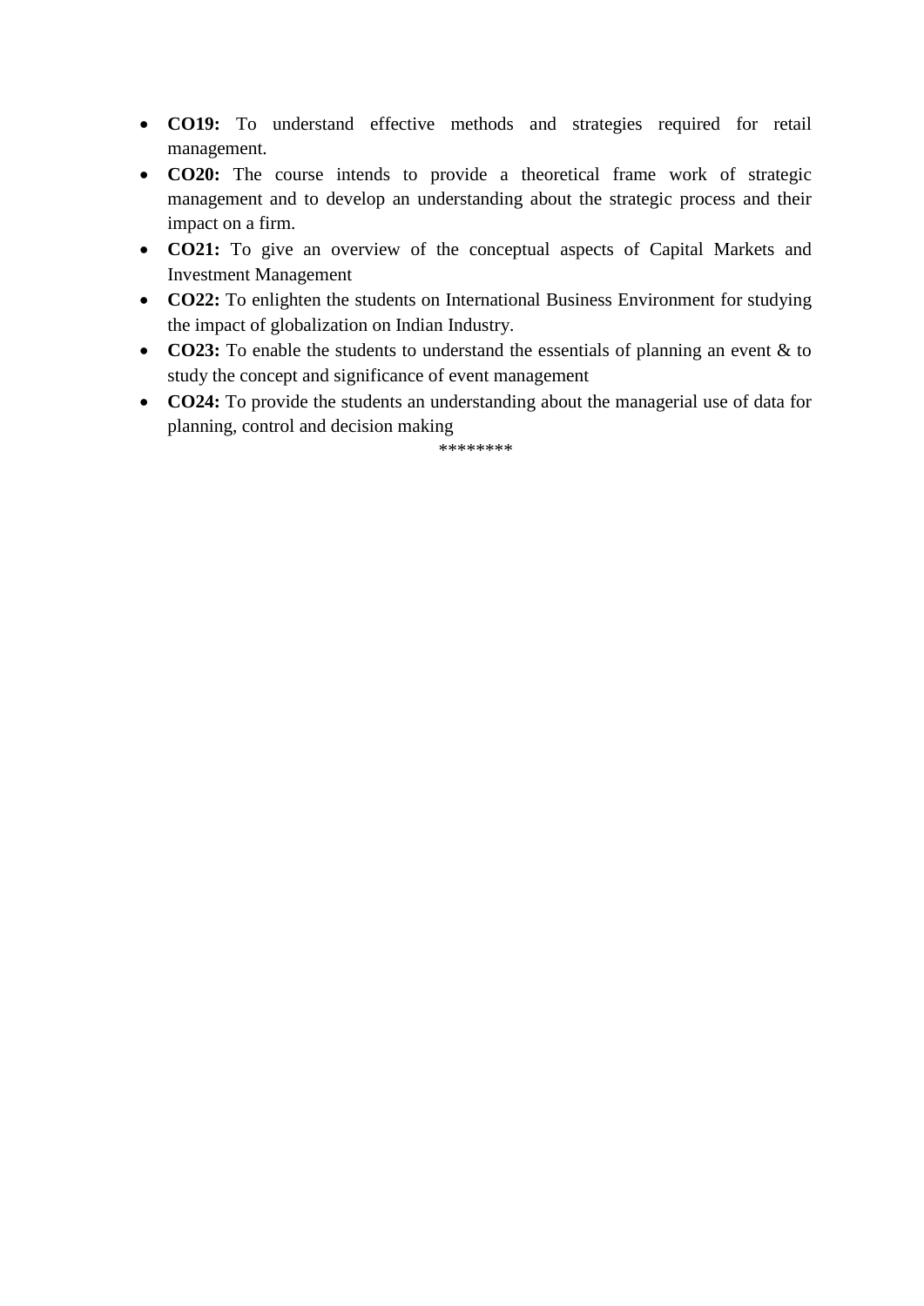- **CO19:** To understand effective methods and strategies required for retail management.
- **CO20:** The course intends to provide a theoretical frame work of strategic management and to develop an understanding about the strategic process and their impact on a firm.
- **CO21:** To give an overview of the conceptual aspects of Capital Markets and Investment Management
- **CO22:** To enlighten the students on International Business Environment for studying the impact of globalization on Indian Industry.
- **CO23:** To enable the students to understand the essentials of planning an event & to study the concept and significance of event management
- **CO24:** To provide the students an understanding about the managerial use of data for planning, control and decision making

********